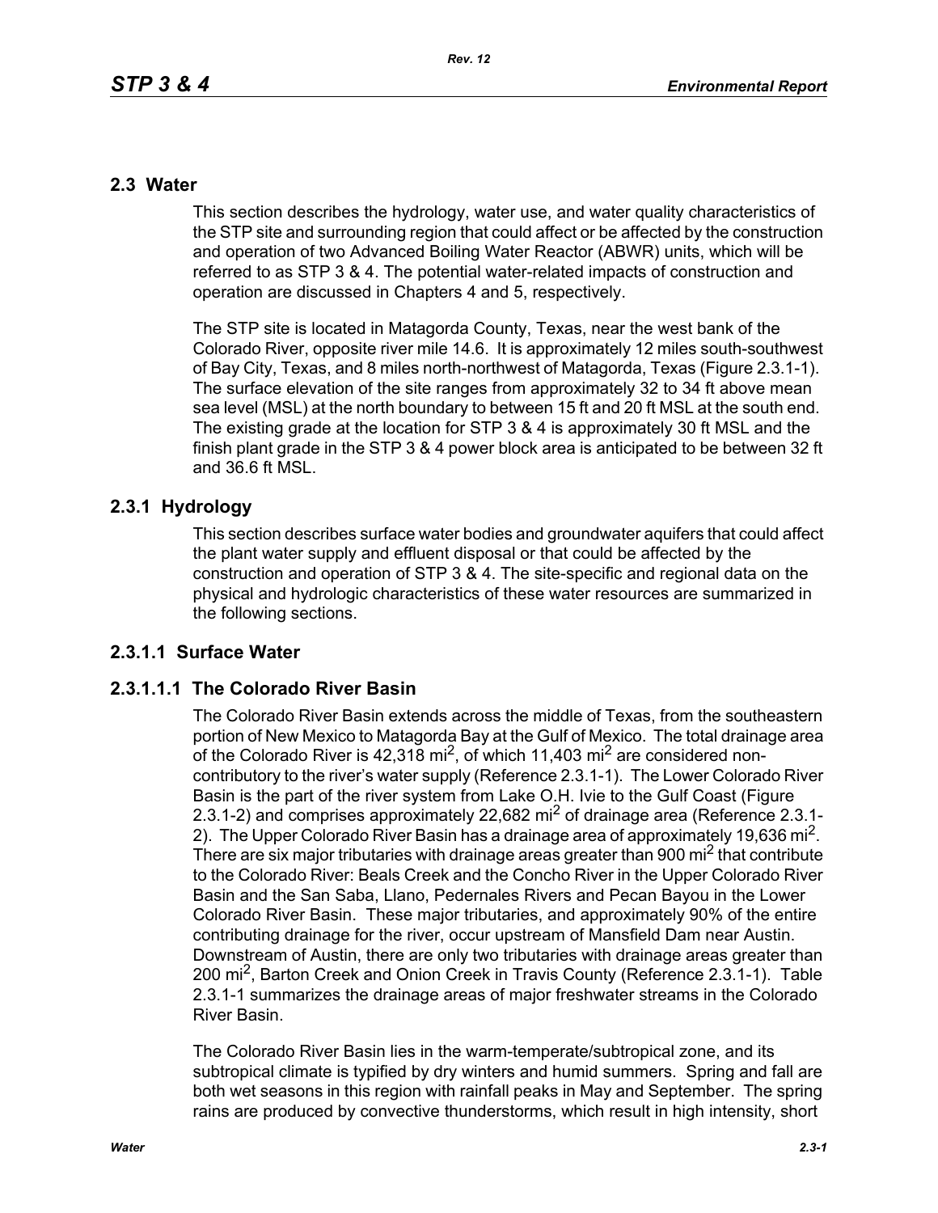## 2.3 Water

This section describes the hydrology, water use, and water quality characteristics of the STP site and surrounding region that could affect or be affected by the construction and operation of two Advanced Boiling Water Reactor (ABWR) units, which will be referred to as STP 3 & 4. The potential water-related impacts of construction and operation are discussed in Chapters 4 and 5, respectively.

The STP site is located in Matagorda County, Texas, near the west bank of the Colorado River, opposite river mile 14.6. It is approximately 12 miles south-southwest of Bay City, Texas, and 8 miles north-northwest of Matagorda, Texas (Figure 2.3.1-1). The surface elevation of the site ranges from approximately 32 to 34 ft above mean sea level (MSL) at the north boundary to between 15 ft and 20 ft MSL at the south end. The existing grade at the location for STP 3 & 4 is approximately 30 ft MSL and the finish plant grade in the STP 3 & 4 power block area is anticipated to be between 32 ft and 36.6 ft MSL.

## 2.3.1 Hydrology

This section describes surface water bodies and groundwater aquifers that could affect the plant water supply and effluent disposal or that could be affected by the construction and operation of STP 3 & 4. The site-specific and regional data on the physical and hydrologic characteristics of these water resources are summarized in the following sections.

### 2.3.1.1 Surface Water

#### 2.3.1.1.1 The Colorado River Basin

The Colorado River Basin extends across the middle of Texas, from the southeastern portion of New Mexico to Matagorda Bay at the Gulf of Mexico. The total drainage area of the Colorado River is 42,318 $mi^2$, of which 11,403 $mi^2$ are considered non-contributory to the river's water supply (Reference 2.3.1-1). The Lower Colorado River Basin is the part of the river system from Lake O.H. Ivie to the Gulf Coast (Figure 2.3.1-2) and comprises approximately 22,682 $mi^2$ of drainage area (Reference 2.3.1-2). The Upper Colorado River Basin has a drainage area of approximately 19,636 $mi^2$. There are six major tributaries with drainage areas greater than 900 $mi^2$ that contribute to the Colorado River: Beals Creek and the Concho River in the Upper Colorado River Basin and the San Saba, Llano, Pedernales Rivers and Pecan Bayou in the Lower Colorado River Basin. These major tributaries, and approximately 90% of the entire contributing drainage for the river, occur upstream of Mansfield Dam near Austin. Downstream of Austin, there are only two tributaries with drainage areas greater than 200 $mi^2$, Barton Creek and Onion Creek in Travis County (Reference 2.3.1-1). Table 2.3.1-1 summarizes the drainage areas of major freshwater streams in the Colorado River Basin.

The Colorado River Basin lies in the warm-temperate/subtropical zone, and its subtropical climate is typified by dry winters and humid summers. Spring and fall are both wet seasons in this region with rainfall peaks in May and September. The spring rains are produced by convective thunderstorms, which result in high intensity, short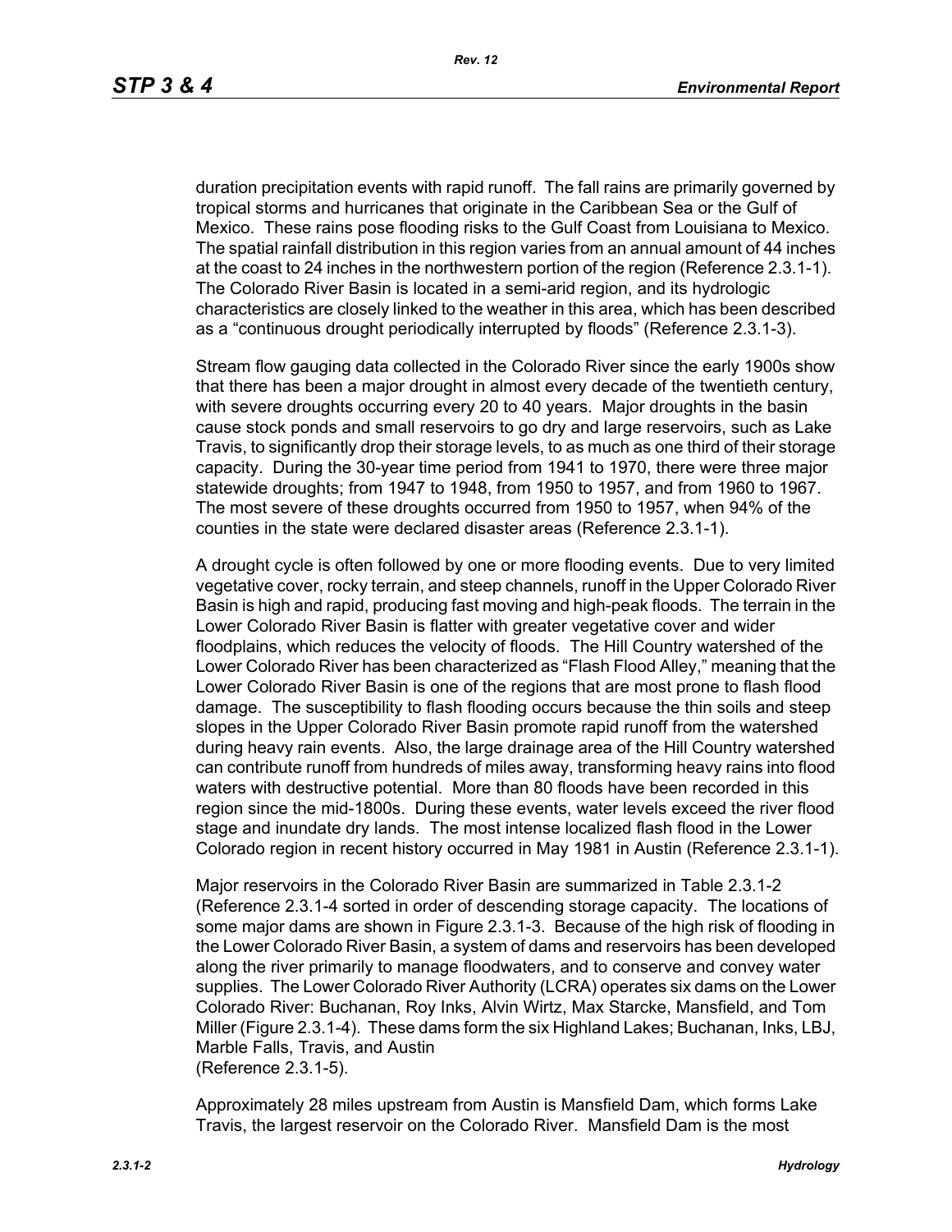duration precipitation events with rapid runoff. The fall rains are primarily governed by tropical storms and hurricanes that originate in the Caribbean Sea or the Gulf of Mexico. These rains pose flooding risks to the Gulf Coast from Louisiana to Mexico. The spatial rainfall distribution in this region varies from an annual amount of 44 inches at the coast to 24 inches in the northwestern portion of the region (Reference 2.3.1-1). The Colorado River Basin is located in a semi-arid region, and its hydrologic characteristics are closely linked to the weather in this area, which has been described as a "continuous drought periodically interrupted by floods" (Reference 2.3.1-3).

Stream flow gauging data collected in the Colorado River since the early 1900s show that there has been a major drought in almost every decade of the twentieth century, with severe droughts occurring every 20 to 40 years. Major droughts in the basin cause stock ponds and small reservoirs to go dry and large reservoirs, such as Lake Travis, to significantly drop their storage levels, to as much as one third of their storage capacity. During the 30-year time period from 1941 to 1970, there were three major statewide droughts; from 1947 to 1948, from 1950 to 1957, and from 1960 to 1967. The most severe of these droughts occurred from 1950 to 1957, when 94% of the counties in the state were declared disaster areas (Reference 2.3.1-1).

A drought cycle is often followed by one or more flooding events. Due to very limited vegetative cover, rocky terrain, and steep channels, runoff in the Upper Colorado River Basin is high and rapid, producing fast moving and high-peak floods. The terrain in the Lower Colorado River Basin is flatter with greater vegetative cover and wider floodplains, which reduces the velocity of floods. The Hill Country watershed of the Lower Colorado River has been characterized as "Flash Flood Alley," meaning that the Lower Colorado River Basin is one of the regions that are most prone to flash flood damage. The susceptibility to flash flooding occurs because the thin soils and steep slopes in the Upper Colorado River Basin promote rapid runoff from the watershed during heavy rain events. Also, the large drainage area of the Hill Country watershed can contribute runoff from hundreds of miles away, transforming heavy rains into flood waters with destructive potential. More than 80 floods have been recorded in this region since the mid-1800s. During these events, water levels exceed the river flood stage and inundate dry lands. The most intense localized flash flood in the Lower Colorado region in recent history occurred in May 1981 in Austin (Reference 2.3.1-1).

Major reservoirs in the Colorado River Basin are summarized in Table 2.3.1-2 (Reference 2.3.1-4 sorted in order of descending storage capacity. The locations of some major dams are shown in Figure 2.3.1-3. Because of the high risk of flooding in the Lower Colorado River Basin, a system of dams and reservoirs has been developed along the river primarily to manage floodwaters, and to conserve and convey water supplies. The Lower Colorado River Authority (LCRA) operates six dams on the Lower Colorado River: Buchanan, Roy Inks, Alvin Wirtz, Max Starcke, Mansfield, and Tom Miller (Figure 2.3.1-4). These dams form the six Highland Lakes; Buchanan, Inks, LBJ, Marble Falls, Travis, and Austin
(Reference 2.3.1-5).

Approximately 28 miles upstream from Austin is Mansfield Dam, which forms Lake Travis, the largest reservoir on the Colorado River. Mansfield Dam is the most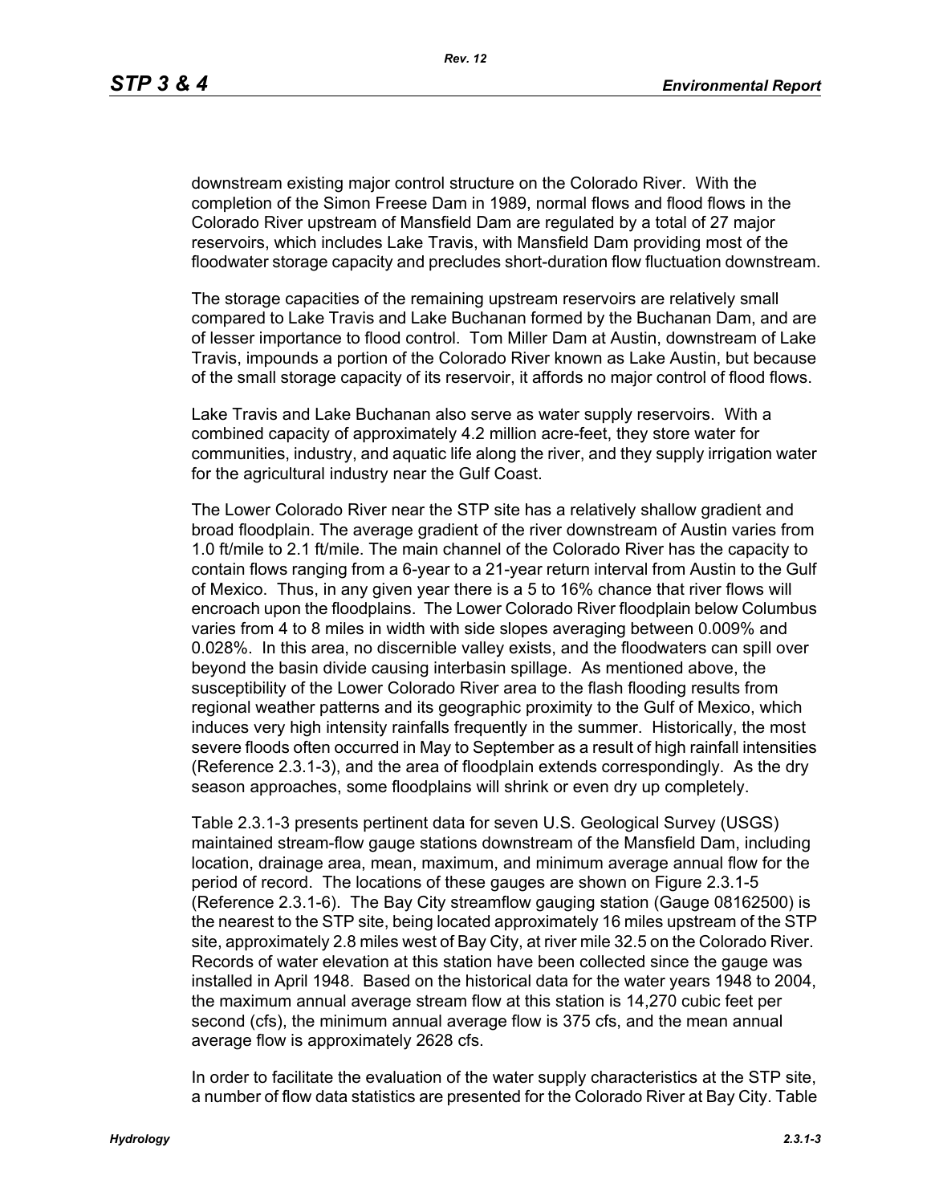downstream existing major control structure on the Colorado River. With the completion of the Simon Freese Dam in 1989, normal flows and flood flows in the Colorado River upstream of Mansfield Dam are regulated by a total of 27 major reservoirs, which includes Lake Travis, with Mansfield Dam providing most of the floodwater storage capacity and precludes short-duration flow fluctuation downstream.

The storage capacities of the remaining upstream reservoirs are relatively small compared to Lake Travis and Lake Buchanan formed by the Buchanan Dam, and are of lesser importance to flood control. Tom Miller Dam at Austin, downstream of Lake Travis, impounds a portion of the Colorado River known as Lake Austin, but because of the small storage capacity of its reservoir, it affords no major control of flood flows.

Lake Travis and Lake Buchanan also serve as water supply reservoirs. With a combined capacity of approximately 4.2 million acre-feet, they store water for communities, industry, and aquatic life along the river, and they supply irrigation water for the agricultural industry near the Gulf Coast.

The Lower Colorado River near the STP site has a relatively shallow gradient and broad floodplain. The average gradient of the river downstream of Austin varies from 1.0 ft/mile to 2.1 ft/mile. The main channel of the Colorado River has the capacity to contain flows ranging from a 6-year to a 21-year return interval from Austin to the Gulf of Mexico. Thus, in any given year there is a 5 to 16% chance that river flows will encroach upon the floodplains. The Lower Colorado River floodplain below Columbus varies from 4 to 8 miles in width with side slopes averaging between 0.009% and 0.028%. In this area, no discernible valley exists, and the floodwaters can spill over beyond the basin divide causing interbasin spillage. As mentioned above, the susceptibility of the Lower Colorado River area to the flash flooding results from regional weather patterns and its geographic proximity to the Gulf of Mexico, which induces very high intensity rainfalls frequently in the summer. Historically, the most severe floods often occurred in May to September as a result of high rainfall intensities (Reference 2.3.1-3), and the area of floodplain extends correspondingly. As the dry season approaches, some floodplains will shrink or even dry up completely.

Table 2.3.1-3 presents pertinent data for seven U.S. Geological Survey (USGS) maintained stream-flow gauge stations downstream of the Mansfield Dam, including location, drainage area, mean, maximum, and minimum average annual flow for the period of record. The locations of these gauges are shown on Figure 2.3.1-5 (Reference 2.3.1-6). The Bay City streamflow gauging station (Gauge 08162500) is the nearest to the STP site, being located approximately 16 miles upstream of the STP site, approximately 2.8 miles west of Bay City, at river mile 32.5 on the Colorado River. Records of water elevation at this station have been collected since the gauge was installed in April 1948. Based on the historical data for the water years 1948 to 2004, the maximum annual average stream flow at this station is 14,270 cubic feet per second (cfs), the minimum annual average flow is 375 cfs, and the mean annual average flow is approximately 2628 cfs.

In order to facilitate the evaluation of the water supply characteristics at the STP site, a number of flow data statistics are presented for the Colorado River at Bay City. Table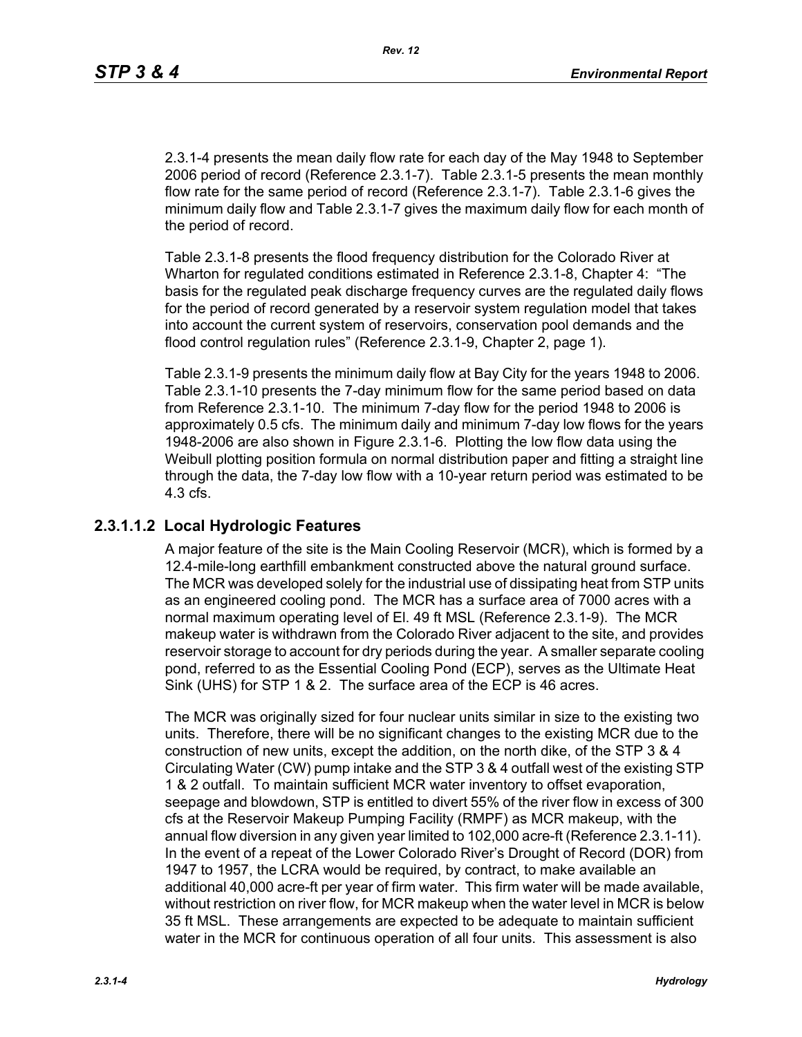2.3.1-4 presents the mean daily flow rate for each day of the May 1948 to September 2006 period of record (Reference 2.3.1-7). Table 2.3.1-5 presents the mean monthly flow rate for the same period of record (Reference 2.3.1-7). Table 2.3.1-6 gives the minimum daily flow and Table 2.3.1-7 gives the maximum daily flow for each month of the period of record.

Table 2.3.1-8 presents the flood frequency distribution for the Colorado River at Wharton for regulated conditions estimated in Reference 2.3.1-8, Chapter 4: "The basis for the regulated peak discharge frequency curves are the regulated daily flows for the period of record generated by a reservoir system regulation model that takes into account the current system of reservoirs, conservation pool demands and the flood control regulation rules" (Reference 2.3.1-9, Chapter 2, page 1).

Table 2.3.1-9 presents the minimum daily flow at Bay City for the years 1948 to 2006. Table 2.3.1-10 presents the 7-day minimum flow for the same period based on data from Reference 2.3.1-10. The minimum 7-day flow for the period 1948 to 2006 is approximately 0.5 cfs. The minimum daily and minimum 7-day low flows for the years 1948-2006 are also shown in Figure 2.3.1-6. Plotting the low flow data using the Weibull plotting position formula on normal distribution paper and fitting a straight line through the data, the 7-day low flow with a 10-year return period was estimated to be 4.3 cfs.

### 2.3.1.1.2 Local Hydrologic Features

A major feature of the site is the Main Cooling Reservoir (MCR), which is formed by a 12.4-mile-long earthfill embankment constructed above the natural ground surface. The MCR was developed solely for the industrial use of dissipating heat from STP units as an engineered cooling pond. The MCR has a surface area of 7000 acres with a normal maximum operating level of El. 49 ft MSL (Reference 2.3.1-9). The MCR makeup water is withdrawn from the Colorado River adjacent to the site, and provides reservoir storage to account for dry periods during the year. A smaller separate cooling pond, referred to as the Essential Cooling Pond (ECP), serves as the Ultimate Heat Sink (UHS) for STP 1 & 2. The surface area of the ECP is 46 acres.

The MCR was originally sized for four nuclear units similar in size to the existing two units. Therefore, there will be no significant changes to the existing MCR due to the construction of new units, except the addition, on the north dike, of the STP 3 & 4 Circulating Water (CW) pump intake and the STP 3 & 4 outfall west of the existing STP 1 & 2 outfall. To maintain sufficient MCR water inventory to offset evaporation, seepage and blowdown, STP is entitled to divert 55% of the river flow in excess of 300 cfs at the Reservoir Makeup Pumping Facility (RMPF) as MCR makeup, with the annual flow diversion in any given year limited to 102,000 acre-ft (Reference 2.3.1-11). In the event of a repeat of the Lower Colorado River's Drought of Record (DOR) from 1947 to 1957, the LCRA would be required, by contract, to make available an additional 40,000 acre-ft per year of firm water. This firm water will be made available, without restriction on river flow, for MCR makeup when the water level in MCR is below 35 ft MSL. These arrangements are expected to be adequate to maintain sufficient water in the MCR for continuous operation of all four units. This assessment is also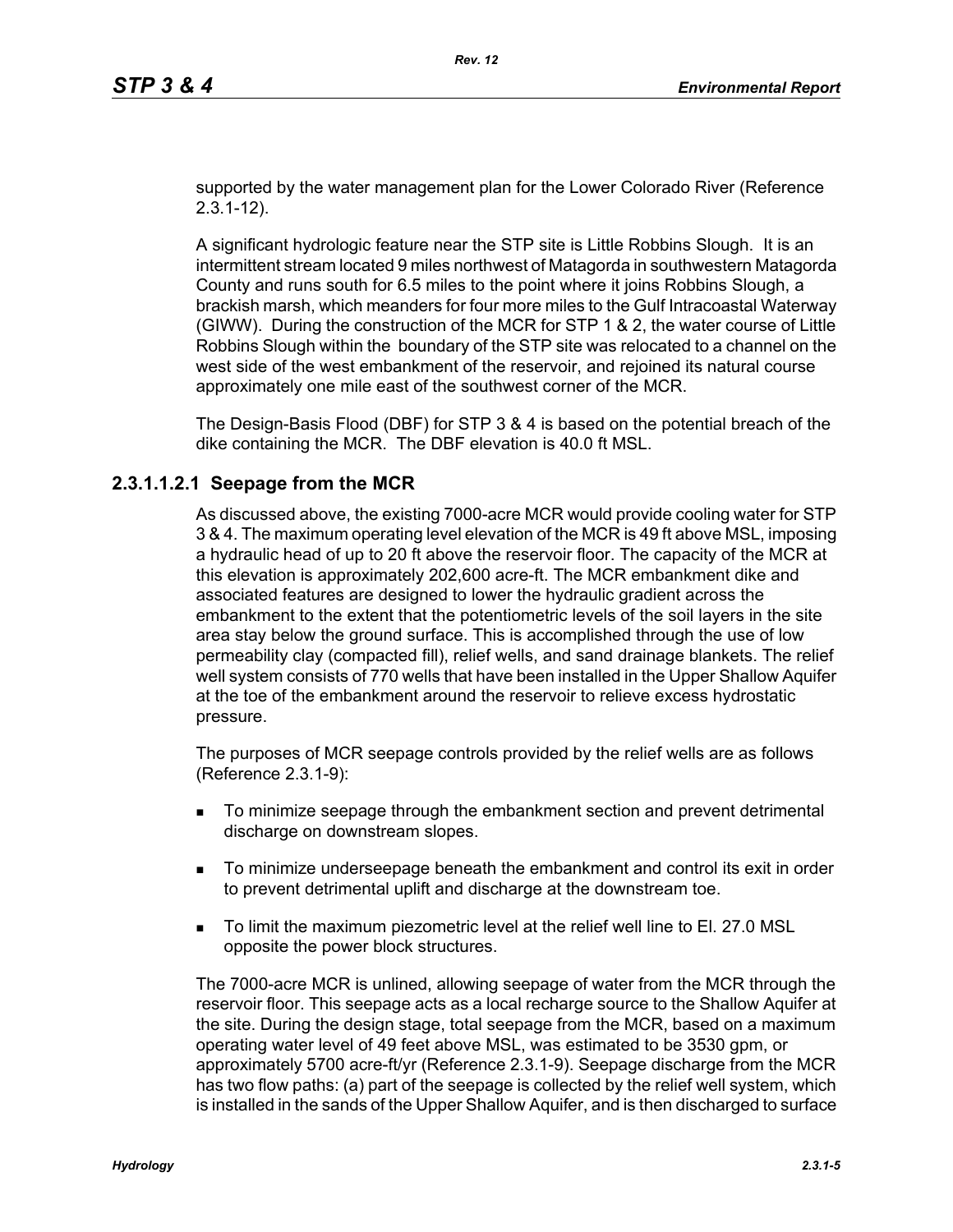supported by the water management plan for the Lower Colorado River (Reference 2.3.1-12).

A significant hydrologic feature near the STP site is Little Robbins Slough. It is an intermittent stream located 9 miles northwest of Matagorda in southwestern Matagorda County and runs south for 6.5 miles to the point where it joins Robbins Slough, a brackish marsh, which meanders for four more miles to the Gulf Intracoastal Waterway (GIWW). During the construction of the MCR for STP 1 & 2, the water course of Little Robbins Slough within the boundary of the STP site was relocated to a channel on the west side of the west embankment of the reservoir, and rejoined its natural course approximately one mile east of the southwest corner of the MCR.

The Design-Basis Flood (DBF) for STP 3 & 4 is based on the potential breach of the dike containing the MCR. The DBF elevation is 40.0 ft MSL.

#### 2.3.1.1.2.1 Seepage from the MCR

As discussed above, the existing 7000-acre MCR would provide cooling water for STP 3 & 4. The maximum operating level elevation of the MCR is 49 ft above MSL, imposing a hydraulic head of up to 20 ft above the reservoir floor. The capacity of the MCR at this elevation is approximately 202,600 acre-ft. The MCR embankment dike and associated features are designed to lower the hydraulic gradient across the embankment to the extent that the potentiometric levels of the soil layers in the site area stay below the ground surface. This is accomplished through the use of low permeability clay (compacted fill), relief wells, and sand drainage blankets. The relief well system consists of 770 wells that have been installed in the Upper Shallow Aquifer at the toe of the embankment around the reservoir to relieve excess hydrostatic pressure.

The purposes of MCR seepage controls provided by the relief wells are as follows (Reference 2.3.1-9):

- To minimize seepage through the embankment section and prevent detrimental discharge on downstream slopes.
- To minimize underseepage beneath the embankment and control its exit in order to prevent detrimental uplift and discharge at the downstream toe.
- To limit the maximum piezometric level at the relief well line to El. 27.0 MSL opposite the power block structures.

The 7000-acre MCR is unlined, allowing seepage of water from the MCR through the reservoir floor. This seepage acts as a local recharge source to the Shallow Aquifer at the site. During the design stage, total seepage from the MCR, based on a maximum operating water level of 49 feet above MSL, was estimated to be 3530 gpm, or approximately 5700 acre-ft/yr (Reference 2.3.1-9). Seepage discharge from the MCR has two flow paths: (a) part of the seepage is collected by the relief well system, which is installed in the sands of the Upper Shallow Aquifer, and is then discharged to surface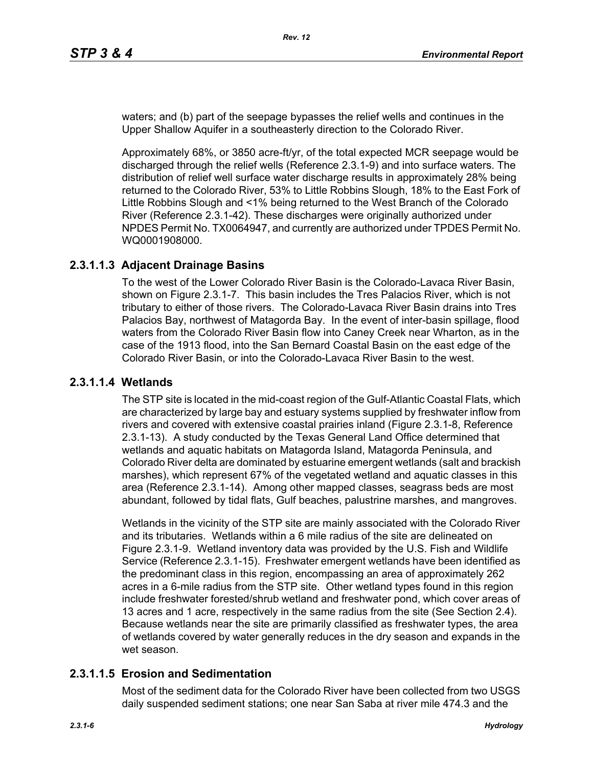waters; and (b) part of the seepage bypasses the relief wells and continues in the Upper Shallow Aquifer in a southeasterly direction to the Colorado River.

Approximately 68%, or 3850 acre-ft/yr, of the total expected MCR seepage would be discharged through the relief wells (Reference 2.3.1-9) and into surface waters. The distribution of relief well surface water discharge results in approximately 28% being returned to the Colorado River, 53% to Little Robbins Slough, 18% to the East Fork of Little Robbins Slough and <1% being returned to the West Branch of the Colorado River (Reference 2.3.1-42). These discharges were originally authorized under NPDES Permit No. TX0064947, and currently are authorized under TPDES Permit No. WQ0001908000.

#### 2.3.1.1.3 Adjacent Drainage Basins

To the west of the Lower Colorado River Basin is the Colorado-Lavaca River Basin, shown on Figure 2.3.1-7. This basin includes the Tres Palacios River, which is not tributary to either of those rivers. The Colorado-Lavaca River Basin drains into Tres Palacios Bay, northwest of Matagorda Bay. In the event of inter-basin spillage, flood waters from the Colorado River Basin flow into Caney Creek near Wharton, as in the case of the 1913 flood, into the San Bernard Coastal Basin on the east edge of the Colorado River Basin, or into the Colorado-Lavaca River Basin to the west.

#### 2.3.1.1.4 Wetlands

The STP site is located in the mid-coast region of the Gulf-Atlantic Coastal Flats, which are characterized by large bay and estuary systems supplied by freshwater inflow from rivers and covered with extensive coastal prairies inland (Figure 2.3.1-8, Reference 2.3.1-13). A study conducted by the Texas General Land Office determined that wetlands and aquatic habitats on Matagorda Island, Matagorda Peninsula, and Colorado River delta are dominated by estuarine emergent wetlands (salt and brackish marshes), which represent 67% of the vegetated wetland and aquatic classes in this area (Reference 2.3.1-14). Among other mapped classes, seagrass beds are most abundant, followed by tidal flats, Gulf beaches, palustrine marshes, and mangroves.

Wetlands in the vicinity of the STP site are mainly associated with the Colorado River and its tributaries. Wetlands within a 6 mile radius of the site are delineated on Figure 2.3.1-9. Wetland inventory data was provided by the U.S. Fish and Wildlife Service (Reference 2.3.1-15). Freshwater emergent wetlands have been identified as the predominant class in this region, encompassing an area of approximately 262 acres in a 6-mile radius from the STP site. Other wetland types found in this region include freshwater forested/shrub wetland and freshwater pond, which cover areas of 13 acres and 1 acre, respectively in the same radius from the site (See Section 2.4). Because wetlands near the site are primarily classified as freshwater types, the area of wetlands covered by water generally reduces in the dry season and expands in the wet season.

#### 2.3.1.1.5 Erosion and Sedimentation

Most of the sediment data for the Colorado River have been collected from two USGS daily suspended sediment stations; one near San Saba at river mile 474.3 and the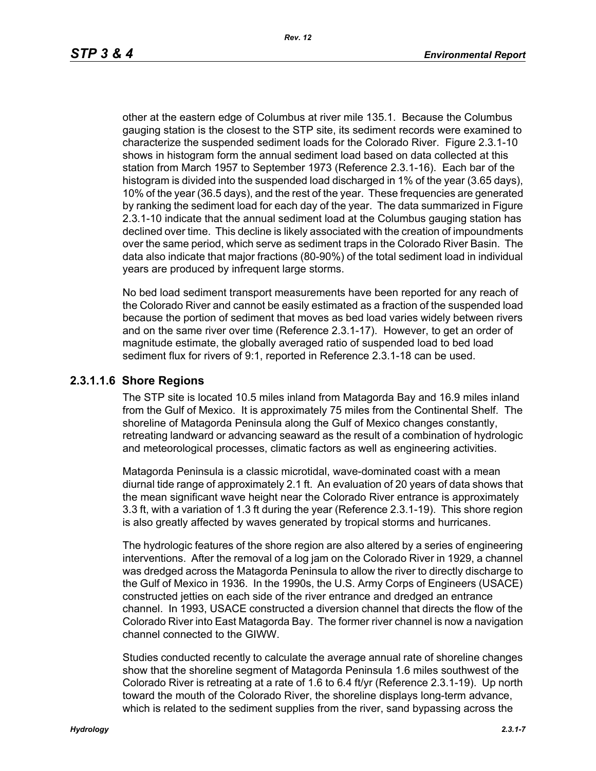other at the eastern edge of Columbus at river mile 135.1. Because the Columbus gauging station is the closest to the STP site, its sediment records were examined to characterize the suspended sediment loads for the Colorado River. Figure 2.3.1-10 shows in histogram form the annual sediment load based on data collected at this station from March 1957 to September 1973 (Reference 2.3.1-16). Each bar of the histogram is divided into the suspended load discharged in 1% of the year (3.65 days), 10% of the year (36.5 days), and the rest of the year. These frequencies are generated by ranking the sediment load for each day of the year. The data summarized in Figure 2.3.1-10 indicate that the annual sediment load at the Columbus gauging station has declined over time. This decline is likely associated with the creation of impoundments over the same period, which serve as sediment traps in the Colorado River Basin. The data also indicate that major fractions (80-90%) of the total sediment load in individual years are produced by infrequent large storms.

No bed load sediment transport measurements have been reported for any reach of the Colorado River and cannot be easily estimated as a fraction of the suspended load because the portion of sediment that moves as bed load varies widely between rivers and on the same river over time (Reference 2.3.1-17). However, to get an order of magnitude estimate, the globally averaged ratio of suspended load to bed load sediment flux for rivers of 9:1, reported in Reference 2.3.1-18 can be used.

### 2.3.1.1.6 Shore Regions

The STP site is located 10.5 miles inland from Matagorda Bay and 16.9 miles inland from the Gulf of Mexico. It is approximately 75 miles from the Continental Shelf. The shoreline of Matagorda Peninsula along the Gulf of Mexico changes constantly, retreating landward or advancing seaward as the result of a combination of hydrologic and meteorological processes, climatic factors as well as engineering activities.

Matagorda Peninsula is a classic microtidal, wave-dominated coast with a mean diurnal tide range of approximately 2.1 ft. An evaluation of 20 years of data shows that the mean significant wave height near the Colorado River entrance is approximately 3.3 ft, with a variation of 1.3 ft during the year (Reference 2.3.1-19). This shore region is also greatly affected by waves generated by tropical storms and hurricanes.

The hydrologic features of the shore region are also altered by a series of engineering interventions. After the removal of a log jam on the Colorado River in 1929, a channel was dredged across the Matagorda Peninsula to allow the river to directly discharge to the Gulf of Mexico in 1936. In the 1990s, the U.S. Army Corps of Engineers (USACE) constructed jetties on each side of the river entrance and dredged an entrance channel. In 1993, USACE constructed a diversion channel that directs the flow of the Colorado River into East Matagorda Bay. The former river channel is now a navigation channel connected to the GIWW.

Studies conducted recently to calculate the average annual rate of shoreline changes show that the shoreline segment of Matagorda Peninsula 1.6 miles southwest of the Colorado River is retreating at a rate of 1.6 to 6.4 ft/yr (Reference 2.3.1-19). Up north toward the mouth of the Colorado River, the shoreline displays long-term advance, which is related to the sediment supplies from the river, sand bypassing across the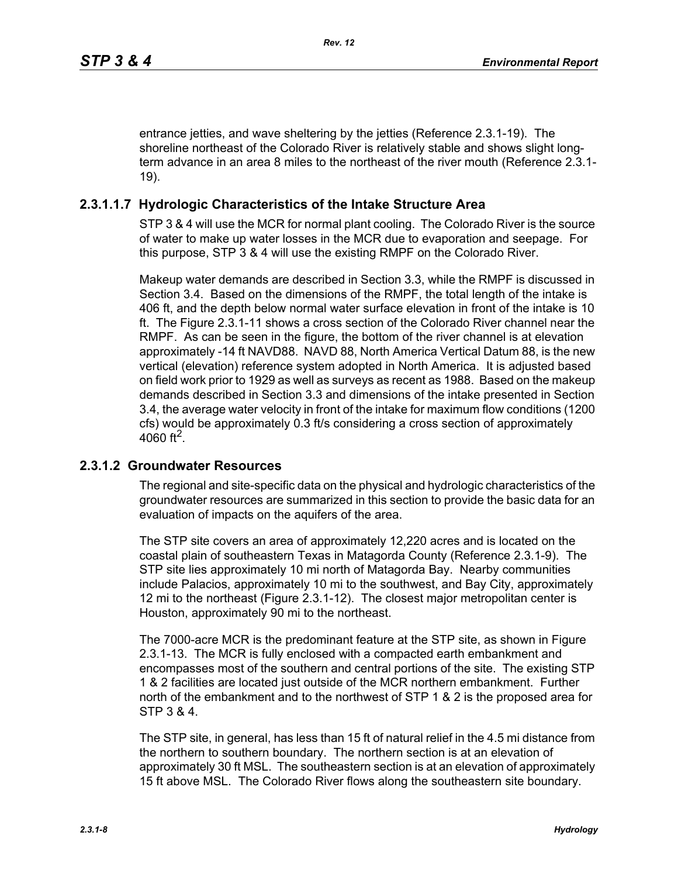entrance jetties, and wave sheltering by the jetties (Reference 2.3.1-19). The shoreline northeast of the Colorado River is relatively stable and shows slight long-term advance in an area 8 miles to the northeast of the river mouth (Reference 2.3.1-19).

### 2.3.1.1.7 Hydrologic Characteristics of the Intake Structure Area

STP 3 & 4 will use the MCR for normal plant cooling. The Colorado River is the source of water to make up water losses in the MCR due to evaporation and seepage. For this purpose, STP 3 & 4 will use the existing RMPF on the Colorado River.

Makeup water demands are described in Section 3.3, while the RMPF is discussed in Section 3.4. Based on the dimensions of the RMPF, the total length of the intake is 406 ft, and the depth below normal water surface elevation in front of the intake is 10 ft. The Figure 2.3.1-11 shows a cross section of the Colorado River channel near the RMPF. As can be seen in the figure, the bottom of the river channel is at elevation approximately -14 ft NAVD88. NAVD 88, North America Vertical Datum 88, is the new vertical (elevation) reference system adopted in North America. It is adjusted based on field work prior to 1929 as well as surveys as recent as 1988. Based on the makeup demands described in Section 3.3 and dimensions of the intake presented in Section 3.4, the average water velocity in front of the intake for maximum flow conditions (1200 cfs) would be approximately 0.3 ft/s considering a cross section of approximately 4060 $ft^2$.

## 2.3.1.2 Groundwater Resources

The regional and site-specific data on the physical and hydrologic characteristics of the groundwater resources are summarized in this section to provide the basic data for an evaluation of impacts on the aquifers of the area.

The STP site covers an area of approximately 12,220 acres and is located on the coastal plain of southeastern Texas in Matagorda County (Reference 2.3.1-9). The STP site lies approximately 10 mi north of Matagorda Bay. Nearby communities include Palacios, approximately 10 mi to the southwest, and Bay City, approximately 12 mi to the northeast (Figure 2.3.1-12). The closest major metropolitan center is Houston, approximately 90 mi to the northeast.

The 7000-acre MCR is the predominant feature at the STP site, as shown in Figure 2.3.1-13. The MCR is fully enclosed with a compacted earth embankment and encompasses most of the southern and central portions of the site. The existing STP 1 & 2 facilities are located just outside of the MCR northern embankment. Further north of the embankment and to the northwest of STP 1 & 2 is the proposed area for STP 3 & 4.

The STP site, in general, has less than 15 ft of natural relief in the 4.5 mi distance from the northern to southern boundary. The northern section is at an elevation of approximately 30 ft MSL. The southeastern section is at an elevation of approximately 15 ft above MSL. The Colorado River flows along the southeastern site boundary.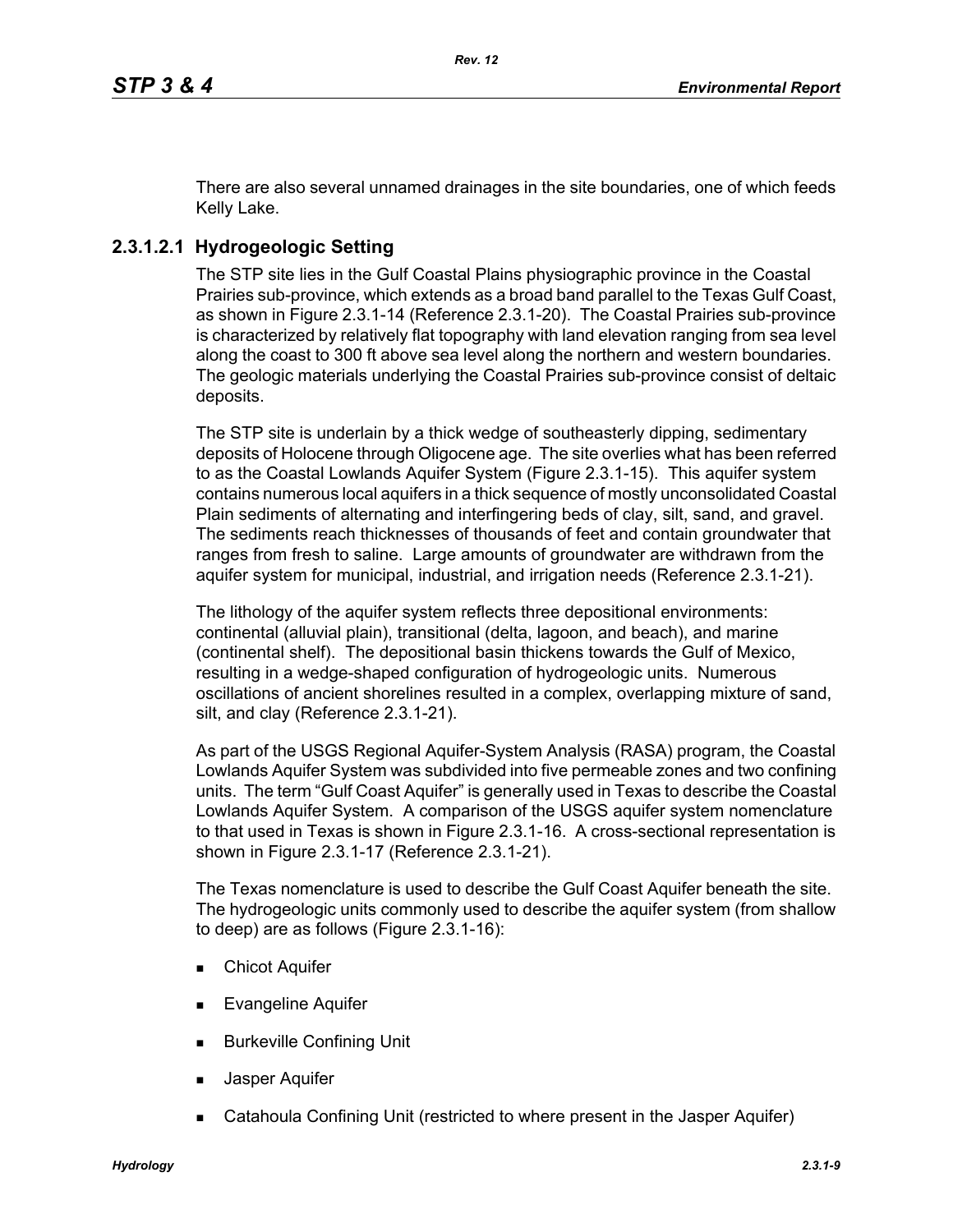There are also several unnamed drainages in the site boundaries, one of which feeds Kelly Lake.

#### 2.3.1.2.1 Hydrogeologic Setting

The STP site lies in the Gulf Coastal Plains physiographic province in the Coastal Prairies sub-province, which extends as a broad band parallel to the Texas Gulf Coast, as shown in Figure 2.3.1-14 (Reference 2.3.1-20). The Coastal Prairies sub-province is characterized by relatively flat topography with land elevation ranging from sea level along the coast to 300 ft above sea level along the northern and western boundaries. The geologic materials underlying the Coastal Prairies sub-province consist of deltaic deposits.

The STP site is underlain by a thick wedge of southeasterly dipping, sedimentary deposits of Holocene through Oligocene age. The site overlies what has been referred to as the Coastal Lowlands Aquifer System (Figure 2.3.1-15). This aquifer system contains numerous local aquifers in a thick sequence of mostly unconsolidated Coastal Plain sediments of alternating and interfingering beds of clay, silt, sand, and gravel. The sediments reach thicknesses of thousands of feet and contain groundwater that ranges from fresh to saline. Large amounts of groundwater are withdrawn from the aquifer system for municipal, industrial, and irrigation needs (Reference 2.3.1-21).

The lithology of the aquifer system reflects three depositional environments: continental (alluvial plain), transitional (delta, lagoon, and beach), and marine (continental shelf). The depositional basin thickens towards the Gulf of Mexico, resulting in a wedge-shaped configuration of hydrogeologic units. Numerous oscillations of ancient shorelines resulted in a complex, overlapping mixture of sand, silt, and clay (Reference 2.3.1-21).

As part of the USGS Regional Aquifer-System Analysis (RASA) program, the Coastal Lowlands Aquifer System was subdivided into five permeable zones and two confining units. The term "Gulf Coast Aquifer" is generally used in Texas to describe the Coastal Lowlands Aquifer System. A comparison of the USGS aquifer system nomenclature to that used in Texas is shown in Figure 2.3.1-16. A cross-sectional representation is shown in Figure 2.3.1-17 (Reference 2.3.1-21).

The Texas nomenclature is used to describe the Gulf Coast Aquifer beneath the site. The hydrogeologic units commonly used to describe the aquifer system (from shallow to deep) are as follows (Figure 2.3.1-16):

- Chicot Aquifer
- Evangeline Aquifer
- Burkeville Confining Unit
- Jasper Aquifer
- Catahoula Confining Unit (restricted to where present in the Jasper Aquifer)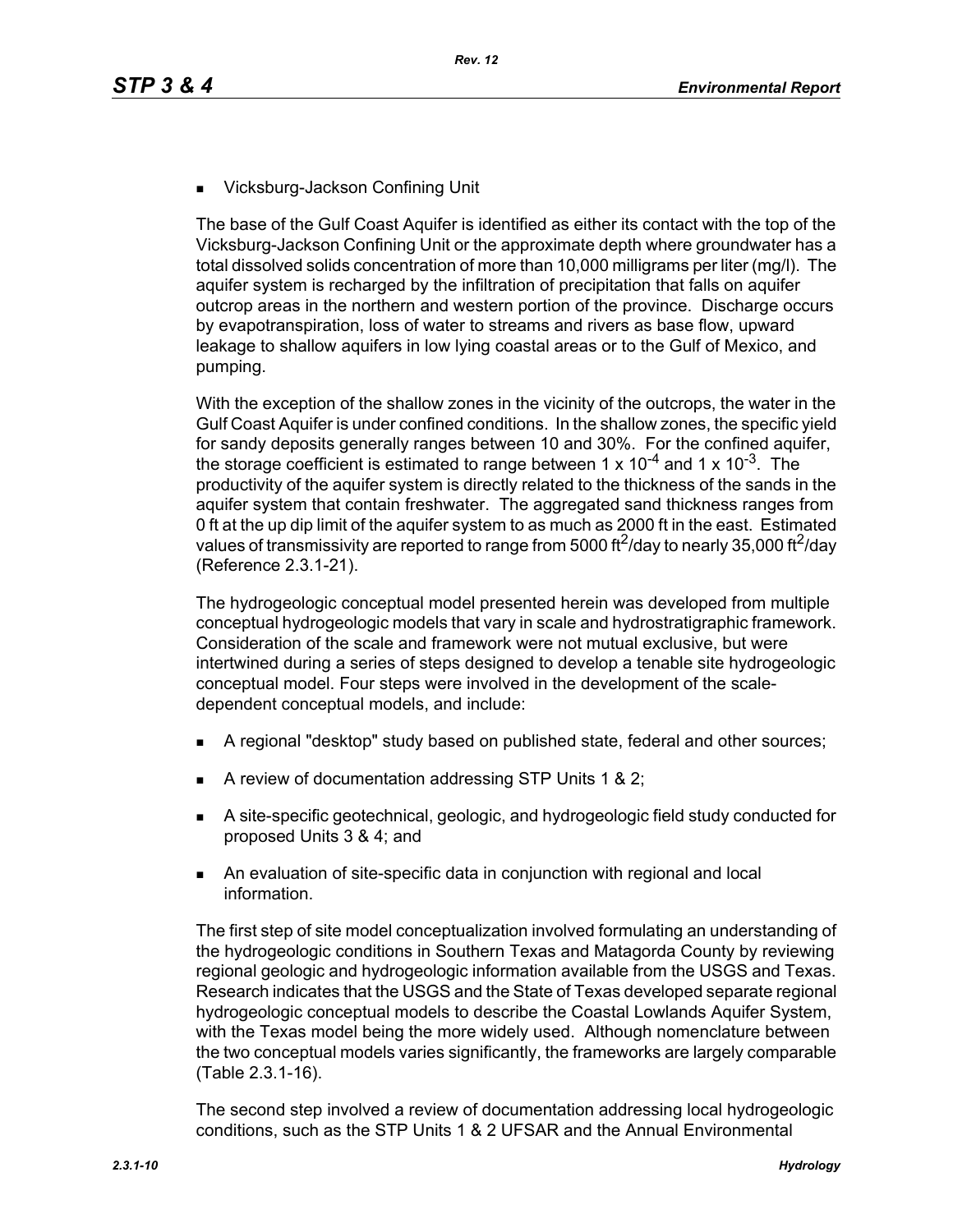- Vicksburg-Jackson Confining Unit

The base of the Gulf Coast Aquifer is identified as either its contact with the top of the Vicksburg-Jackson Confining Unit or the approximate depth where groundwater has a total dissolved solids concentration of more than 10,000 milligrams per liter (mg/l). The aquifer system is recharged by the infiltration of precipitation that falls on aquifer outcrop areas in the northern and western portion of the province. Discharge occurs by evapotranspiration, loss of water to streams and rivers as base flow, upward leakage to shallow aquifers in low lying coastal areas or to the Gulf of Mexico, and pumping.

With the exception of the shallow zones in the vicinity of the outcrops, the water in the Gulf Coast Aquifer is under confined conditions. In the shallow zones, the specific yield for sandy deposits generally ranges between 10 and 30%. For the confined aquifer, the storage coefficient is estimated to range between $1 \times 10^{-4}$ and $1 \times 10^{-3}$. The productivity of the aquifer system is directly related to the thickness of the sands in the aquifer system that contain freshwater. The aggregated sand thickness ranges from 0 ft at the up dip limit of the aquifer system to as much as 2000 ft in the east. Estimated values of transmissivity are reported to range from 5000 $ft^2$/day to nearly 35,000 $ft^2$/day (Reference 2.3.1-21).

The hydrogeologic conceptual model presented herein was developed from multiple conceptual hydrogeologic models that vary in scale and hydrostratigraphic framework. Consideration of the scale and framework were not mutual exclusive, but were intertwined during a series of steps designed to develop a tenable site hydrogeologic conceptual model. Four steps were involved in the development of the scale-dependent conceptual models, and include:

- A regional "desktop" study based on published state, federal and other sources;
- A review of documentation addressing STP Units 1 & 2;
- A site-specific geotechnical, geologic, and hydrogeologic field study conducted for proposed Units 3 & 4; and
- An evaluation of site-specific data in conjunction with regional and local information.

The first step of site model conceptualization involved formulating an understanding of the hydrogeologic conditions in Southern Texas and Matagorda County by reviewing regional geologic and hydrogeologic information available from the USGS and Texas. Research indicates that the USGS and the State of Texas developed separate regional hydrogeologic conceptual models to describe the Coastal Lowlands Aquifer System, with the Texas model being the more widely used. Although nomenclature between the two conceptual models varies significantly, the frameworks are largely comparable (Table 2.3.1-16).

The second step involved a review of documentation addressing local hydrogeologic conditions, such as the STP Units 1 & 2 UFSAR and the Annual Environmental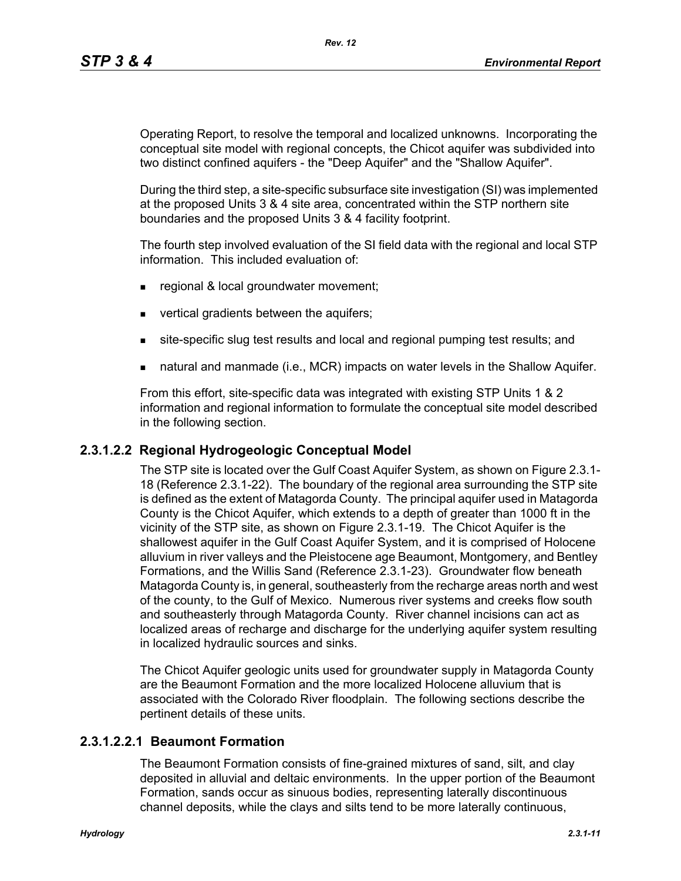Operating Report, to resolve the temporal and localized unknowns. Incorporating the conceptual site model with regional concepts, the Chicot aquifer was subdivided into two distinct confined aquifers - the "Deep Aquifer" and the "Shallow Aquifer".

During the third step, a site-specific subsurface site investigation (SI) was implemented at the proposed Units 3 & 4 site area, concentrated within the STP northern site boundaries and the proposed Units 3 & 4 facility footprint.

The fourth step involved evaluation of the SI field data with the regional and local STP information. This included evaluation of:

- regional & local groundwater movement;
- vertical gradients between the aquifers;
- site-specific slug test results and local and regional pumping test results; and
- natural and manmade (i.e., MCR) impacts on water levels in the Shallow Aquifer.

From this effort, site-specific data was integrated with existing STP Units 1 & 2 information and regional information to formulate the conceptual site model described in the following section.

### 2.3.1.2.2 Regional Hydrogeologic Conceptual Model

The STP site is located over the Gulf Coast Aquifer System, as shown on Figure 2.3.1-18 (Reference 2.3.1-22). The boundary of the regional area surrounding the STP site is defined as the extent of Matagorda County. The principal aquifer used in Matagorda County is the Chicot Aquifer, which extends to a depth of greater than 1000 ft in the vicinity of the STP site, as shown on Figure 2.3.1-19. The Chicot Aquifer is the shallowest aquifer in the Gulf Coast Aquifer System, and it is comprised of Holocene alluvium in river valleys and the Pleistocene age Beaumont, Montgomery, and Bentley Formations, and the Willis Sand (Reference 2.3.1-23). Groundwater flow beneath Matagorda County is, in general, southeasterly from the recharge areas north and west of the county, to the Gulf of Mexico. Numerous river systems and creeks flow south and southeasterly through Matagorda County. River channel incisions can act as localized areas of recharge and discharge for the underlying aquifer system resulting in localized hydraulic sources and sinks.

The Chicot Aquifer geologic units used for groundwater supply in Matagorda County are the Beaumont Formation and the more localized Holocene alluvium that is associated with the Colorado River floodplain. The following sections describe the pertinent details of these units.

#### 2.3.1.2.2.1 Beaumont Formation

The Beaumont Formation consists of fine-grained mixtures of sand, silt, and clay deposited in alluvial and deltaic environments. In the upper portion of the Beaumont Formation, sands occur as sinuous bodies, representing laterally discontinuous channel deposits, while the clays and silts tend to be more laterally continuous,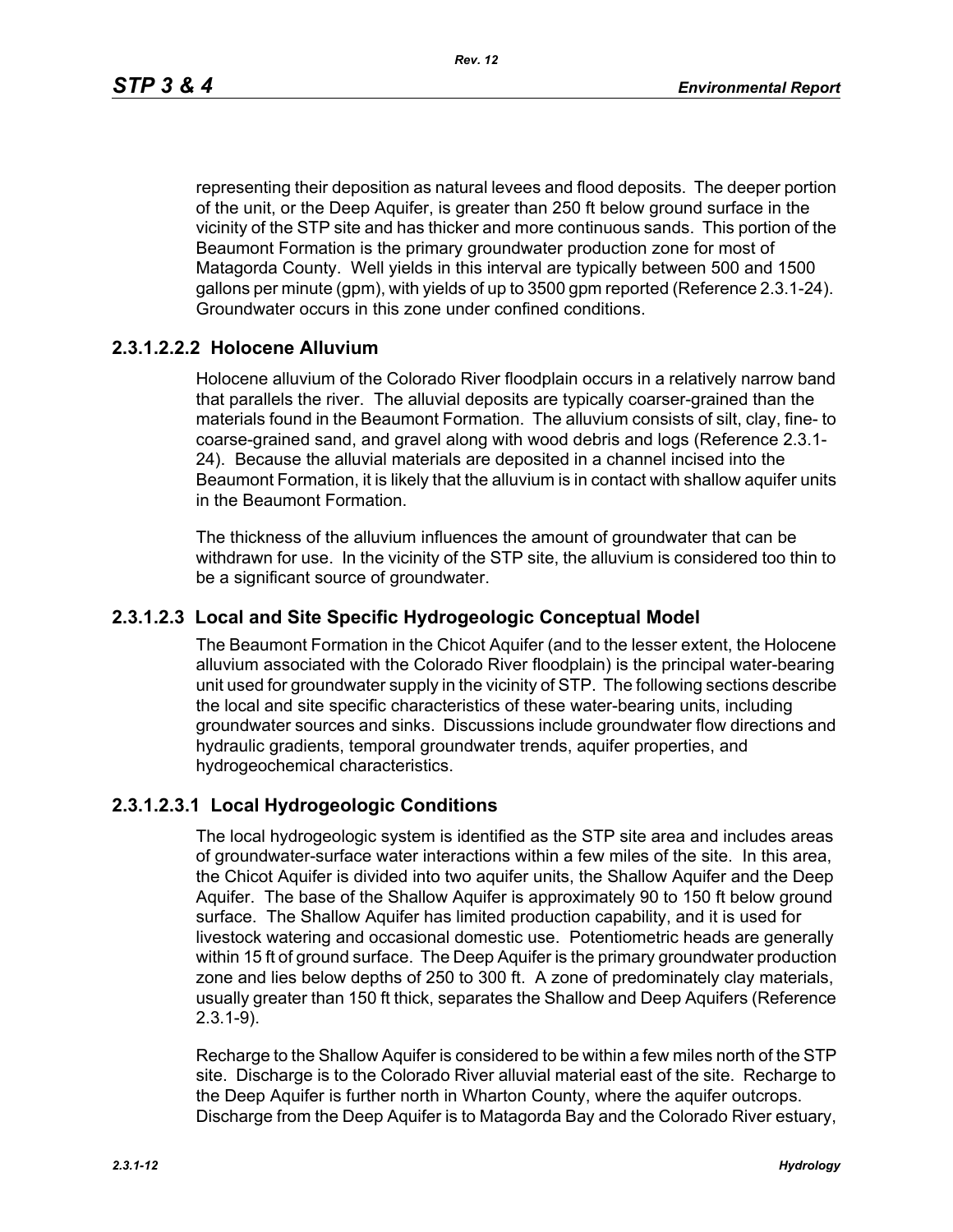representing their deposition as natural levees and flood deposits. The deeper portion of the unit, or the Deep Aquifer, is greater than 250 ft below ground surface in the vicinity of the STP site and has thicker and more continuous sands. This portion of the Beaumont Formation is the primary groundwater production zone for most of Matagorda County. Well yields in this interval are typically between 500 and 1500 gallons per minute (gpm), with yields of up to 3500 gpm reported (Reference 2.3.1-24). Groundwater occurs in this zone under confined conditions.

#### 2.3.1.2.2.2 Holocene Alluvium

Holocene alluvium of the Colorado River floodplain occurs in a relatively narrow band that parallels the river. The alluvial deposits are typically coarser-grained than the materials found in the Beaumont Formation. The alluvium consists of silt, clay, fine- to coarse-grained sand, and gravel along with wood debris and logs (Reference 2.3.1-24). Because the alluvial materials are deposited in a channel incised into the Beaumont Formation, it is likely that the alluvium is in contact with shallow aquifer units in the Beaumont Formation.

The thickness of the alluvium influences the amount of groundwater that can be withdrawn for use. In the vicinity of the STP site, the alluvium is considered too thin to be a significant source of groundwater.

### 2.3.1.2.3 Local and Site Specific Hydrogeologic Conceptual Model

The Beaumont Formation in the Chicot Aquifer (and to the lesser extent, the Holocene alluvium associated with the Colorado River floodplain) is the principal water-bearing unit used for groundwater supply in the vicinity of STP. The following sections describe the local and site specific characteristics of these water-bearing units, including groundwater sources and sinks. Discussions include groundwater flow directions and hydraulic gradients, temporal groundwater trends, aquifer properties, and hydrogeochemical characteristics.

#### 2.3.1.2.3.1 Local Hydrogeologic Conditions

The local hydrogeologic system is identified as the STP site area and includes areas of groundwater-surface water interactions within a few miles of the site. In this area, the Chicot Aquifer is divided into two aquifer units, the Shallow Aquifer and the Deep Aquifer. The base of the Shallow Aquifer is approximately 90 to 150 ft below ground surface. The Shallow Aquifer has limited production capability, and it is used for livestock watering and occasional domestic use. Potentiometric heads are generally within 15 ft of ground surface. The Deep Aquifer is the primary groundwater production zone and lies below depths of 250 to 300 ft. A zone of predominately clay materials, usually greater than 150 ft thick, separates the Shallow and Deep Aquifers (Reference 2.3.1-9).

Recharge to the Shallow Aquifer is considered to be within a few miles north of the STP site. Discharge is to the Colorado River alluvial material east of the site. Recharge to the Deep Aquifer is further north in Wharton County, where the aquifer outcrops. Discharge from the Deep Aquifer is to Matagorda Bay and the Colorado River estuary,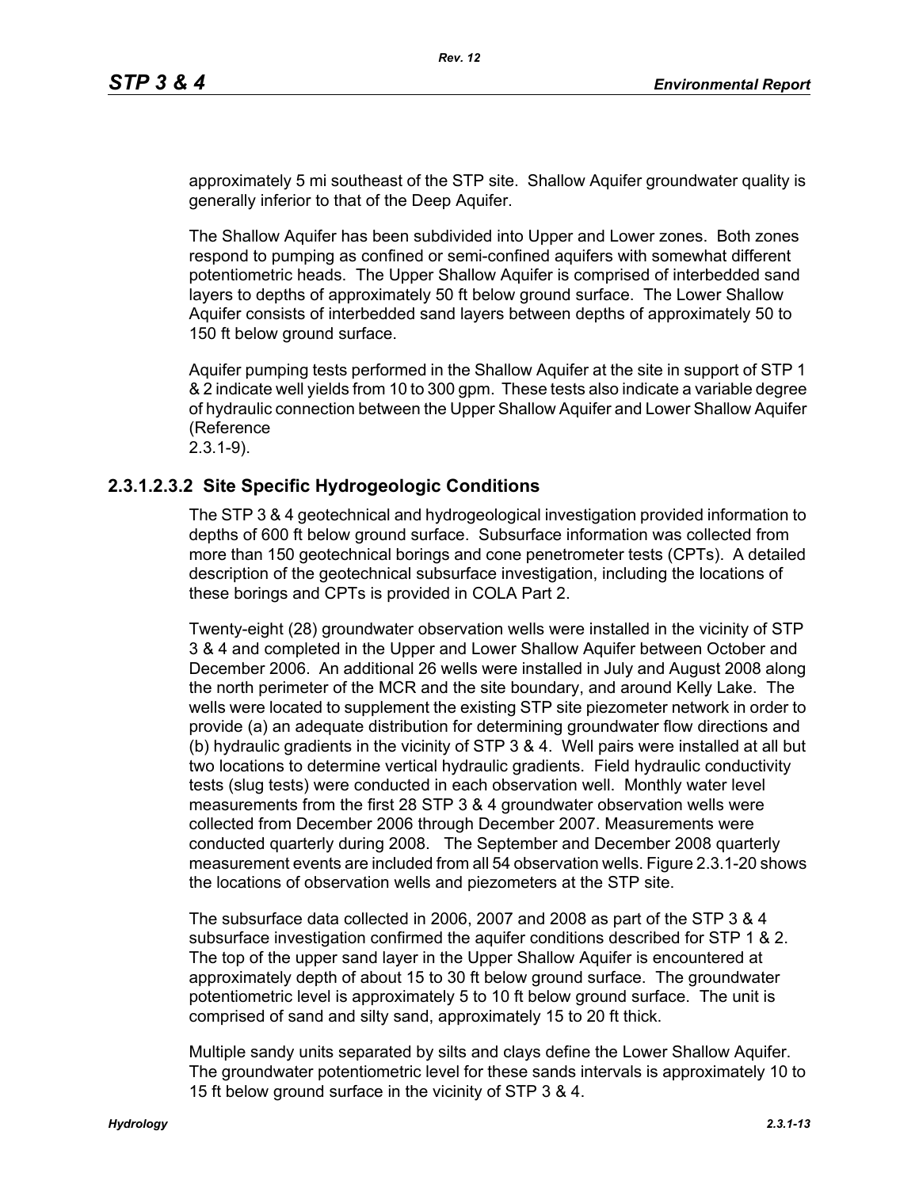approximately 5 mi southeast of the STP site. Shallow Aquifer groundwater quality is generally inferior to that of the Deep Aquifer.

The Shallow Aquifer has been subdivided into Upper and Lower zones. Both zones respond to pumping as confined or semi-confined aquifers with somewhat different potentiometric heads. The Upper Shallow Aquifer is comprised of interbedded sand layers to depths of approximately 50 ft below ground surface. The Lower Shallow Aquifer consists of interbedded sand layers between depths of approximately 50 to 150 ft below ground surface.

Aquifer pumping tests performed in the Shallow Aquifer at the site in support of STP 1 & 2 indicate well yields from 10 to 300 gpm. These tests also indicate a variable degree of hydraulic connection between the Upper Shallow Aquifer and Lower Shallow Aquifer (Reference 2.3.1-9).

### 2.3.1.2.3.2 Site Specific Hydrogeologic Conditions

The STP 3 & 4 geotechnical and hydrogeological investigation provided information to depths of 600 ft below ground surface. Subsurface information was collected from more than 150 geotechnical borings and cone penetrometer tests (CPTs). A detailed description of the geotechnical subsurface investigation, including the locations of these borings and CPTs is provided in COLA Part 2.

Twenty-eight (28) groundwater observation wells were installed in the vicinity of STP 3 & 4 and completed in the Upper and Lower Shallow Aquifer between October and December 2006. An additional 26 wells were installed in July and August 2008 along the north perimeter of the MCR and the site boundary, and around Kelly Lake. The wells were located to supplement the existing STP site piezometer network in order to provide (a) an adequate distribution for determining groundwater flow directions and (b) hydraulic gradients in the vicinity of STP 3 & 4. Well pairs were installed at all but two locations to determine vertical hydraulic gradients. Field hydraulic conductivity tests (slug tests) were conducted in each observation well. Monthly water level measurements from the first 28 STP 3 & 4 groundwater observation wells were collected from December 2006 through December 2007. Measurements were conducted quarterly during 2008. The September and December 2008 quarterly measurement events are included from all 54 observation wells. Figure 2.3.1-20 shows the locations of observation wells and piezometers at the STP site.

The subsurface data collected in 2006, 2007 and 2008 as part of the STP 3 & 4 subsurface investigation confirmed the aquifer conditions described for STP 1 & 2. The top of the upper sand layer in the Upper Shallow Aquifer is encountered at approximately depth of about 15 to 30 ft below ground surface. The groundwater potentiometric level is approximately 5 to 10 ft below ground surface. The unit is comprised of sand and silty sand, approximately 15 to 20 ft thick.

Multiple sandy units separated by silts and clays define the Lower Shallow Aquifer. The groundwater potentiometric level for these sands intervals is approximately 10 to 15 ft below ground surface in the vicinity of STP 3 & 4.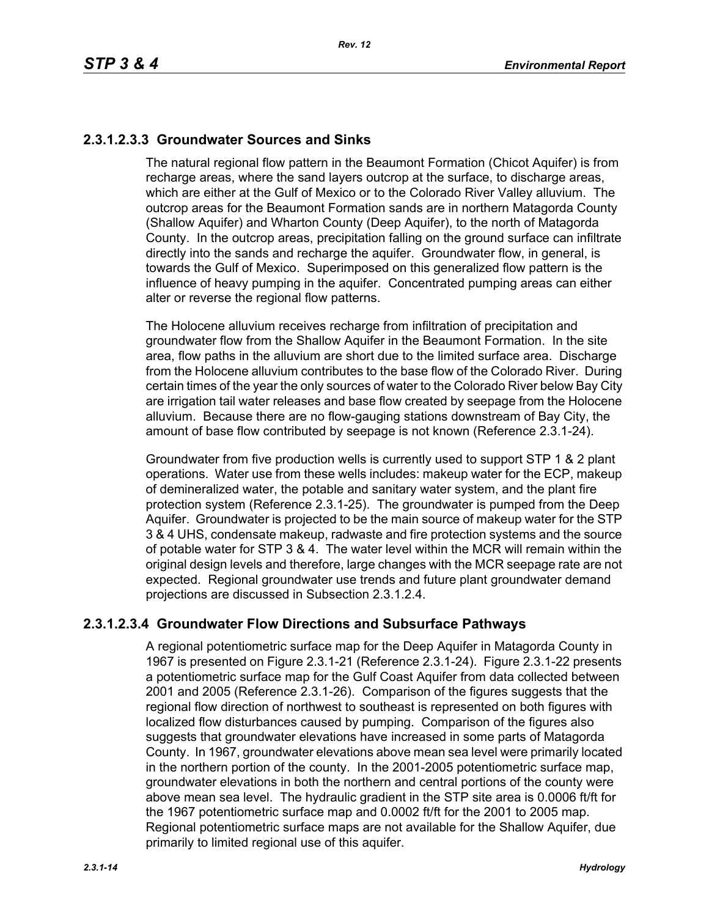## 2.3.1.2.3.3 Groundwater Sources and Sinks

The natural regional flow pattern in the Beaumont Formation (Chicot Aquifer) is from recharge areas, where the sand layers outcrop at the surface, to discharge areas, which are either at the Gulf of Mexico or to the Colorado River Valley alluvium. The outcrop areas for the Beaumont Formation sands are in northern Matagorda County (Shallow Aquifer) and Wharton County (Deep Aquifer), to the north of Matagorda County. In the outcrop areas, precipitation falling on the ground surface can infiltrate directly into the sands and recharge the aquifer. Groundwater flow, in general, is towards the Gulf of Mexico. Superimposed on this generalized flow pattern is the influence of heavy pumping in the aquifer. Concentrated pumping areas can either alter or reverse the regional flow patterns.

The Holocene alluvium receives recharge from infiltration of precipitation and groundwater flow from the Shallow Aquifer in the Beaumont Formation. In the site area, flow paths in the alluvium are short due to the limited surface area. Discharge from the Holocene alluvium contributes to the base flow of the Colorado River. During certain times of the year the only sources of water to the Colorado River below Bay City are irrigation tail water releases and base flow created by seepage from the Holocene alluvium. Because there are no flow-gauging stations downstream of Bay City, the amount of base flow contributed by seepage is not known (Reference 2.3.1-24).

Groundwater from five production wells is currently used to support STP 1 & 2 plant operations. Water use from these wells includes: makeup water for the ECP, makeup of demineralized water, the potable and sanitary water system, and the plant fire protection system (Reference 2.3.1-25). The groundwater is pumped from the Deep Aquifer. Groundwater is projected to be the main source of makeup water for the STP 3 & 4 UHS, condensate makeup, radwaste and fire protection systems and the source of potable water for STP 3 & 4. The water level within the MCR will remain within the original design levels and therefore, large changes with the MCR seepage rate are not expected. Regional groundwater use trends and future plant groundwater demand projections are discussed in Subsection 2.3.1.2.4.

## 2.3.1.2.3.4 Groundwater Flow Directions and Subsurface Pathways

A regional potentiometric surface map for the Deep Aquifer in Matagorda County in 1967 is presented on Figure 2.3.1-21 (Reference 2.3.1-24). Figure 2.3.1-22 presents a potentiometric surface map for the Gulf Coast Aquifer from data collected between 2001 and 2005 (Reference 2.3.1-26). Comparison of the figures suggests that the regional flow direction of northwest to southeast is represented on both figures with localized flow disturbances caused by pumping. Comparison of the figures also suggests that groundwater elevations have increased in some parts of Matagorda County. In 1967, groundwater elevations above mean sea level were primarily located in the northern portion of the county. In the 2001-2005 potentiometric surface map, groundwater elevations in both the northern and central portions of the county were above mean sea level. The hydraulic gradient in the STP site area is 0.0006 ft/ft for the 1967 potentiometric surface map and 0.0002 ft/ft for the 2001 to 2005 map. Regional potentiometric surface maps are not available for the Shallow Aquifer, due primarily to limited regional use of this aquifer.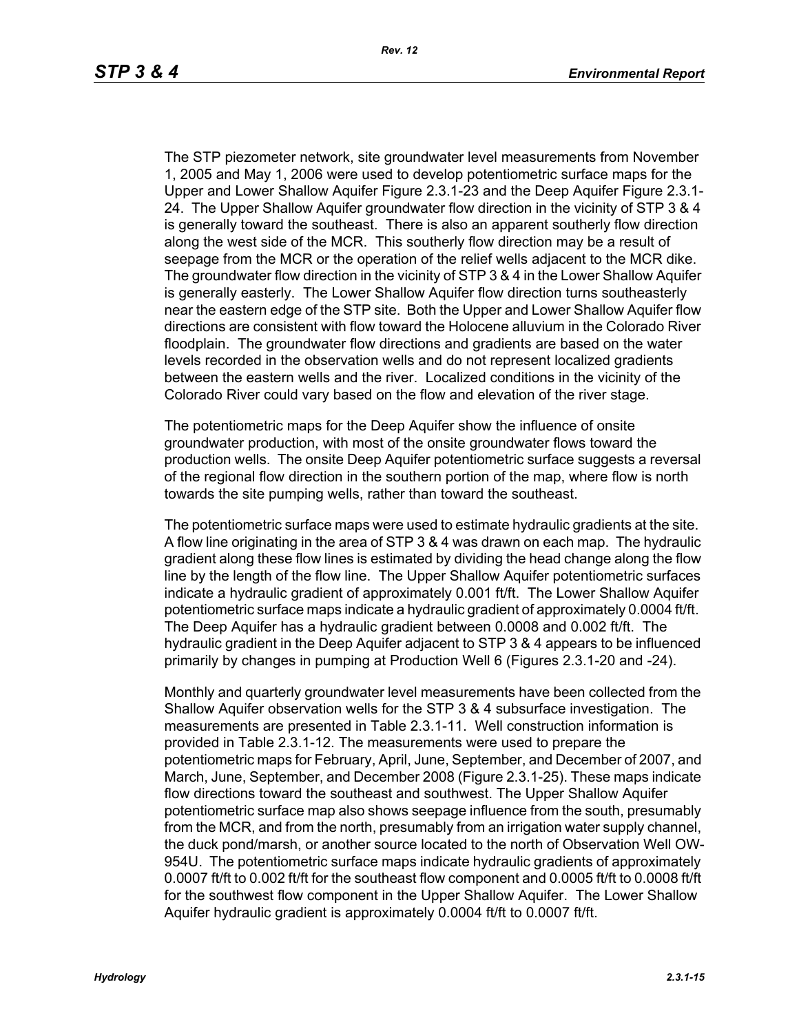The STP piezometer network, site groundwater level measurements from November 1, 2005 and May 1, 2006 were used to develop potentiometric surface maps for the Upper and Lower Shallow Aquifer Figure 2.3.1-23 and the Deep Aquifer Figure 2.3.1-24. The Upper Shallow Aquifer groundwater flow direction in the vicinity of STP 3 & 4 is generally toward the southeast. There is also an apparent southerly flow direction along the west side of the MCR. This southerly flow direction may be a result of seepage from the MCR or the operation of the relief wells adjacent to the MCR dike. The groundwater flow direction in the vicinity of STP 3 & 4 in the Lower Shallow Aquifer is generally easterly. The Lower Shallow Aquifer flow direction turns southeasterly near the eastern edge of the STP site. Both the Upper and Lower Shallow Aquifer flow directions are consistent with flow toward the Holocene alluvium in the Colorado River floodplain. The groundwater flow directions and gradients are based on the water levels recorded in the observation wells and do not represent localized gradients between the eastern wells and the river. Localized conditions in the vicinity of the Colorado River could vary based on the flow and elevation of the river stage.

The potentiometric maps for the Deep Aquifer show the influence of onsite groundwater production, with most of the onsite groundwater flows toward the production wells. The onsite Deep Aquifer potentiometric surface suggests a reversal of the regional flow direction in the southern portion of the map, where flow is north towards the site pumping wells, rather than toward the southeast.

The potentiometric surface maps were used to estimate hydraulic gradients at the site. A flow line originating in the area of STP 3 & 4 was drawn on each map. The hydraulic gradient along these flow lines is estimated by dividing the head change along the flow line by the length of the flow line. The Upper Shallow Aquifer potentiometric surfaces indicate a hydraulic gradient of approximately 0.001 ft/ft. The Lower Shallow Aquifer potentiometric surface maps indicate a hydraulic gradient of approximately 0.0004 ft/ft. The Deep Aquifer has a hydraulic gradient between 0.0008 and 0.002 ft/ft. The hydraulic gradient in the Deep Aquifer adjacent to STP 3 & 4 appears to be influenced primarily by changes in pumping at Production Well 6 (Figures 2.3.1-20 and -24).

Monthly and quarterly groundwater level measurements have been collected from the Shallow Aquifer observation wells for the STP 3 & 4 subsurface investigation. The measurements are presented in Table 2.3.1-11. Well construction information is provided in Table 2.3.1-12. The measurements were used to prepare the potentiometric maps for February, April, June, September, and December of 2007, and March, June, September, and December 2008 (Figure 2.3.1-25). These maps indicate flow directions toward the southeast and southwest. The Upper Shallow Aquifer potentiometric surface map also shows seepage influence from the south, presumably from the MCR, and from the north, presumably from an irrigation water supply channel, the duck pond/marsh, or another source located to the north of Observation Well OW-954U. The potentiometric surface maps indicate hydraulic gradients of approximately 0.0007 ft/ft to 0.002 ft/ft for the southeast flow component and 0.0005 ft/ft to 0.0008 ft/ft for the southwest flow component in the Upper Shallow Aquifer. The Lower Shallow Aquifer hydraulic gradient is approximately 0.0004 ft/ft to 0.0007 ft/ft.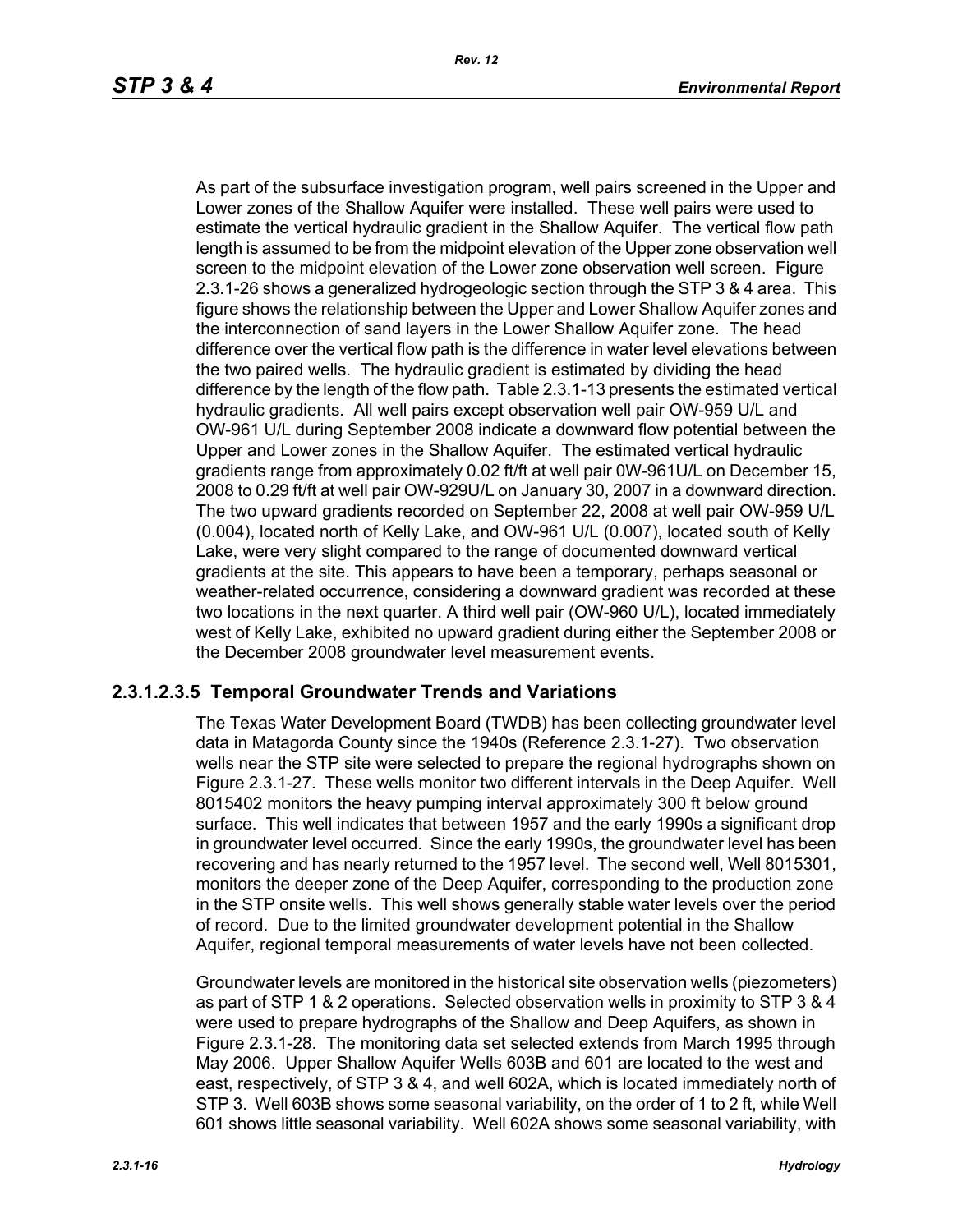As part of the subsurface investigation program, well pairs screened in the Upper and Lower zones of the Shallow Aquifer were installed. These well pairs were used to estimate the vertical hydraulic gradient in the Shallow Aquifer. The vertical flow path length is assumed to be from the midpoint elevation of the Upper zone observation well screen to the midpoint elevation of the Lower zone observation well screen. Figure 2.3.1-26 shows a generalized hydrogeologic section through the STP 3 & 4 area. This figure shows the relationship between the Upper and Lower Shallow Aquifer zones and the interconnection of sand layers in the Lower Shallow Aquifer zone. The head difference over the vertical flow path is the difference in water level elevations between the two paired wells. The hydraulic gradient is estimated by dividing the head difference by the length of the flow path. Table 2.3.1-13 presents the estimated vertical hydraulic gradients. All well pairs except observation well pair OW-959 U/L and OW-961 U/L during September 2008 indicate a downward flow potential between the Upper and Lower zones in the Shallow Aquifer. The estimated vertical hydraulic gradients range from approximately 0.02 ft/ft at well pair 0W-961U/L on December 15, 2008 to 0.29 ft/ft at well pair OW-929U/L on January 30, 2007 in a downward direction. The two upward gradients recorded on September 22, 2008 at well pair OW-959 U/L (0.004), located north of Kelly Lake, and OW-961 U/L (0.007), located south of Kelly Lake, were very slight compared to the range of documented downward vertical gradients at the site. This appears to have been a temporary, perhaps seasonal or weather-related occurrence, considering a downward gradient was recorded at these two locations in the next quarter. A third well pair (OW-960 U/L), located immediately west of Kelly Lake, exhibited no upward gradient during either the September 2008 or the December 2008 groundwater level measurement events.

### 2.3.1.2.3.5 Temporal Groundwater Trends and Variations

The Texas Water Development Board (TWDB) has been collecting groundwater level data in Matagorda County since the 1940s (Reference 2.3.1-27). Two observation wells near the STP site were selected to prepare the regional hydrographs shown on Figure 2.3.1-27. These wells monitor two different intervals in the Deep Aquifer. Well 8015402 monitors the heavy pumping interval approximately 300 ft below ground surface. This well indicates that between 1957 and the early 1990s a significant drop in groundwater level occurred. Since the early 1990s, the groundwater level has been recovering and has nearly returned to the 1957 level. The second well, Well 8015301, monitors the deeper zone of the Deep Aquifer, corresponding to the production zone in the STP onsite wells. This well shows generally stable water levels over the period of record. Due to the limited groundwater development potential in the Shallow Aquifer, regional temporal measurements of water levels have not been collected.

Groundwater levels are monitored in the historical site observation wells (piezometers) as part of STP 1 & 2 operations. Selected observation wells in proximity to STP 3 & 4 were used to prepare hydrographs of the Shallow and Deep Aquifers, as shown in Figure 2.3.1-28. The monitoring data set selected extends from March 1995 through May 2006. Upper Shallow Aquifer Wells 603B and 601 are located to the west and east, respectively, of STP 3 & 4, and well 602A, which is located immediately north of STP 3. Well 603B shows some seasonal variability, on the order of 1 to 2 ft, while Well 601 shows little seasonal variability. Well 602A shows some seasonal variability, with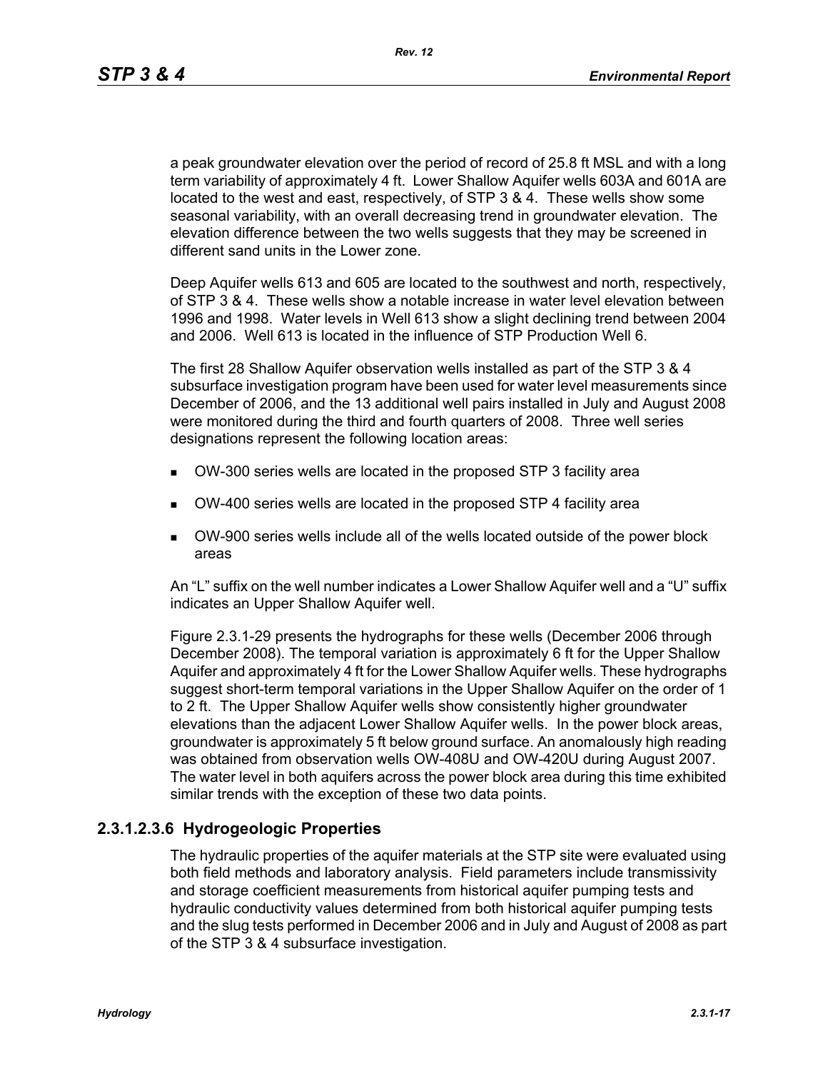a peak groundwater elevation over the period of record of 25.8 ft MSL and with a long term variability of approximately 4 ft. Lower Shallow Aquifer wells 603A and 601A are located to the west and east, respectively, of STP 3 & 4. These wells show some seasonal variability, with an overall decreasing trend in groundwater elevation. The elevation difference between the two wells suggests that they may be screened in different sand units in the Lower zone.

Deep Aquifer wells 613 and 605 are located to the southwest and north, respectively, of STP 3 & 4. These wells show a notable increase in water level elevation between 1996 and 1998. Water levels in Well 613 show a slight declining trend between 2004 and 2006. Well 613 is located in the influence of STP Production Well 6.

The first 28 Shallow Aquifer observation wells installed as part of the STP 3 & 4 subsurface investigation program have been used for water level measurements since December of 2006, and the 13 additional well pairs installed in July and August 2008 were monitored during the third and fourth quarters of 2008. Three well series designations represent the following location areas:

- OW-300 series wells are located in the proposed STP 3 facility area
- OW-400 series wells are located in the proposed STP 4 facility area
- OW-900 series wells include all of the wells located outside of the power block areas

An "L" suffix on the well number indicates a Lower Shallow Aquifer well and a "U" suffix indicates an Upper Shallow Aquifer well.

Figure 2.3.1-29 presents the hydrographs for these wells (December 2006 through December 2008). The temporal variation is approximately 6 ft for the Upper Shallow Aquifer and approximately 4 ft for the Lower Shallow Aquifer wells. These hydrographs suggest short-term temporal variations in the Upper Shallow Aquifer on the order of 1 to 2 ft. The Upper Shallow Aquifer wells show consistently higher groundwater elevations than the adjacent Lower Shallow Aquifer wells. In the power block areas, groundwater is approximately 5 ft below ground surface. An anomalously high reading was obtained from observation wells OW-408U and OW-420U during August 2007. The water level in both aquifers across the power block area during this time exhibited similar trends with the exception of these two data points.

### 2.3.1.2.3.6 Hydrogeologic Properties

The hydraulic properties of the aquifer materials at the STP site were evaluated using both field methods and laboratory analysis. Field parameters include transmissivity and storage coefficient measurements from historical aquifer pumping tests and hydraulic conductivity values determined from both historical aquifer pumping tests and the slug tests performed in December 2006 and in July and August of 2008 as part of the STP 3 & 4 subsurface investigation.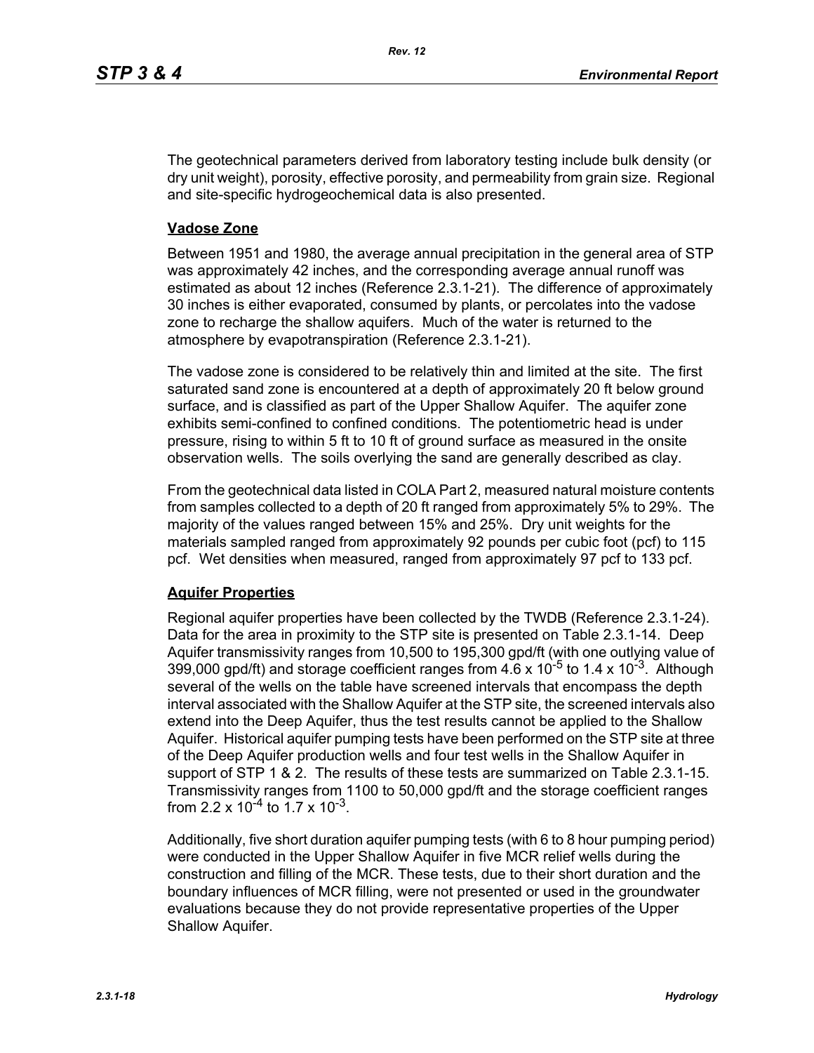The geotechnical parameters derived from laboratory testing include bulk density (or dry unit weight), porosity, effective porosity, and permeability from grain size. Regional and site-specific hydrogeochemical data is also presented.

**Vadose Zone**

Between 1951 and 1980, the average annual precipitation in the general area of STP was approximately 42 inches, and the corresponding average annual runoff was estimated as about 12 inches (Reference 2.3.1-21). The difference of approximately 30 inches is either evaporated, consumed by plants, or percolates into the vadose zone to recharge the shallow aquifers. Much of the water is returned to the atmosphere by evapotranspiration (Reference 2.3.1-21).

The vadose zone is considered to be relatively thin and limited at the site. The first saturated sand zone is encountered at a depth of approximately 20 ft below ground surface, and is classified as part of the Upper Shallow Aquifer. The aquifer zone exhibits semi-confined to confined conditions. The potentiometric head is under pressure, rising to within 5 ft to 10 ft of ground surface as measured in the onsite observation wells. The soils overlying the sand are generally described as clay.

From the geotechnical data listed in COLA Part 2, measured natural moisture contents from samples collected to a depth of 20 ft ranged from approximately 5% to 29%. The majority of the values ranged between 15% and 25%. Dry unit weights for the materials sampled ranged from approximately 92 pounds per cubic foot (pcf) to 115 pcf. Wet densities when measured, ranged from approximately 97 pcf to 133 pcf.

**Aquifer Properties**

Regional aquifer properties have been collected by the TWDB (Reference 2.3.1-24). Data for the area in proximity to the STP site is presented on Table 2.3.1-14. Deep Aquifer transmissivity ranges from 10,500 to 195,300 gpd/ft (with one outlying value of 399,000 gpd/ft) and storage coefficient ranges from $4.6 \times 10^{-5}$ to $1.4 \times 10^{-3}$. Although several of the wells on the table have screened intervals that encompass the depth interval associated with the Shallow Aquifer at the STP site, the screened intervals also extend into the Deep Aquifer, thus the test results cannot be applied to the Shallow Aquifer. Historical aquifer pumping tests have been performed on the STP site at three of the Deep Aquifer production wells and four test wells in the Shallow Aquifer in support of STP 1 & 2. The results of these tests are summarized on Table 2.3.1-15. Transmissivity ranges from 1100 to 50,000 gpd/ft and the storage coefficient ranges from $2.2 \times 10^{-4}$ to $1.7 \times 10^{-3}$.

Additionally, five short duration aquifer pumping tests (with 6 to 8 hour pumping period) were conducted in the Upper Shallow Aquifer in five MCR relief wells during the construction and filling of the MCR. These tests, due to their short duration and the boundary influences of MCR filling, were not presented or used in the groundwater evaluations because they do not provide representative properties of the Upper Shallow Aquifer.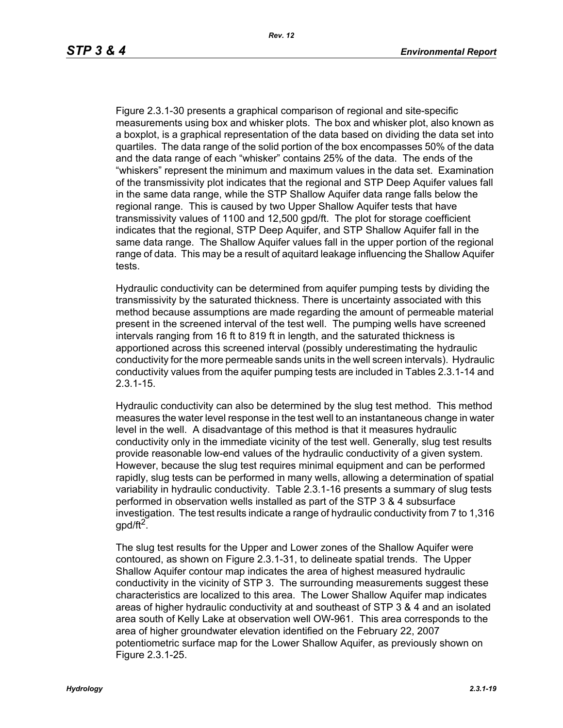Figure 2.3.1-30 presents a graphical comparison of regional and site-specific measurements using box and whisker plots. The box and whisker plot, also known as a boxplot, is a graphical representation of the data based on dividing the data set into quartiles. The data range of the solid portion of the box encompasses 50% of the data and the data range of each "whisker" contains 25% of the data. The ends of the "whiskers" represent the minimum and maximum values in the data set. Examination of the transmissivity plot indicates that the regional and STP Deep Aquifer values fall in the same data range, while the STP Shallow Aquifer data range falls below the regional range. This is caused by two Upper Shallow Aquifer tests that have transmissivity values of 1100 and 12,500 gpd/ft. The plot for storage coefficient indicates that the regional, STP Deep Aquifer, and STP Shallow Aquifer fall in the same data range. The Shallow Aquifer values fall in the upper portion of the regional range of data. This may be a result of aquitard leakage influencing the Shallow Aquifer tests.

Hydraulic conductivity can be determined from aquifer pumping tests by dividing the transmissivity by the saturated thickness. There is uncertainty associated with this method because assumptions are made regarding the amount of permeable material present in the screened interval of the test well. The pumping wells have screened intervals ranging from 16 ft to 819 ft in length, and the saturated thickness is apportioned across this screened interval (possibly underestimating the hydraulic conductivity for the more permeable sands units in the well screen intervals). Hydraulic conductivity values from the aquifer pumping tests are included in Tables 2.3.1-14 and 2.3.1-15.

Hydraulic conductivity can also be determined by the slug test method. This method measures the water level response in the test well to an instantaneous change in water level in the well. A disadvantage of this method is that it measures hydraulic conductivity only in the immediate vicinity of the test well. Generally, slug test results provide reasonable low-end values of the hydraulic conductivity of a given system. However, because the slug test requires minimal equipment and can be performed rapidly, slug tests can be performed in many wells, allowing a determination of spatial variability in hydraulic conductivity. Table 2.3.1-16 presents a summary of slug tests performed in observation wells installed as part of the STP 3 & 4 subsurface investigation. The test results indicate a range of hydraulic conductivity from 7 to 1,316 gpd/ft$^2$.

The slug test results for the Upper and Lower zones of the Shallow Aquifer were contoured, as shown on Figure 2.3.1-31, to delineate spatial trends. The Upper Shallow Aquifer contour map indicates the area of highest measured hydraulic conductivity in the vicinity of STP 3. The surrounding measurements suggest these characteristics are localized to this area. The Lower Shallow Aquifer map indicates areas of higher hydraulic conductivity at and southeast of STP 3 & 4 and an isolated area south of Kelly Lake at observation well OW-961. This area corresponds to the area of higher groundwater elevation identified on the February 22, 2007 potentiometric surface map for the Lower Shallow Aquifer, as previously shown on Figure 2.3.1-25.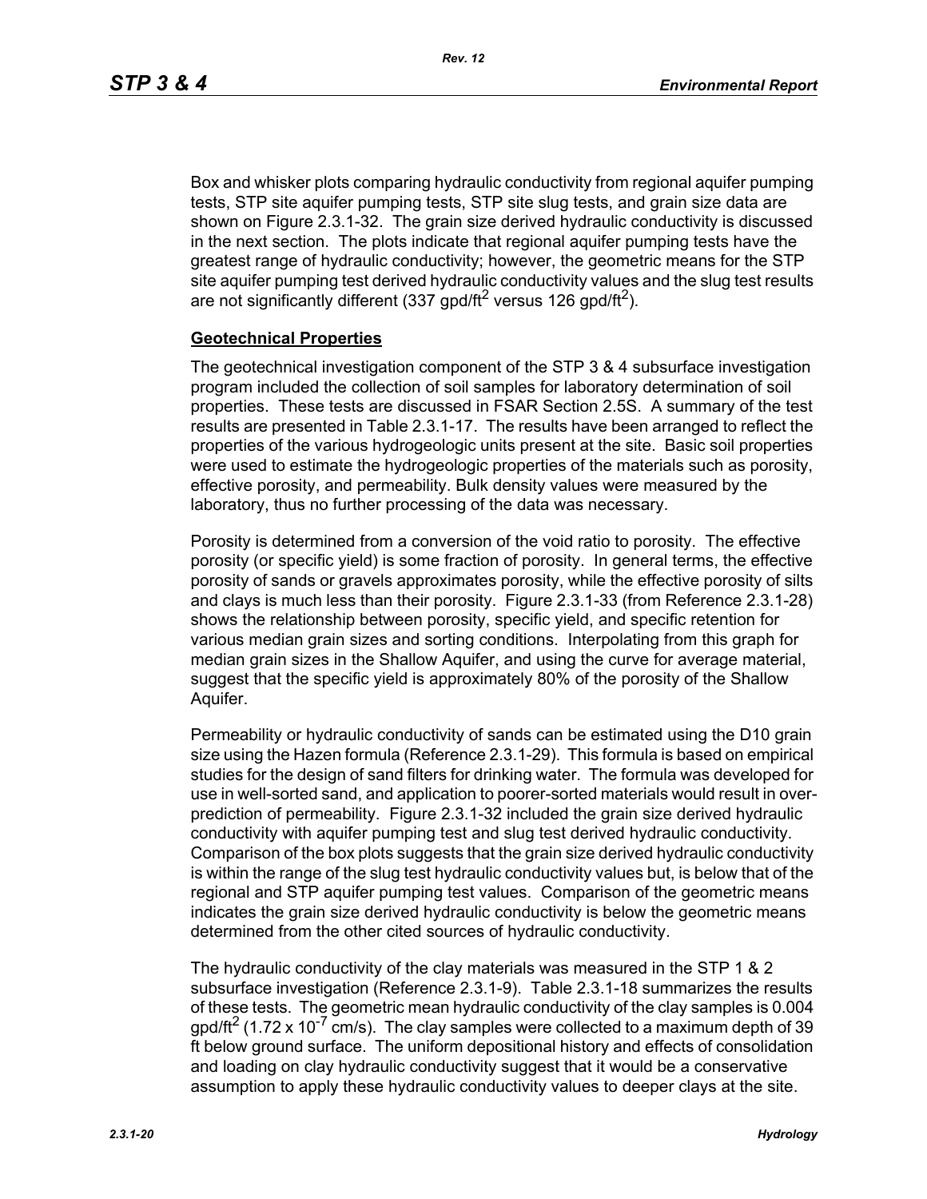Box and whisker plots comparing hydraulic conductivity from regional aquifer pumping tests, STP site aquifer pumping tests, STP site slug tests, and grain size data are shown on Figure 2.3.1-32. The grain size derived hydraulic conductivity is discussed in the next section. The plots indicate that regional aquifer pumping tests have the greatest range of hydraulic conductivity; however, the geometric means for the STP site aquifer pumping test derived hydraulic conductivity values and the slug test results are not significantly different (337 gpd/ft$^2$ versus 126 gpd/ft$^2$).

## Geotechnical Properties

The geotechnical investigation component of the STP 3 & 4 subsurface investigation program included the collection of soil samples for laboratory determination of soil properties. These tests are discussed in FSAR Section 2.5S. A summary of the test results are presented in Table 2.3.1-17. The results have been arranged to reflect the properties of the various hydrogeologic units present at the site. Basic soil properties were used to estimate the hydrogeologic properties of the materials such as porosity, effective porosity, and permeability. Bulk density values were measured by the laboratory, thus no further processing of the data was necessary.

Porosity is determined from a conversion of the void ratio to porosity. The effective porosity (or specific yield) is some fraction of porosity. In general terms, the effective porosity of sands or gravels approximates porosity, while the effective porosity of silts and clays is much less than their porosity. Figure 2.3.1-33 (from Reference 2.3.1-28) shows the relationship between porosity, specific yield, and specific retention for various median grain sizes and sorting conditions. Interpolating from this graph for median grain sizes in the Shallow Aquifer, and using the curve for average material, suggest that the specific yield is approximately 80% of the porosity of the Shallow Aquifer.

Permeability or hydraulic conductivity of sands can be estimated using the D10 grain size using the Hazen formula (Reference 2.3.1-29). This formula is based on empirical studies for the design of sand filters for drinking water. The formula was developed for use in well-sorted sand, and application to poorer-sorted materials would result in over-prediction of permeability. Figure 2.3.1-32 included the grain size derived hydraulic conductivity with aquifer pumping test and slug test derived hydraulic conductivity. Comparison of the box plots suggests that the grain size derived hydraulic conductivity is within the range of the slug test hydraulic conductivity values but, is below that of the regional and STP aquifer pumping test values. Comparison of the geometric means indicates the grain size derived hydraulic conductivity is below the geometric means determined from the other cited sources of hydraulic conductivity.

The hydraulic conductivity of the clay materials was measured in the STP 1 & 2 subsurface investigation (Reference 2.3.1-9). Table 2.3.1-18 summarizes the results of these tests. The geometric mean hydraulic conductivity of the clay samples is 0.004 gpd/ft$^2$ ($1.72 \times 10^{-7}$ cm/s). The clay samples were collected to a maximum depth of 39 ft below ground surface. The uniform depositional history and effects of consolidation and loading on clay hydraulic conductivity suggest that it would be a conservative assumption to apply these hydraulic conductivity values to deeper clays at the site.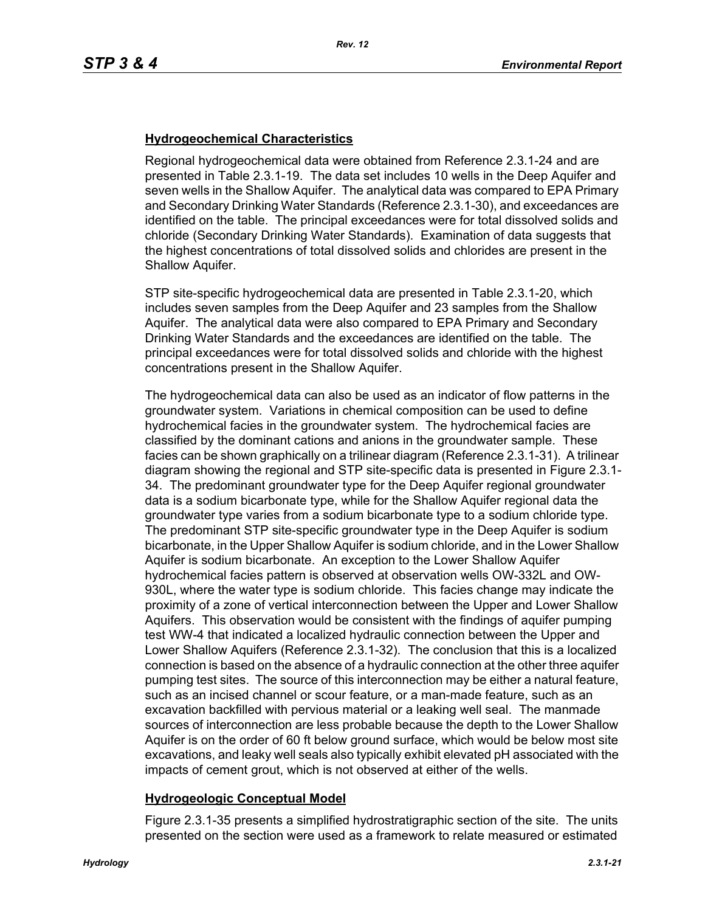### Hydrogeochemical Characteristics

Regional hydrogeochemical data were obtained from Reference 2.3.1-24 and are presented in Table 2.3.1-19. The data set includes 10 wells in the Deep Aquifer and seven wells in the Shallow Aquifer. The analytical data was compared to EPA Primary and Secondary Drinking Water Standards (Reference 2.3.1-30), and exceedances are identified on the table. The principal exceedances were for total dissolved solids and chloride (Secondary Drinking Water Standards). Examination of data suggests that the highest concentrations of total dissolved solids and chlorides are present in the Shallow Aquifer.

STP site-specific hydrogeochemical data are presented in Table 2.3.1-20, which includes seven samples from the Deep Aquifer and 23 samples from the Shallow Aquifer. The analytical data were also compared to EPA Primary and Secondary Drinking Water Standards and the exceedances are identified on the table. The principal exceedances were for total dissolved solids and chloride with the highest concentrations present in the Shallow Aquifer.

The hydrogeochemical data can also be used as an indicator of flow patterns in the groundwater system. Variations in chemical composition can be used to define hydrochemical facies in the groundwater system. The hydrochemical facies are classified by the dominant cations and anions in the groundwater sample. These facies can be shown graphically on a trilinear diagram (Reference 2.3.1-31). A trilinear diagram showing the regional and STP site-specific data is presented in Figure 2.3.1-34. The predominant groundwater type for the Deep Aquifer regional groundwater data is a sodium bicarbonate type, while for the Shallow Aquifer regional data the groundwater type varies from a sodium bicarbonate type to a sodium chloride type. The predominant STP site-specific groundwater type in the Deep Aquifer is sodium bicarbonate, in the Upper Shallow Aquifer is sodium chloride, and in the Lower Shallow Aquifer is sodium bicarbonate. An exception to the Lower Shallow Aquifer hydrochemical facies pattern is observed at observation wells OW-332L and OW-930L, where the water type is sodium chloride. This facies change may indicate the proximity of a zone of vertical interconnection between the Upper and Lower Shallow Aquifers. This observation would be consistent with the findings of aquifer pumping test WW-4 that indicated a localized hydraulic connection between the Upper and Lower Shallow Aquifers (Reference 2.3.1-32). The conclusion that this is a localized connection is based on the absence of a hydraulic connection at the other three aquifer pumping test sites. The source of this interconnection may be either a natural feature, such as an incised channel or scour feature, or a man-made feature, such as an excavation backfilled with pervious material or a leaking well seal. The manmade sources of interconnection are less probable because the depth to the Lower Shallow Aquifer is on the order of 60 ft below ground surface, which would be below most site excavations, and leaky well seals also typically exhibit elevated pH associated with the impacts of cement grout, which is not observed at either of the wells.

### Hydrogeologic Conceptual Model

Figure 2.3.1-35 presents a simplified hydrostratigraphic section of the site. The units presented on the section were used as a framework to relate measured or estimated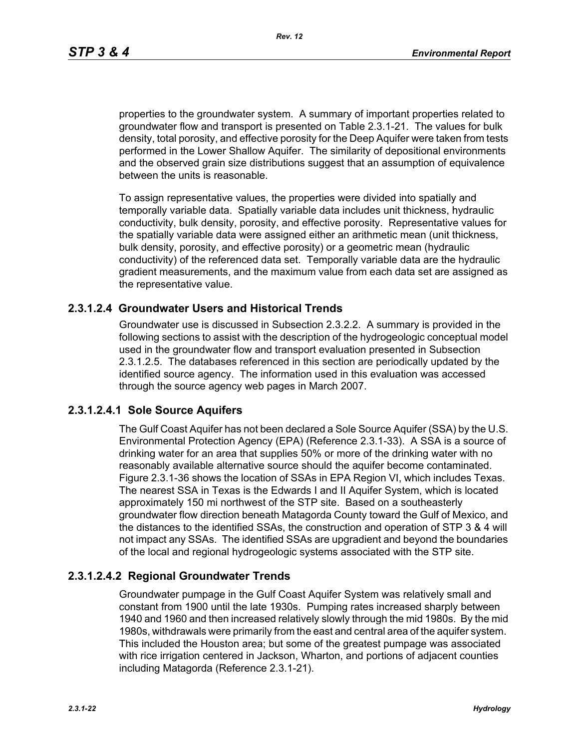properties to the groundwater system. A summary of important properties related to groundwater flow and transport is presented on Table 2.3.1-21. The values for bulk density, total porosity, and effective porosity for the Deep Aquifer were taken from tests performed in the Lower Shallow Aquifer. The similarity of depositional environments and the observed grain size distributions suggest that an assumption of equivalence between the units is reasonable.

To assign representative values, the properties were divided into spatially and temporally variable data. Spatially variable data includes unit thickness, hydraulic conductivity, bulk density, porosity, and effective porosity. Representative values for the spatially variable data were assigned either an arithmetic mean (unit thickness, bulk density, porosity, and effective porosity) or a geometric mean (hydraulic conductivity) of the referenced data set. Temporally variable data are the hydraulic gradient measurements, and the maximum value from each data set are assigned as the representative value.

### 2.3.1.2.4 Groundwater Users and Historical Trends

Groundwater use is discussed in Subsection 2.3.2.2. A summary is provided in the following sections to assist with the description of the hydrogeologic conceptual model used in the groundwater flow and transport evaluation presented in Subsection 2.3.1.2.5. The databases referenced in this section are periodically updated by the identified source agency. The information used in this evaluation was accessed through the source agency web pages in March 2007.

#### 2.3.1.2.4.1 Sole Source Aquifers

The Gulf Coast Aquifer has not been declared a Sole Source Aquifer (SSA) by the U.S. Environmental Protection Agency (EPA) (Reference 2.3.1-33). A SSA is a source of drinking water for an area that supplies 50% or more of the drinking water with no reasonably available alternative source should the aquifer become contaminated. Figure 2.3.1-36 shows the location of SSAs in EPA Region VI, which includes Texas. The nearest SSA in Texas is the Edwards I and II Aquifer System, which is located approximately 150 mi northwest of the STP site. Based on a southeasterly groundwater flow direction beneath Matagorda County toward the Gulf of Mexico, and the distances to the identified SSAs, the construction and operation of STP 3 & 4 will not impact any SSAs. The identified SSAs are upgradient and beyond the boundaries of the local and regional hydrogeologic systems associated with the STP site.

#### 2.3.1.2.4.2 Regional Groundwater Trends

Groundwater pumpage in the Gulf Coast Aquifer System was relatively small and constant from 1900 until the late 1930s. Pumping rates increased sharply between 1940 and 1960 and then increased relatively slowly through the mid 1980s. By the mid 1980s, withdrawals were primarily from the east and central area of the aquifer system. This included the Houston area; but some of the greatest pumpage was associated with rice irrigation centered in Jackson, Wharton, and portions of adjacent counties including Matagorda (Reference 2.3.1-21).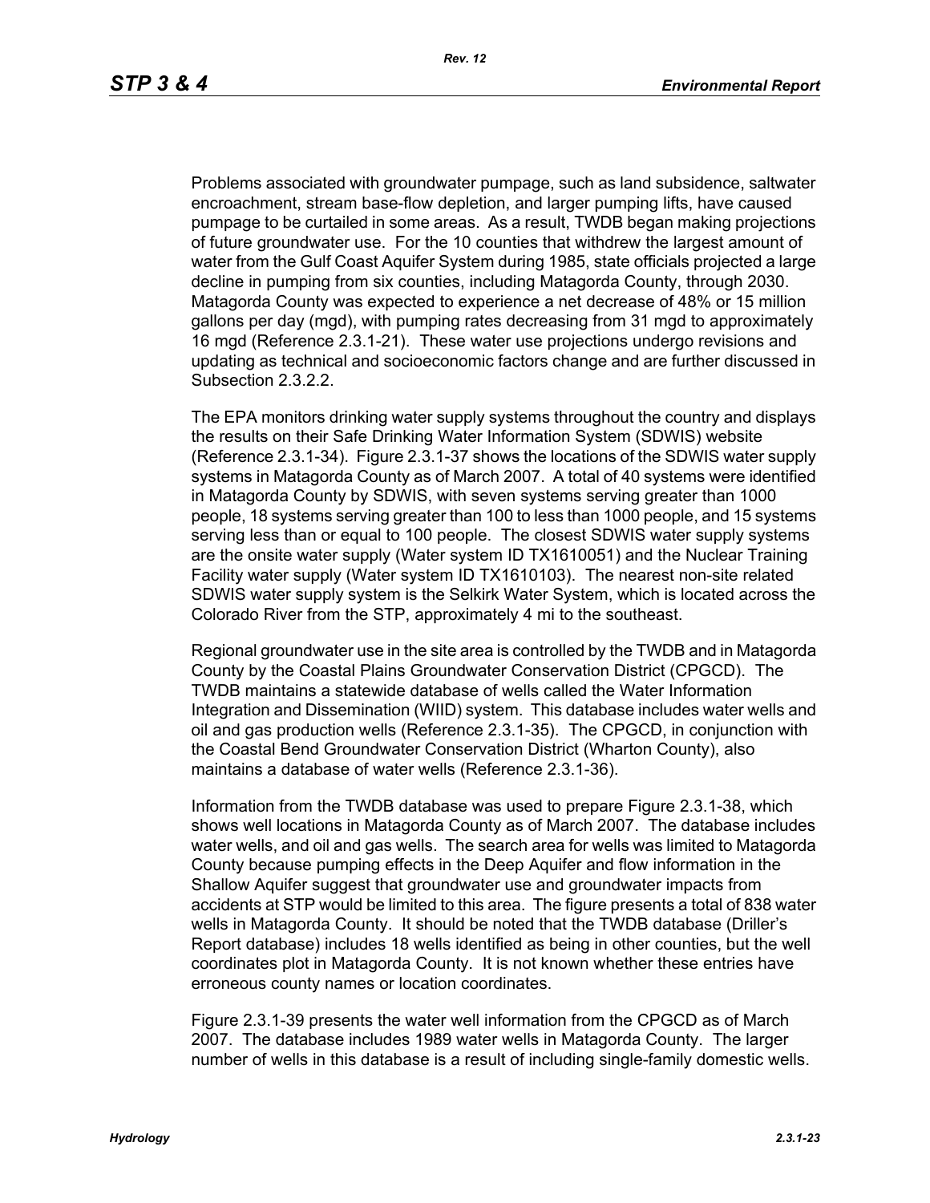Problems associated with groundwater pumpage, such as land subsidence, saltwater encroachment, stream base-flow depletion, and larger pumping lifts, have caused pumpage to be curtailed in some areas. As a result, TWDB began making projections of future groundwater use. For the 10 counties that withdrew the largest amount of water from the Gulf Coast Aquifer System during 1985, state officials projected a large decline in pumping from six counties, including Matagorda County, through 2030. Matagorda County was expected to experience a net decrease of 48% or 15 million gallons per day (mgd), with pumping rates decreasing from 31 mgd to approximately 16 mgd (Reference 2.3.1-21). These water use projections undergo revisions and updating as technical and socioeconomic factors change and are further discussed in Subsection 2.3.2.2.

The EPA monitors drinking water supply systems throughout the country and displays the results on their Safe Drinking Water Information System (SDWIS) website (Reference 2.3.1-34). Figure 2.3.1-37 shows the locations of the SDWIS water supply systems in Matagorda County as of March 2007. A total of 40 systems were identified in Matagorda County by SDWIS, with seven systems serving greater than 1000 people, 18 systems serving greater than 100 to less than 1000 people, and 15 systems serving less than or equal to 100 people. The closest SDWIS water supply systems are the onsite water supply (Water system ID TX1610051) and the Nuclear Training Facility water supply (Water system ID TX1610103). The nearest non-site related SDWIS water supply system is the Selkirk Water System, which is located across the Colorado River from the STP, approximately 4 mi to the southeast.

Regional groundwater use in the site area is controlled by the TWDB and in Matagorda County by the Coastal Plains Groundwater Conservation District (CPGCD). The TWDB maintains a statewide database of wells called the Water Information Integration and Dissemination (WIID) system. This database includes water wells and oil and gas production wells (Reference 2.3.1-35). The CPGCD, in conjunction with the Coastal Bend Groundwater Conservation District (Wharton County), also maintains a database of water wells (Reference 2.3.1-36).

Information from the TWDB database was used to prepare Figure 2.3.1-38, which shows well locations in Matagorda County as of March 2007. The database includes water wells, and oil and gas wells. The search area for wells was limited to Matagorda County because pumping effects in the Deep Aquifer and flow information in the Shallow Aquifer suggest that groundwater use and groundwater impacts from accidents at STP would be limited to this area. The figure presents a total of 838 water wells in Matagorda County. It should be noted that the TWDB database (Driller's Report database) includes 18 wells identified as being in other counties, but the well coordinates plot in Matagorda County. It is not known whether these entries have erroneous county names or location coordinates.

Figure 2.3.1-39 presents the water well information from the CPGCD as of March 2007. The database includes 1989 water wells in Matagorda County. The larger number of wells in this database is a result of including single-family domestic wells.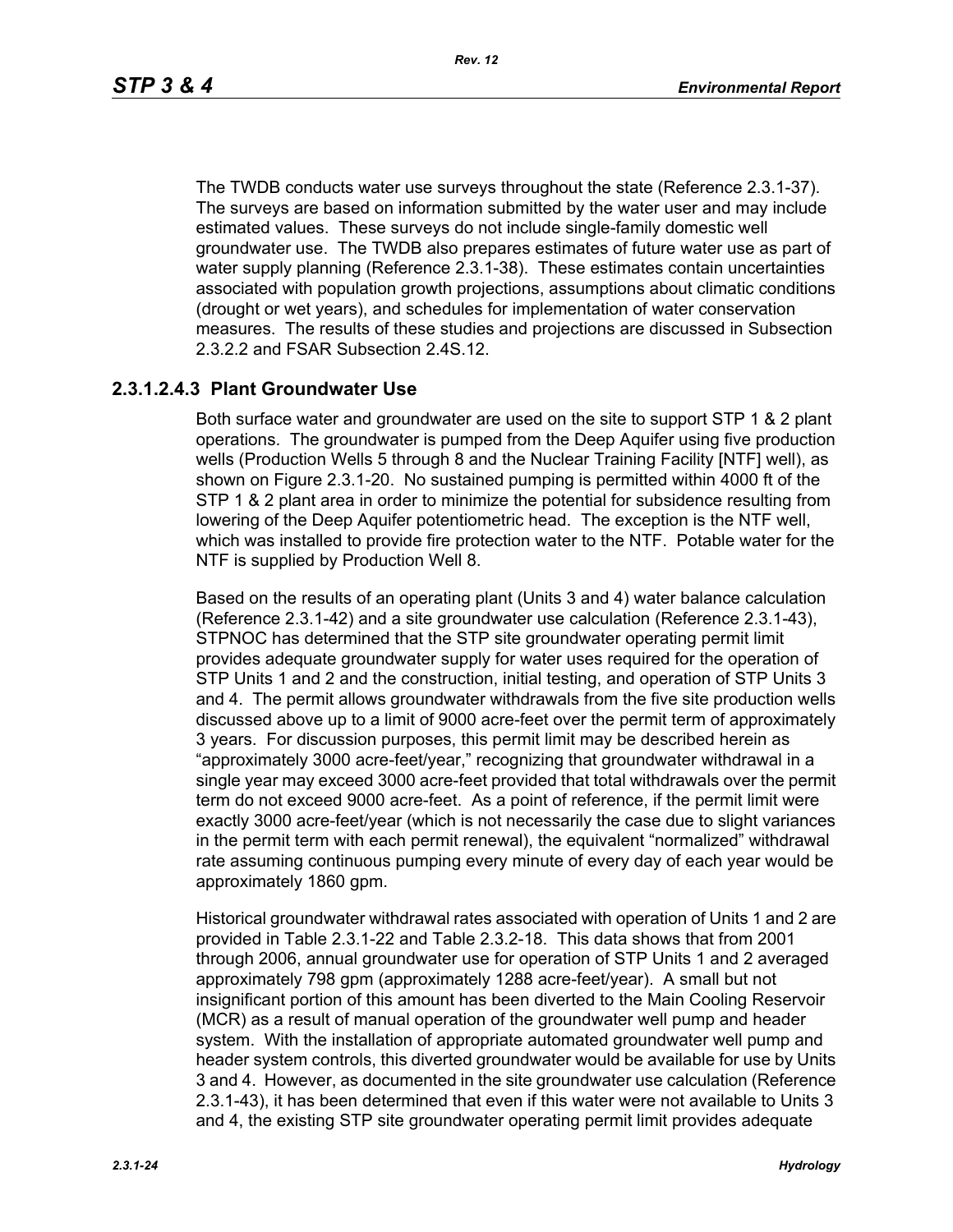The TWDB conducts water use surveys throughout the state (Reference 2.3.1-37). The surveys are based on information submitted by the water user and may include estimated values. These surveys do not include single-family domestic well groundwater use. The TWDB also prepares estimates of future water use as part of water supply planning (Reference 2.3.1-38). These estimates contain uncertainties associated with population growth projections, assumptions about climatic conditions (drought or wet years), and schedules for implementation of water conservation measures. The results of these studies and projections are discussed in Subsection 2.3.2.2 and FSAR Subsection 2.4S.12.

### 2.3.1.2.4.3 Plant Groundwater Use

Both surface water and groundwater are used on the site to support STP 1 & 2 plant operations. The groundwater is pumped from the Deep Aquifer using five production wells (Production Wells 5 through 8 and the Nuclear Training Facility [NTF] well), as shown on Figure 2.3.1-20. No sustained pumping is permitted within 4000 ft of the STP 1 & 2 plant area in order to minimize the potential for subsidence resulting from lowering of the Deep Aquifer potentiometric head. The exception is the NTF well, which was installed to provide fire protection water to the NTF. Potable water for the NTF is supplied by Production Well 8.

Based on the results of an operating plant (Units 3 and 4) water balance calculation (Reference 2.3.1-42) and a site groundwater use calculation (Reference 2.3.1-43), STPNOC has determined that the STP site groundwater operating permit limit provides adequate groundwater supply for water uses required for the operation of STP Units 1 and 2 and the construction, initial testing, and operation of STP Units 3 and 4. The permit allows groundwater withdrawals from the five site production wells discussed above up to a limit of 9000 acre-feet over the permit term of approximately 3 years. For discussion purposes, this permit limit may be described herein as "approximately 3000 acre-feet/year," recognizing that groundwater withdrawal in a single year may exceed 3000 acre-feet provided that total withdrawals over the permit term do not exceed 9000 acre-feet. As a point of reference, if the permit limit were exactly 3000 acre-feet/year (which is not necessarily the case due to slight variances in the permit term with each permit renewal), the equivalent "normalized" withdrawal rate assuming continuous pumping every minute of every day of each year would be approximately 1860 gpm.

Historical groundwater withdrawal rates associated with operation of Units 1 and 2 are provided in Table 2.3.1-22 and Table 2.3.2-18. This data shows that from 2001 through 2006, annual groundwater use for operation of STP Units 1 and 2 averaged approximately 798 gpm (approximately 1288 acre-feet/year). A small but not insignificant portion of this amount has been diverted to the Main Cooling Reservoir (MCR) as a result of manual operation of the groundwater well pump and header system. With the installation of appropriate automated groundwater well pump and header system controls, this diverted groundwater would be available for use by Units 3 and 4. However, as documented in the site groundwater use calculation (Reference 2.3.1-43), it has been determined that even if this water were not available to Units 3 and 4, the existing STP site groundwater operating permit limit provides adequate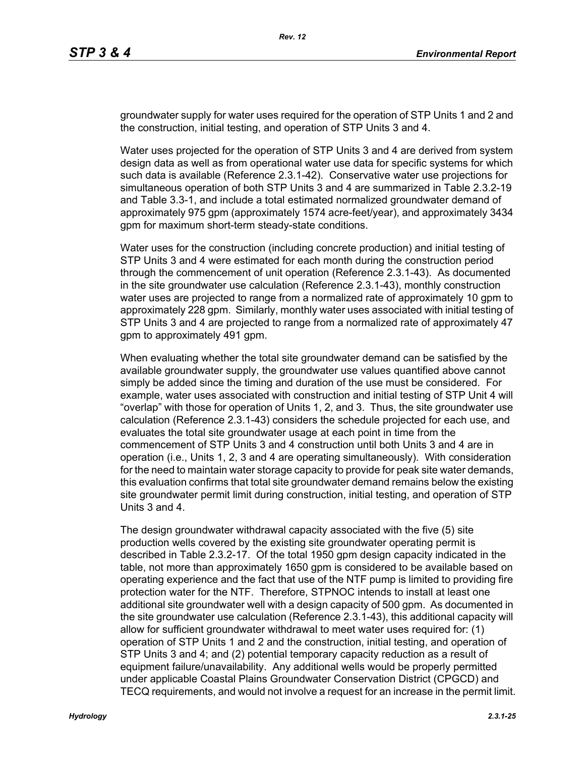groundwater supply for water uses required for the operation of STP Units 1 and 2 and the construction, initial testing, and operation of STP Units 3 and 4.

Water uses projected for the operation of STP Units 3 and 4 are derived from system design data as well as from operational water use data for specific systems for which such data is available (Reference 2.3.1-42). Conservative water use projections for simultaneous operation of both STP Units 3 and 4 are summarized in Table 2.3.2-19 and Table 3.3-1, and include a total estimated normalized groundwater demand of approximately 975 gpm (approximately 1574 acre-feet/year), and approximately 3434 gpm for maximum short-term steady-state conditions.

Water uses for the construction (including concrete production) and initial testing of STP Units 3 and 4 were estimated for each month during the construction period through the commencement of unit operation (Reference 2.3.1-43). As documented in the site groundwater use calculation (Reference 2.3.1-43), monthly construction water uses are projected to range from a normalized rate of approximately 10 gpm to approximately 228 gpm. Similarly, monthly water uses associated with initial testing of STP Units 3 and 4 are projected to range from a normalized rate of approximately 47 gpm to approximately 491 gpm.

When evaluating whether the total site groundwater demand can be satisfied by the available groundwater supply, the groundwater use values quantified above cannot simply be added since the timing and duration of the use must be considered. For example, water uses associated with construction and initial testing of STP Unit 4 will "overlap" with those for operation of Units 1, 2, and 3. Thus, the site groundwater use calculation (Reference 2.3.1-43) considers the schedule projected for each use, and evaluates the total site groundwater usage at each point in time from the commencement of STP Units 3 and 4 construction until both Units 3 and 4 are in operation (i.e., Units 1, 2, 3 and 4 are operating simultaneously). With consideration for the need to maintain water storage capacity to provide for peak site water demands, this evaluation confirms that total site groundwater demand remains below the existing site groundwater permit limit during construction, initial testing, and operation of STP Units 3 and 4.

The design groundwater withdrawal capacity associated with the five (5) site production wells covered by the existing site groundwater operating permit is described in Table 2.3.2-17. Of the total 1950 gpm design capacity indicated in the table, not more than approximately 1650 gpm is considered to be available based on operating experience and the fact that use of the NTF pump is limited to providing fire protection water for the NTF. Therefore, STPNOC intends to install at least one additional site groundwater well with a design capacity of 500 gpm. As documented in the site groundwater use calculation (Reference 2.3.1-43), this additional capacity will allow for sufficient groundwater withdrawal to meet water uses required for: (1) operation of STP Units 1 and 2 and the construction, initial testing, and operation of STP Units 3 and 4; and (2) potential temporary capacity reduction as a result of equipment failure/unavailability. Any additional wells would be properly permitted under applicable Coastal Plains Groundwater Conservation District (CPGCD) and TECQ requirements, and would not involve a request for an increase in the permit limit.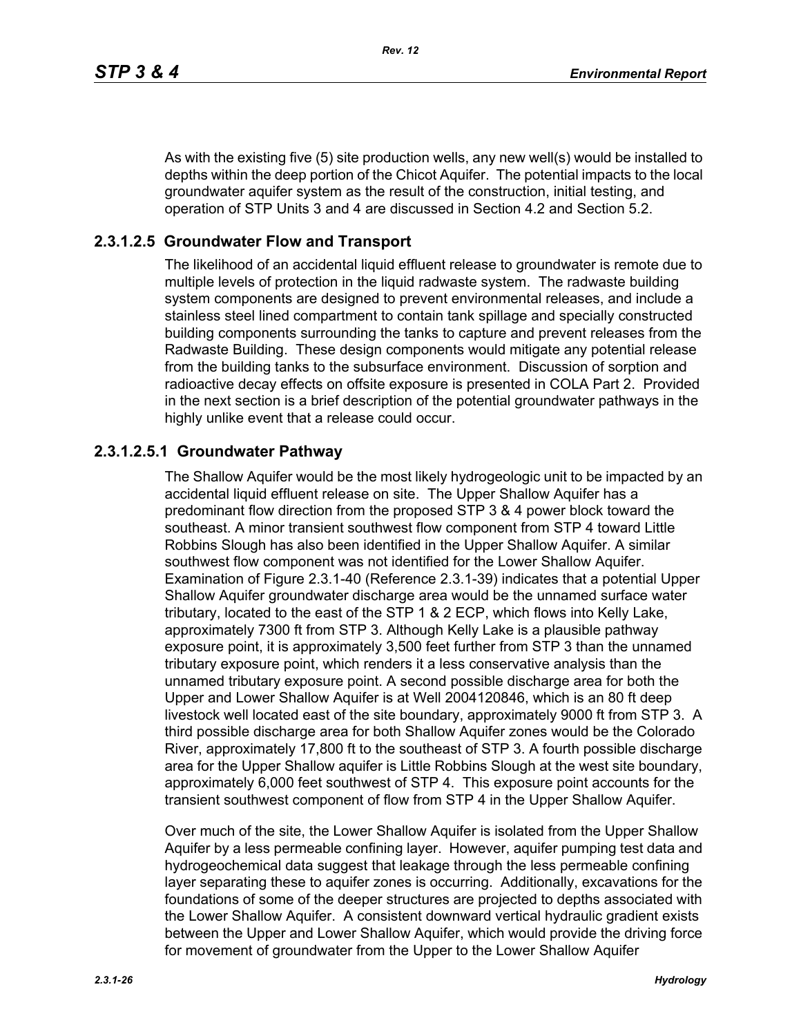As with the existing five (5) site production wells, any new well(s) would be installed to depths within the deep portion of the Chicot Aquifer. The potential impacts to the local groundwater aquifer system as the result of the construction, initial testing, and operation of STP Units 3 and 4 are discussed in Section 4.2 and Section 5.2.

### 2.3.1.2.5 Groundwater Flow and Transport

The likelihood of an accidental liquid effluent release to groundwater is remote due to multiple levels of protection in the liquid radwaste system. The radwaste building system components are designed to prevent environmental releases, and include a stainless steel lined compartment to contain tank spillage and specially constructed building components surrounding the tanks to capture and prevent releases from the Radwaste Building. These design components would mitigate any potential release from the building tanks to the subsurface environment. Discussion of sorption and radioactive decay effects on offsite exposure is presented in COLA Part 2. Provided in the next section is a brief description of the potential groundwater pathways in the highly unlike event that a release could occur.

#### 2.3.1.2.5.1 Groundwater Pathway

The Shallow Aquifer would be the most likely hydrogeologic unit to be impacted by an accidental liquid effluent release on site. The Upper Shallow Aquifer has a predominant flow direction from the proposed STP 3 & 4 power block toward the southeast. A minor transient southwest flow component from STP 4 toward Little Robbins Slough has also been identified in the Upper Shallow Aquifer. A similar southwest flow component was not identified for the Lower Shallow Aquifer. Examination of Figure 2.3.1-40 (Reference 2.3.1-39) indicates that a potential Upper Shallow Aquifer groundwater discharge area would be the unnamed surface water tributary, located to the east of the STP 1 & 2 ECP, which flows into Kelly Lake, approximately 7300 ft from STP 3. Although Kelly Lake is a plausible pathway exposure point, it is approximately 3,500 feet further from STP 3 than the unnamed tributary exposure point, which renders it a less conservative analysis than the unnamed tributary exposure point. A second possible discharge area for both the Upper and Lower Shallow Aquifer is at Well 2004120846, which is an 80 ft deep livestock well located east of the site boundary, approximately 9000 ft from STP 3. A third possible discharge area for both Shallow Aquifer zones would be the Colorado River, approximately 17,800 ft to the southeast of STP 3. A fourth possible discharge area for the Upper Shallow aquifer is Little Robbins Slough at the west site boundary, approximately 6,000 feet southwest of STP 4. This exposure point accounts for the transient southwest component of flow from STP 4 in the Upper Shallow Aquifer.

Over much of the site, the Lower Shallow Aquifer is isolated from the Upper Shallow Aquifer by a less permeable confining layer. However, aquifer pumping test data and hydrogeochemical data suggest that leakage through the less permeable confining layer separating these to aquifer zones is occurring. Additionally, excavations for the foundations of some of the deeper structures are projected to depths associated with the Lower Shallow Aquifer. A consistent downward vertical hydraulic gradient exists between the Upper and Lower Shallow Aquifer, which would provide the driving force for movement of groundwater from the Upper to the Lower Shallow Aquifer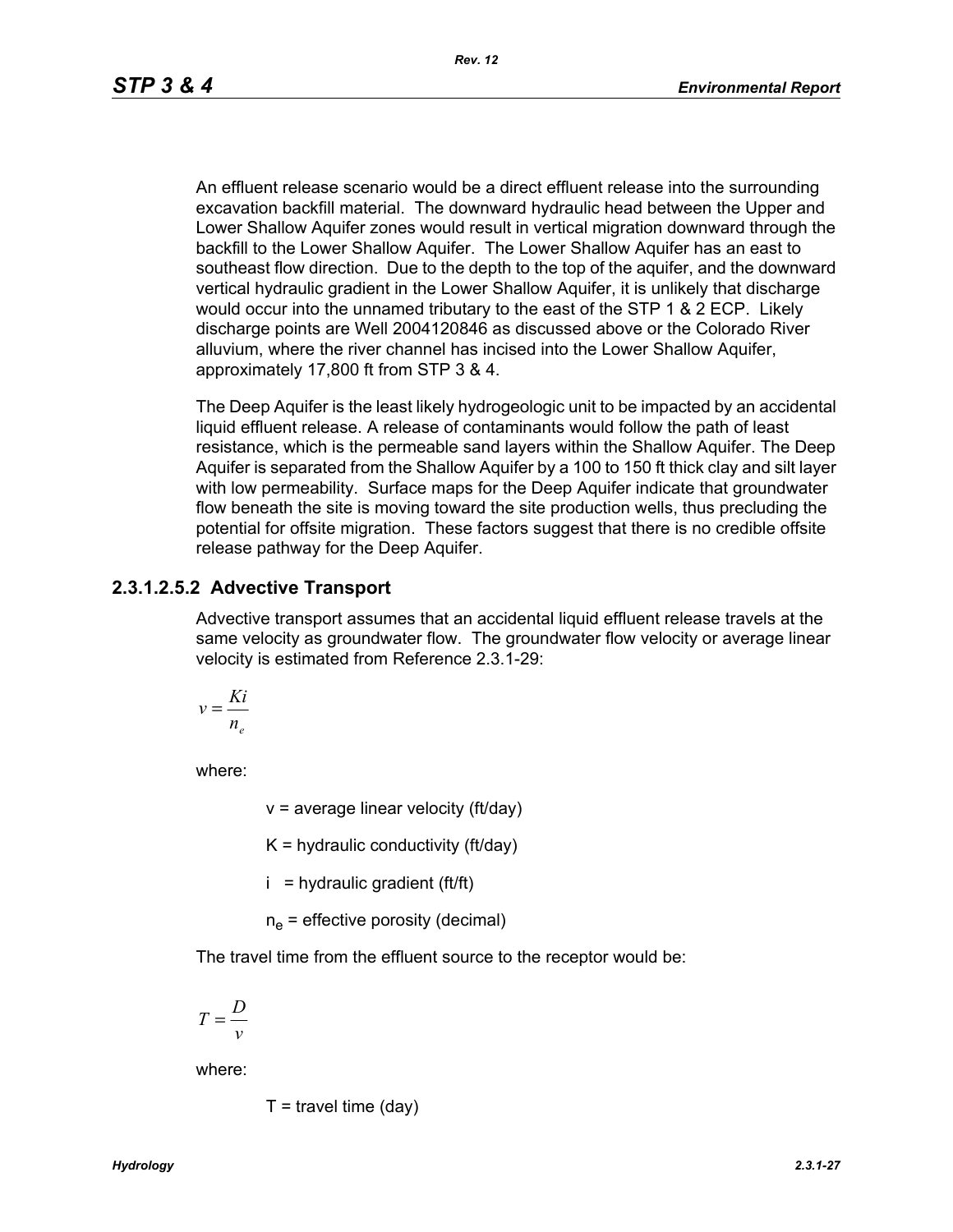An effluent release scenario would be a direct effluent release into the surrounding excavation backfill material. The downward hydraulic head between the Upper and Lower Shallow Aquifer zones would result in vertical migration downward through the backfill to the Lower Shallow Aquifer. The Lower Shallow Aquifer has an east to southeast flow direction. Due to the depth to the top of the aquifer, and the downward vertical hydraulic gradient in the Lower Shallow Aquifer, it is unlikely that discharge would occur into the unnamed tributary to the east of the STP 1 & 2 ECP. Likely discharge points are Well 2004120846 as discussed above or the Colorado River alluvium, where the river channel has incised into the Lower Shallow Aquifer, approximately 17,800 ft from STP 3 & 4.

The Deep Aquifer is the least likely hydrogeologic unit to be impacted by an accidental liquid effluent release. A release of contaminants would follow the path of least resistance, which is the permeable sand layers within the Shallow Aquifer. The Deep Aquifer is separated from the Shallow Aquifer by a 100 to 150 ft thick clay and silt layer with low permeability. Surface maps for the Deep Aquifer indicate that groundwater flow beneath the site is moving toward the site production wells, thus precluding the potential for offsite migration. These factors suggest that there is no credible offsite release pathway for the Deep Aquifer.

### 2.3.1.2.5.2 Advective Transport

Advective transport assumes that an accidental liquid effluent release travels at the same velocity as groundwater flow. The groundwater flow velocity or average linear velocity is estimated from Reference 2.3.1-29:

$$v = \frac{Ki}{n_e}$$

where:

$v$ = average linear velocity (ft/day)

$K$ = hydraulic conductivity (ft/day)

$i$ = hydraulic gradient (ft/ft)

$n_e$ = effective porosity (decimal)

The travel time from the effluent source to the receptor would be:

$$T = \frac{D}{v}$$

where:

$T$ = travel time (day)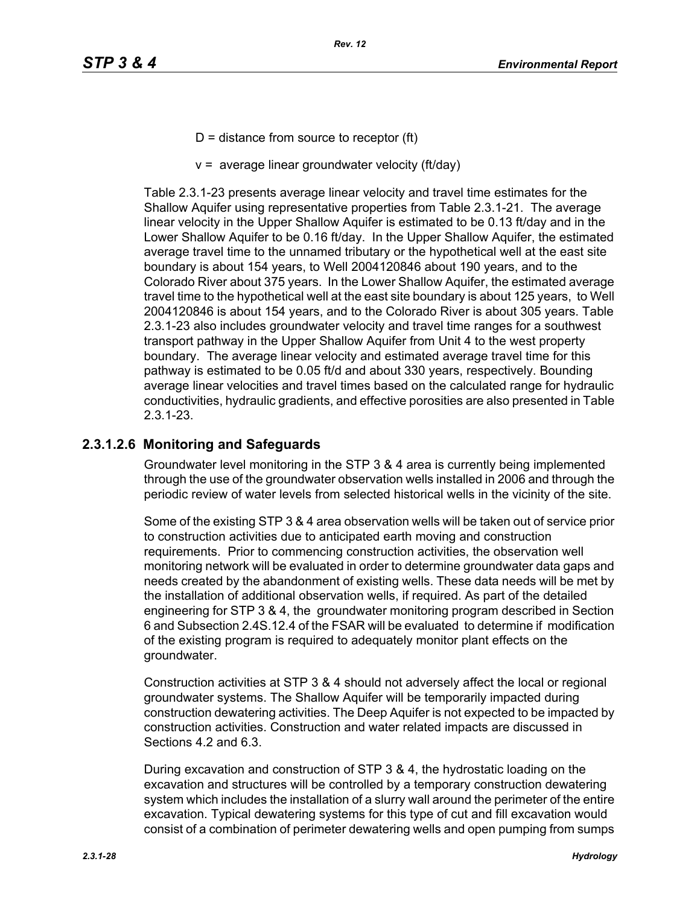D = distance from source to receptor (ft)

v = average linear groundwater velocity (ft/day)

Table 2.3.1-23 presents average linear velocity and travel time estimates for the Shallow Aquifer using representative properties from Table 2.3.1-21. The average linear velocity in the Upper Shallow Aquifer is estimated to be 0.13 ft/day and in the Lower Shallow Aquifer to be 0.16 ft/day. In the Upper Shallow Aquifer, the estimated average travel time to the unnamed tributary or the hypothetical well at the east site boundary is about 154 years, to Well 2004120846 about 190 years, and to the Colorado River about 375 years. In the Lower Shallow Aquifer, the estimated average travel time to the hypothetical well at the east site boundary is about 125 years, to Well 2004120846 is about 154 years, and to the Colorado River is about 305 years. Table 2.3.1-23 also includes groundwater velocity and travel time ranges for a southwest transport pathway in the Upper Shallow Aquifer from Unit 4 to the west property boundary. The average linear velocity and estimated average travel time for this pathway is estimated to be 0.05 ft/d and about 330 years, respectively. Bounding average linear velocities and travel times based on the calculated range for hydraulic conductivities, hydraulic gradients, and effective porosities are also presented in Table 2.3.1-23.

### 2.3.1.2.6 Monitoring and Safeguards

Groundwater level monitoring in the STP 3 & 4 area is currently being implemented through the use of the groundwater observation wells installed in 2006 and through the periodic review of water levels from selected historical wells in the vicinity of the site.

Some of the existing STP 3 & 4 area observation wells will be taken out of service prior to construction activities due to anticipated earth moving and construction requirements. Prior to commencing construction activities, the observation well monitoring network will be evaluated in order to determine groundwater data gaps and needs created by the abandonment of existing wells. These data needs will be met by the installation of additional observation wells, if required. As part of the detailed engineering for STP 3 & 4, the groundwater monitoring program described in Section 6 and Subsection 2.4S.12.4 of the FSAR will be evaluated to determine if modification of the existing program is required to adequately monitor plant effects on the groundwater.

Construction activities at STP 3 & 4 should not adversely affect the local or regional groundwater systems. The Shallow Aquifer will be temporarily impacted during construction dewatering activities. The Deep Aquifer is not expected to be impacted by construction activities. Construction and water related impacts are discussed in Sections 4.2 and 6.3.

During excavation and construction of STP 3 & 4, the hydrostatic loading on the excavation and structures will be controlled by a temporary construction dewatering system which includes the installation of a slurry wall around the perimeter of the entire excavation. Typical dewatering systems for this type of cut and fill excavation would consist of a combination of perimeter dewatering wells and open pumping from sumps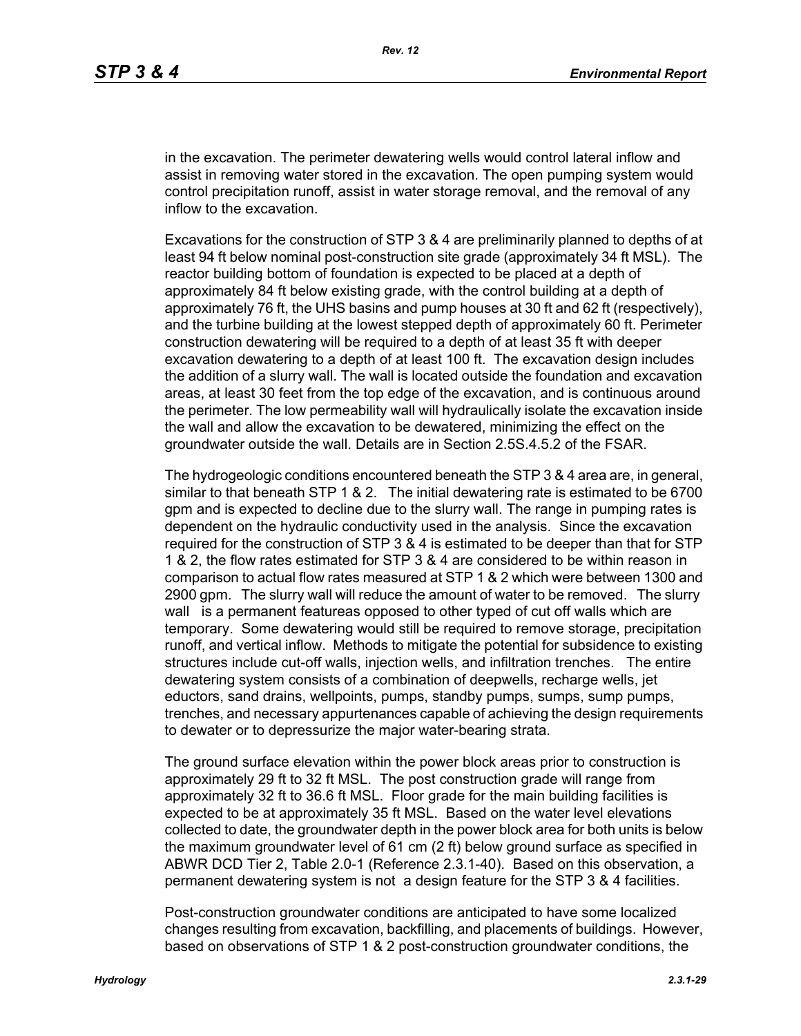in the excavation. The perimeter dewatering wells would control lateral inflow and assist in removing water stored in the excavation. The open pumping system would control precipitation runoff, assist in water storage removal, and the removal of any inflow to the excavation.

Excavations for the construction of STP 3 & 4 are preliminarily planned to depths of at least 94 ft below nominal post-construction site grade (approximately 34 ft MSL). The reactor building bottom of foundation is expected to be placed at a depth of approximately 84 ft below existing grade, with the control building at a depth of approximately 76 ft, the UHS basins and pump houses at 30 ft and 62 ft (respectively), and the turbine building at the lowest stepped depth of approximately 60 ft. Perimeter construction dewatering will be required to a depth of at least 35 ft with deeper excavation dewatering to a depth of at least 100 ft. The excavation design includes the addition of a slurry wall. The wall is located outside the foundation and excavation areas, at least 30 feet from the top edge of the excavation, and is continuous around the perimeter. The low permeability wall will hydraulically isolate the excavation inside the wall and allow the excavation to be dewatered, minimizing the effect on the groundwater outside the wall. Details are in Section 2.5S.4.5.2 of the FSAR.

The hydrogeologic conditions encountered beneath the STP 3 & 4 area are, in general, similar to that beneath STP 1 & 2. The initial dewatering rate is estimated to be 6700 gpm and is expected to decline due to the slurry wall. The range in pumping rates is dependent on the hydraulic conductivity used in the analysis. Since the excavation required for the construction of STP 3 & 4 is estimated to be deeper than that for STP 1 & 2, the flow rates estimated for STP 3 & 4 are considered to be within reason in comparison to actual flow rates measured at STP 1 & 2 which were between 1300 and 2900 gpm. The slurry wall will reduce the amount of water to be removed. The slurry wall is a permanent featureas opposed to other typed of cut off walls which are temporary. Some dewatering would still be required to remove storage, precipitation runoff, and vertical inflow. Methods to mitigate the potential for subsidence to existing structures include cut-off walls, injection wells, and infiltration trenches. The entire dewatering system consists of a combination of deepwells, recharge wells, jet eductors, sand drains, wellpoints, pumps, standby pumps, sumps, sump pumps, trenches, and necessary appurtenances capable of achieving the design requirements to dewater or to depressurize the major water-bearing strata.

The ground surface elevation within the power block areas prior to construction is approximately 29 ft to 32 ft MSL. The post construction grade will range from approximately 32 ft to 36.6 ft MSL. Floor grade for the main building facilities is expected to be at approximately 35 ft MSL. Based on the water level elevations collected to date, the groundwater depth in the power block area for both units is below the maximum groundwater level of 61 cm (2 ft) below ground surface as specified in ABWR DCD Tier 2, Table 2.0-1 (Reference 2.3.1-40). Based on this observation, a permanent dewatering system is not a design feature for the STP 3 & 4 facilities.

Post-construction groundwater conditions are anticipated to have some localized changes resulting from excavation, backfilling, and placements of buildings. However, based on observations of STP 1 & 2 post-construction groundwater conditions, the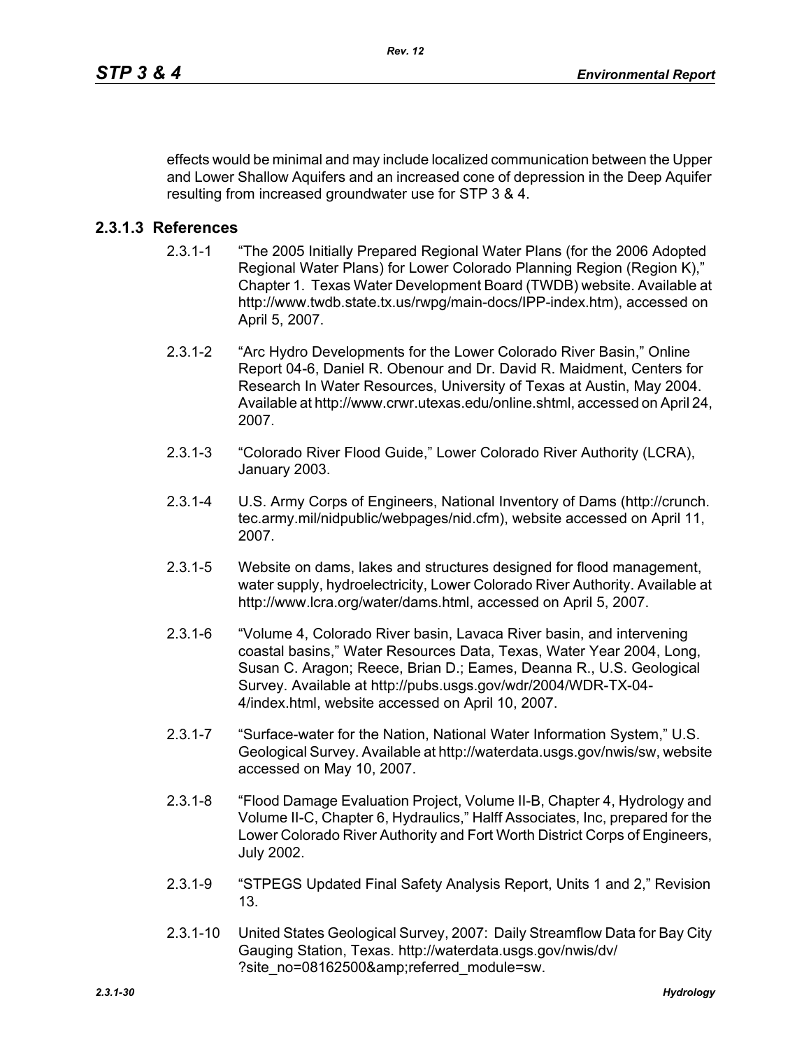effects would be minimal and may include localized communication between the Upper and Lower Shallow Aquifers and an increased cone of depression in the Deep Aquifer resulting from increased groundwater use for STP 3 & 4.

### 2.3.1.3 References

2.3.1-1 "The 2005 Initially Prepared Regional Water Plans (for the 2006 Adopted Regional Water Plans) for Lower Colorado Planning Region (Region K)," Chapter 1. Texas Water Development Board (TWDB) website. Available at http://www.twdb.state.tx.us/rwpg/main-docs/IPP-index.htm), accessed on April 5, 2007.

2.3.1-2 "Arc Hydro Developments for the Lower Colorado River Basin," Online Report 04-6, Daniel R. Obenour and Dr. David R. Maidment, Centers for Research In Water Resources, University of Texas at Austin, May 2004. Available at http://www.crwr.utexas.edu/online.shtml, accessed on April 24, 2007.

2.3.1-3 "Colorado River Flood Guide," Lower Colorado River Authority (LCRA), January 2003.

2.3.1-4 U.S. Army Corps of Engineers, National Inventory of Dams (http://crunch.tec.army.mil/nidpublic/webpages/nid.cfm), website accessed on April 11, 2007.

2.3.1-5 Website on dams, lakes and structures designed for flood management, water supply, hydroelectricity, Lower Colorado River Authority. Available at http://www.lcra.org/water/dams.html, accessed on April 5, 2007.

2.3.1-6 "Volume 4, Colorado River basin, Lavaca River basin, and intervening coastal basins," Water Resources Data, Texas, Water Year 2004, Long, Susan C. Aragon; Reece, Brian D.; Eames, Deanna R., U.S. Geological Survey. Available at http://pubs.usgs.gov/wdr/2004/WDR-TX-04-4/index.html, website accessed on April 10, 2007.

2.3.1-7 "Surface-water for the Nation, National Water Information System," U.S. Geological Survey. Available at http://waterdata.usgs.gov/nwis/sw, website accessed on May 10, 2007.

2.3.1-8 "Flood Damage Evaluation Project, Volume II-B, Chapter 4, Hydrology and Volume II-C, Chapter 6, Hydraulics," Halff Associates, Inc, prepared for the Lower Colorado River Authority and Fort Worth District Corps of Engineers, July 2002.

2.3.1-9 "STPEGS Updated Final Safety Analysis Report, Units 1 and 2," Revision 13.

2.3.1-10 United States Geological Survey, 2007: Daily Streamflow Data for Bay City Gauging Station, Texas. http://waterdata.usgs.gov/nwis/dv/?site_no=08162500&amp;referred_module=sw.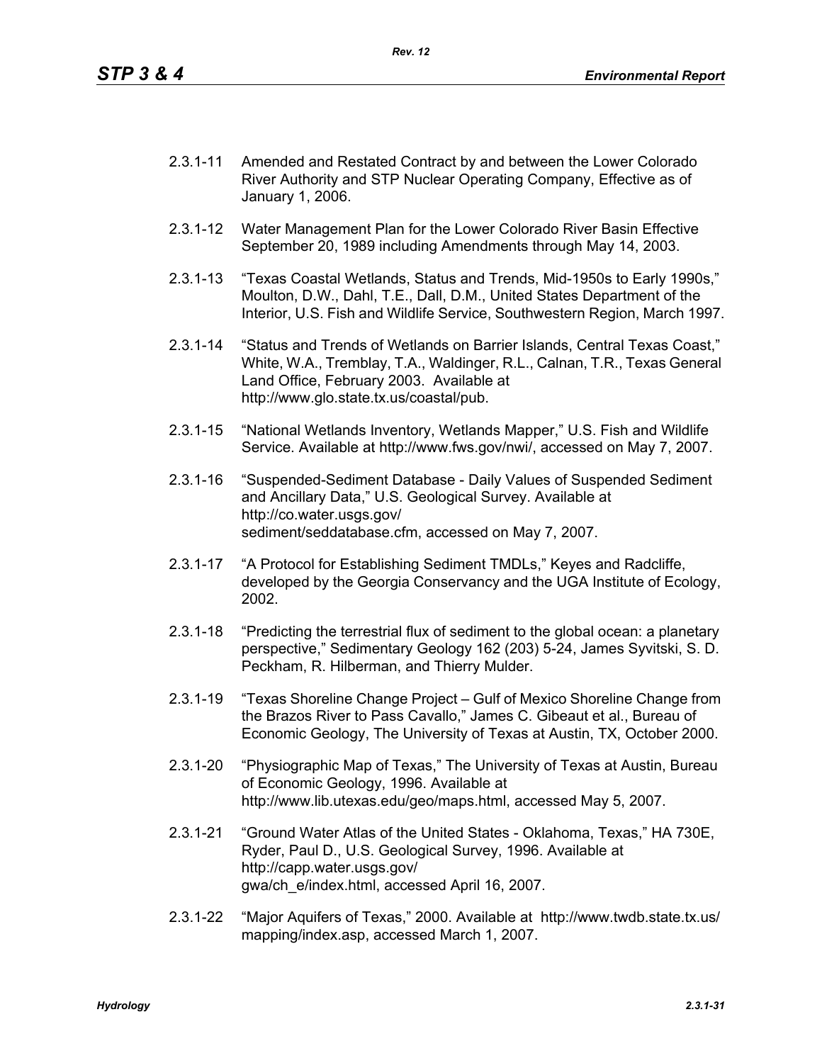2.3.1-11 Amended and Restated Contract by and between the Lower Colorado River Authority and STP Nuclear Operating Company, Effective as of January 1, 2006.

2.3.1-12 Water Management Plan for the Lower Colorado River Basin Effective September 20, 1989 including Amendments through May 14, 2003.

2.3.1-13 "Texas Coastal Wetlands, Status and Trends, Mid-1950s to Early 1990s," Moulton, D.W., Dahl, T.E., Dall, D.M., United States Department of the Interior, U.S. Fish and Wildlife Service, Southwestern Region, March 1997.

2.3.1-14 "Status and Trends of Wetlands on Barrier Islands, Central Texas Coast," White, W.A., Tremblay, T.A., Waldinger, R.L., Calnan, T.R., Texas General Land Office, February 2003. Available at http://www.glo.state.tx.us/coastal/pub.

2.3.1-15 "National Wetlands Inventory, Wetlands Mapper," U.S. Fish and Wildlife Service. Available at http://www.fws.gov/nwi/, accessed on May 7, 2007.

2.3.1-16 "Suspended-Sediment Database - Daily Values of Suspended Sediment and Ancillary Data," U.S. Geological Survey. Available at http://co.water.usgs.gov/sediment/seddatabase.cfm, accessed on May 7, 2007.

2.3.1-17 "A Protocol for Establishing Sediment TMDLs," Keyes and Radcliffe, developed by the Georgia Conservancy and the UGA Institute of Ecology, 2002.

2.3.1-18 "Predicting the terrestrial flux of sediment to the global ocean: a planetary perspective," Sedimentary Geology 162 (203) 5-24, James Syvitski, S. D. Peckham, R. Hilberman, and Thierry Mulder.

2.3.1-19 "Texas Shoreline Change Project – Gulf of Mexico Shoreline Change from the Brazos River to Pass Cavallo," James C. Gibeaut et al., Bureau of Economic Geology, The University of Texas at Austin, TX, October 2000.

2.3.1-20 "Physiographic Map of Texas," The University of Texas at Austin, Bureau of Economic Geology, 1996. Available at http://www.lib.utexas.edu/geo/maps.html, accessed May 5, 2007.

2.3.1-21 "Ground Water Atlas of the United States - Oklahoma, Texas," HA 730E, Ryder, Paul D., U.S. Geological Survey, 1996. Available at http://capp.water.usgs.gov/gwa/ch_e/index.html, accessed April 16, 2007.

2.3.1-22 "Major Aquifers of Texas," 2000. Available at http://www.twdb.state.tx.us/mapping/index.asp, accessed March 1, 2007.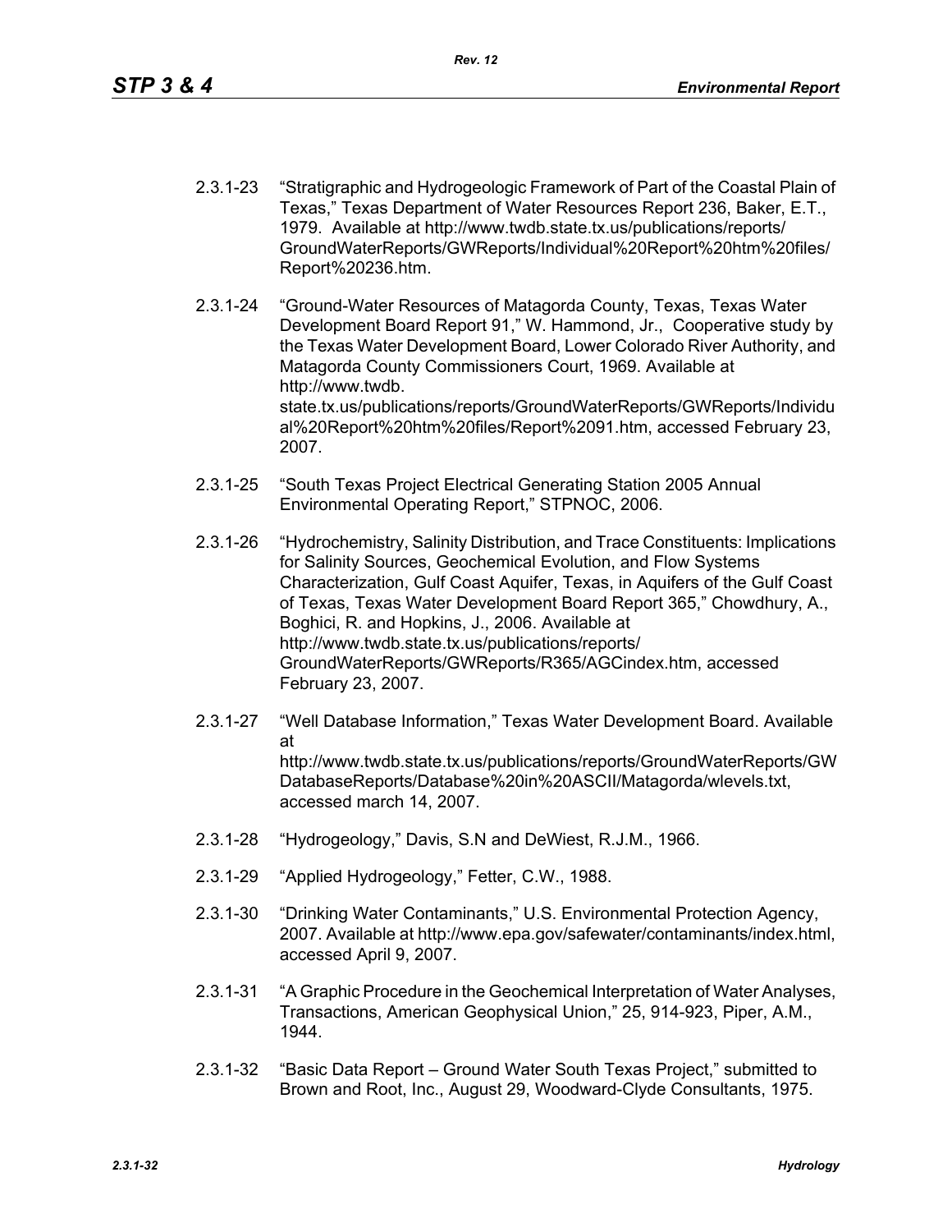2.3.1-23 "Stratigraphic and Hydrogeologic Framework of Part of the Coastal Plain of Texas," Texas Department of Water Resources Report 236, Baker, E.T., 1979. Available at http://www.twdb.state.tx.us/publications/reports/GroundWaterReports/GWReports/Individual%20Report%20htm%20files/Report%20236.htm.

2.3.1-24 "Ground-Water Resources of Matagorda County, Texas, Texas Water Development Board Report 91," W. Hammond, Jr., Cooperative study by the Texas Water Development Board, Lower Colorado River Authority, and Matagorda County Commissioners Court, 1969. Available at http://www.twdb.state.tx.us/publications/reports/GroundWaterReports/GWReports/Individual%20Report%20htm%20files/Report%2091.htm, accessed February 23, 2007.

2.3.1-25 "South Texas Project Electrical Generating Station 2005 Annual Environmental Operating Report," STPNOC, 2006.

2.3.1-26 "Hydrochemistry, Salinity Distribution, and Trace Constituents: Implications for Salinity Sources, Geochemical Evolution, and Flow Systems Characterization, Gulf Coast Aquifer, Texas, in Aquifers of the Gulf Coast of Texas, Texas Water Development Board Report 365," Chowdhury, A., Boghici, R. and Hopkins, J., 2006. Available at http://www.twdb.state.tx.us/publications/reports/GroundWaterReports/GWReports/R365/AGCindex.htm, accessed February 23, 2007.

2.3.1-27 "Well Database Information," Texas Water Development Board. Available at http://www.twdb.state.tx.us/publications/reports/GroundWaterReports/GWDatabaseReports/Database%20in%20ASCII/Matagorda/wlevels.txt, accessed march 14, 2007.

2.3.1-28 "Hydrogeology," Davis, S.N and DeWiest, R.J.M., 1966.

2.3.1-29 "Applied Hydrogeology," Fetter, C.W., 1988.

2.3.1-30 "Drinking Water Contaminants," U.S. Environmental Protection Agency, 2007. Available at http://www.epa.gov/safewater/contaminants/index.html, accessed April 9, 2007.

2.3.1-31 "A Graphic Procedure in the Geochemical Interpretation of Water Analyses, Transactions, American Geophysical Union," 25, 914-923, Piper, A.M., 1944.

2.3.1-32 "Basic Data Report – Ground Water South Texas Project," submitted to Brown and Root, Inc., August 29, Woodward-Clyde Consultants, 1975.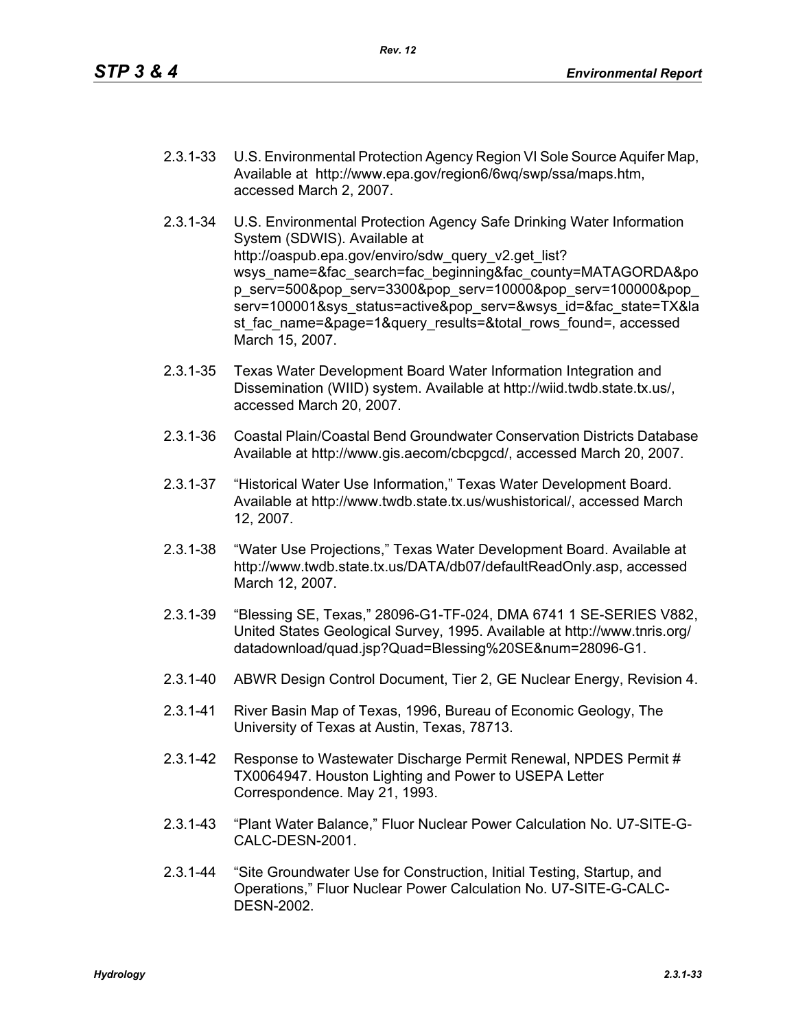2.3.1-33 U.S. Environmental Protection Agency Region VI Sole Source Aquifer Map, Available at http://www.epa.gov/region6/6wq/swp/ssa/maps.htm, accessed March 2, 2007.

2.3.1-34 U.S. Environmental Protection Agency Safe Drinking Water Information System (SDWIS). Available at http://oaspub.epa.gov/enviro/sdw_query_v2.get_list?wsys_name=&fac_search=fac_beginning&fac_county=MATAGORDA&pop_serv=500&pop_serv=3300&pop_serv=10000&pop_serv=100000&pop_serv=100001&sys_status=active&pop_serv=&wsys_id=&fac_state=TX&last_fac_name=&page=1&query_results=&total_rows_found=, accessed March 15, 2007.

2.3.1-35 Texas Water Development Board Water Information Integration and Dissemination (WIID) system. Available at http://wiid.twdb.state.tx.us/, accessed March 20, 2007.

2.3.1-36 Coastal Plain/Coastal Bend Groundwater Conservation Districts Database Available at http://www.gis.aecom/cbcpgcd/, accessed March 20, 2007.

2.3.1-37 "Historical Water Use Information," Texas Water Development Board. Available at http://www.twdb.state.tx.us/wushistorical/, accessed March 12, 2007.

2.3.1-38 "Water Use Projections," Texas Water Development Board. Available at http://www.twdb.state.tx.us/DATA/db07/defaultReadOnly.asp, accessed March 12, 2007.

2.3.1-39 "Blessing SE, Texas," 28096-G1-TF-024, DMA 6741 1 SE-SERIES V882, United States Geological Survey, 1995. Available at http://www.tnris.org/datadownload/quad.jsp?Quad=Blessing%20SE&num=28096-G1.

2.3.1-40 ABWR Design Control Document, Tier 2, GE Nuclear Energy, Revision 4.

2.3.1-41 River Basin Map of Texas, 1996, Bureau of Economic Geology, The University of Texas at Austin, Texas, 78713.

2.3.1-42 Response to Wastewater Discharge Permit Renewal, NPDES Permit # TX0064947. Houston Lighting and Power to USEPA Letter Correspondence. May 21, 1993.

2.3.1-43 "Plant Water Balance," Fluor Nuclear Power Calculation No. U7-SITE-G-CALC-DESN-2001.

2.3.1-44 "Site Groundwater Use for Construction, Initial Testing, Startup, and Operations," Fluor Nuclear Power Calculation No. U7-SITE-G-CALC-DESN-2002.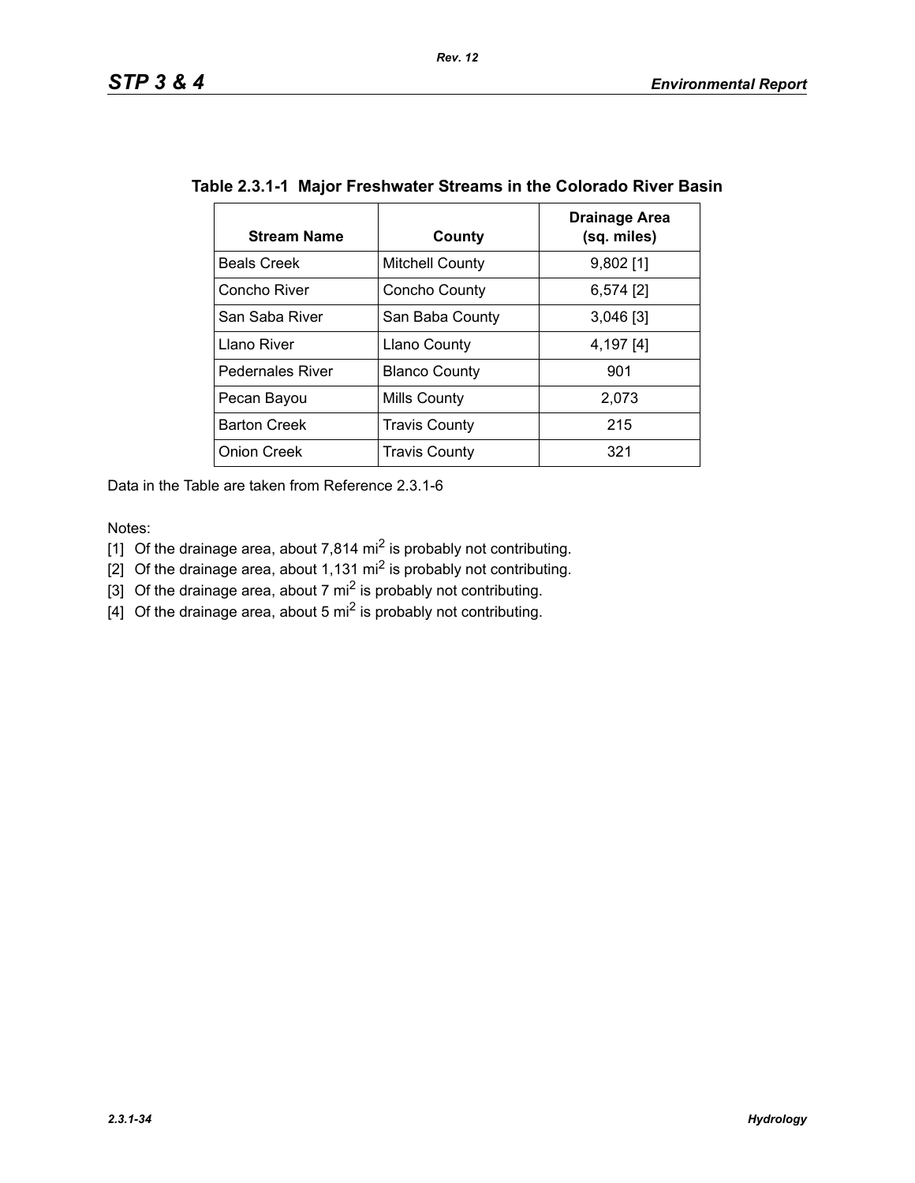**Table 2.3.1-1 Major Freshwater Streams in the Colorado River Basin**

| Stream Name | County | Drainage Area (sq. miles) |
|---|---|---|
| Beals Creek | Mitchell County | 9,802 [1] |
| Concho River | Concho County | 6,574 [2] |
| San Saba River | San Baba County | 3,046 [3] |
| Llano River | Llano County | 4,197 [4] |
| Pedernales River | Blanco County | 901 |
| Pecan Bayou | Mills County | 2,073 |
| Barton Creek | Travis County | 215 |
| Onion Creek | Travis County | 321 |

Data in the Table are taken from Reference 2.3.1-6

Notes:

[1] Of the drainage area, about 7,814 $mi^2$ is probably not contributing.

[2] Of the drainage area, about 1,131 $mi^2$ is probably not contributing.

[3] Of the drainage area, about 7 $mi^2$ is probably not contributing.

[4] Of the drainage area, about 5 $mi^2$ is probably not contributing.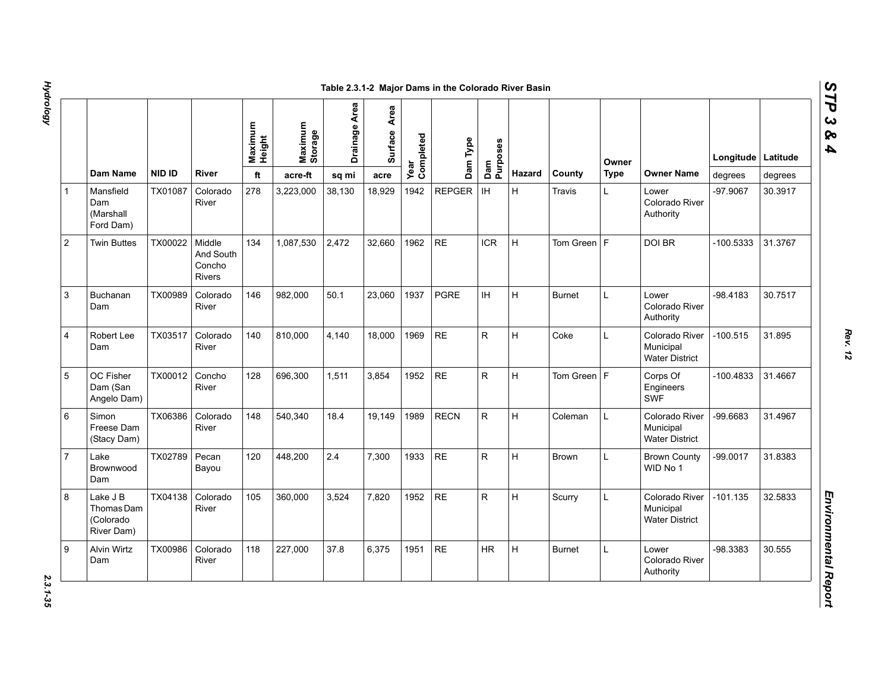Table 2.3.1-2 Major Dams in the Colorado River Basin

| | Dam Name | NID ID | River | Maximum Height | Maximum Storage | Drainage Area | Surface Area | Year Completed | Dam Type | Dam Purposes | Hazard | County | Owner Type | Owner Name | Longitude | Latitude |
|---|---|---|---|---|---|---|---|---|---|---|---|---|---|---|---|---|
| | | | | ft | acre-ft | sq mi | acre | | | | | | | | degrees | degrees |
| 1 | Mansfield Dam (Marshall Ford Dam) | TX01087 | Colorado River | 278 | 3,223,000 | 38,130 | 18,929 | 1942 | REPGER | IH | H | Travis | L | Lower Colorado River Authority | -97.9067 | 30.3917 |
| 2 | Twin Buttes | TX00022 | Middle And South Concho Rivers | 134 | 1,087,530 | 2,472 | 32,660 | 1962 | RE | ICR | H | Tom Green | F | DOI BR | -100.5333 | 31.3767 |
| 3 | Buchanan Dam | TX00989 | Colorado River | 146 | 982,000 | 50.1 | 23,060 | 1937 | PGRE | IH | H | Burnet | L | Lower Colorado River Authority | -98.4183 | 30.7517 |
| 4 | Robert Lee Dam | TX03517 | Colorado River | 140 | 810,000 | 4,140 | 18,000 | 1969 | RE | R | H | Coke | L | Colorado River Municipal Water District | -100.515 | 31.895 |
| 5 | OC Fisher Dam (San Angelo Dam) | TX00012 | Concho River | 128 | 696,300 | 1,511 | 3,854 | 1952 | RE | R | H | Tom Green | F | Corps Of Engineers SWF | -100.4833 | 31.4667 |
| 6 | Simon Freese Dam (Stacy Dam) | TX06386 | Colorado River | 148 | 540,340 | 18.4 | 19,149 | 1989 | RECN | R | H | Coleman | L | Colorado River Municipal Water District | -99.6683 | 31.4967 |
| 7 | Lake Brownwood Dam | TX02789 | Pecan Bayou | 120 | 448,200 | 2.4 | 7,300 | 1933 | RE | R | H | Brown | L | Brown County WID No 1 | -99.0017 | 31.8383 |
| 8 | Lake J B Thomas Dam (Colorado River Dam) | TX04138 | Colorado River | 105 | 360,000 | 3,524 | 7,820 | 1952 | RE | R | H | Scurry | L | Colorado River Municipal Water District | -101.135 | 32.5833 |
| 9 | Alvin Wirtz Dam | TX00986 | Colorado River | 118 | 227,000 | 37.8 | 6,375 | 1951 | RE | HR | H | Burnet | L | Lower Colorado River Authority | -98.3383 | 30.555 |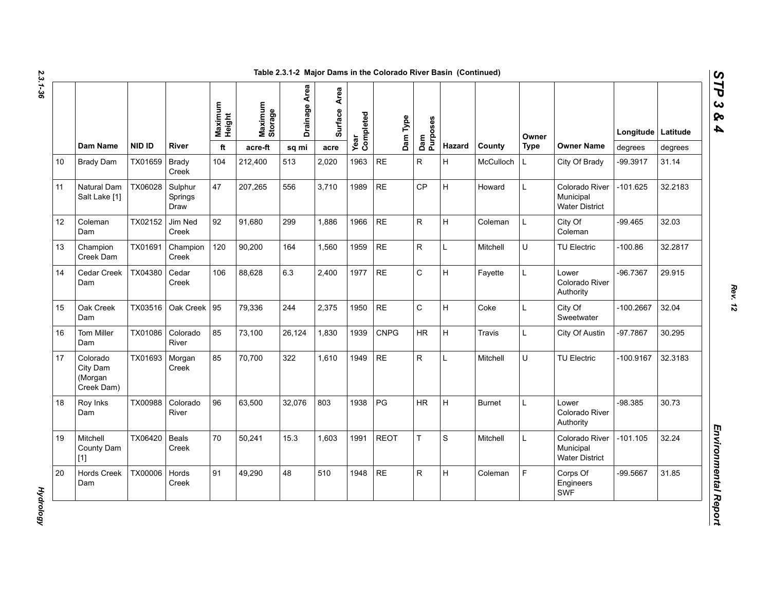Table 2.3.1-2 Major Dams in the Colorado River Basin (Continued)

| | Dam Name | NID ID | River | Maximum Height | Maximum Storage | Drainage Area | Surface Area | Year Completed | Dam Type | Dam Purposes | Hazard | County | Owner Type | Owner Name | Longitude | Latitude |
|---|---|---|---|---|---|---|---|---|---|---|---|---|---|---|---|---|
| | | | | ft | acre-ft | sq mi | acre | | | | | | | | degrees | degrees |
| 10 | Brady Dam | TX01659 | Brady Creek | 104 | 212,400 | 513 | 2,020 | 1963 | RE | R | H | McCulloch | L | City Of Brady | -99.3917 | 31.14 |
| 11 | Natural Dam Salt Lake [1] | TX06028 | Sulphur Springs Draw | 47 | 207,265 | 556 | 3,710 | 1989 | RE | CP | H | Howard | L | Colorado River Municipal Water District | -101.625 | 32.2183 |
| 12 | Coleman Dam | TX02152 | Jim Ned Creek | 92 | 91,680 | 299 | 1,886 | 1966 | RE | R | H | Coleman | L | City Of Coleman | -99.465 | 32.03 |
| 13 | Champion Creek Dam | TX01691 | Champion Creek | 120 | 90,200 | 164 | 1,560 | 1959 | RE | R | L | Mitchell | U | TU Electric | -100.86 | 32.2817 |
| 14 | Cedar Creek Dam | TX04380 | Cedar Creek | 106 | 88,628 | 6.3 | 2,400 | 1977 | RE | C | H | Fayette | L | Lower Colorado River Authority | -96.7367 | 29.915 |
| 15 | Oak Creek Dam | TX03516 | Oak Creek | 95 | 79,336 | 244 | 2,375 | 1950 | RE | C | H | Coke | L | City Of Sweetwater | -100.2667 | 32.04 |
| 16 | Tom Miller Dam | TX01086 | Colorado River | 85 | 73,100 | 26,124 | 1,830 | 1939 | CNPG | HR | H | Travis | L | City Of Austin | -97.7867 | 30.295 |
| 17 | Colorado City Dam (Morgan Creek Dam) | TX01693 | Morgan Creek | 85 | 70,700 | 322 | 1,610 | 1949 | RE | R | L | Mitchell | U | TU Electric | -100.9167 | 32.3183 |
| 18 | Roy Inks Dam | TX00988 | Colorado River | 96 | 63,500 | 32,076 | 803 | 1938 | PG | HR | H | Burnet | L | Lower Colorado River Authority | -98.385 | 30.73 |
| 19 | Mitchell County Dam [1] | TX06420 | Beals Creek | 70 | 50,241 | 15.3 | 1,603 | 1991 | REOT | T | S | Mitchell | L | Colorado River Municipal Water District | -101.105 | 32.24 |
| 20 | Hords Creek Dam | TX00006 | Hords Creek | 91 | 49,290 | 48 | 510 | 1948 | RE | R | H | Coleman | F | Corps Of Engineers SWF | -99.5667 | 31.85 |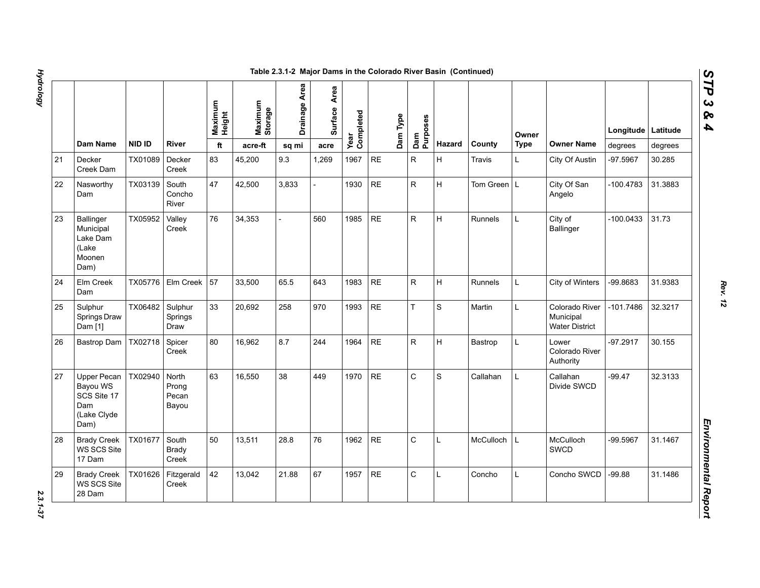Table 2.3.1-2 Major Dams in the Colorado River Basin (Continued)

| | Dam Name | NID ID | River | Maximum Height | Maximum Storage | Drainage Area | Surface Area | Year Completed | Dam Type | Dam Purposes | Hazard | County | Owner Type | Owner Name | Longitude | Latitude |
|---|---|---|---|---|---|---|---|---|---|---|---|---|---|---|---|---|
| | | | | ft | acre-ft | sq mi | acre | | | | | | | | degrees | degrees |
| 21 | Decker Creek Dam | TX01089 | Decker Creek | 83 | 45,200 | 9.3 | 1,269 | 1967 | RE | R | H | Travis | L | City Of Austin | -97.5967 | 30.285 |
| 22 | Nasworthy Dam | TX03139 | South Concho River | 47 | 42,500 | 3,833 | - | 1930 | RE | R | H | Tom Green | L | City Of San Angelo | -100.4783 | 31.3883 |
| 23 | Ballinger Municipal Lake Dam (Lake Moonen Dam) | TX05952 | Valley Creek | 76 | 34,353 | - | 560 | 1985 | RE | R | H | Runnels | L | City of Ballinger | -100.0433 | 31.73 |
| 24 | Elm Creek Dam | TX05776 | Elm Creek | 57 | 33,500 | 65.5 | 643 | 1983 | RE | R | H | Runnels | L | City of Winters | -99.8683 | 31.9383 |
| 25 | Sulphur Springs Draw Dam [1] | TX06482 | Sulphur Springs Draw | 33 | 20,692 | 258 | 970 | 1993 | RE | T | S | Martin | L | Colorado River Municipal Water District | -101.7486 | 32.3217 |
| 26 | Bastrop Dam | TX02718 | Spicer Creek | 80 | 16,962 | 8.7 | 244 | 1964 | RE | R | H | Bastrop | L | Lower Colorado River Authority | -97.2917 | 30.155 |
| 27 | Upper Pecan Bayou WS SCS Site 17 Dam (Lake Clyde Dam) | TX02940 | North Prong Pecan Bayou | 63 | 16,550 | 38 | 449 | 1970 | RE | C | S | Callahan | L | Callahan Divide SWCD | -99.47 | 32.3133 |
| 28 | Brady Creek WS SCS Site 17 Dam | TX01677 | South Brady Creek | 50 | 13,511 | 28.8 | 76 | 1962 | RE | C | L | McCulloch | L | McCulloch SWCD | -99.5967 | 31.1467 |
| 29 | Brady Creek WS SCS Site 28 Dam | TX01626 | Fitzgerald Creek | 42 | 13,042 | 21.88 | 67 | 1957 | RE | C | L | Concho | L | Concho SWCD | -99.88 | 31.1486 |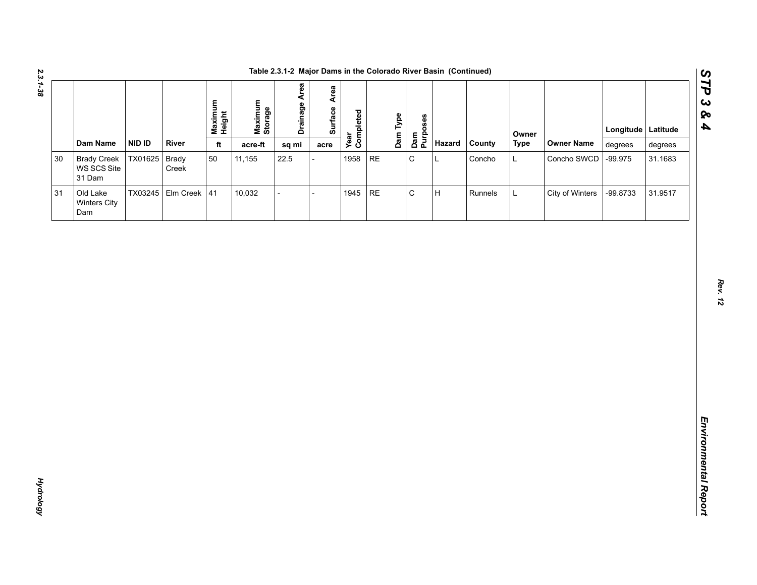**Table 2.3.1-2 Major Dams in the Colorado River Basin (Continued)**

| | Dam Name | NID ID | River | Maximum Height | Maximum Storage | Drainage Area | Surface Area | Year Completed | Dam Type | Dam Purposes | Hazard | County | Owner Type | Owner Name | Longitude | Latitude |
|---|---|---|---|---|---|---|---|---|---|---|---|---|---|---|---|---|
| | | | | ft | acre-ft | sq mi | acre | | | | | | | | degrees | degrees |
| 30 | Brady Creek WS SCS Site 31 Dam | TX01625 | Brady Creek | 50 | 11,155 | 22.5 | - | 1958 | RE | C | L | Concho | L | Concho SWCD | -99.975 | 31.1683 |
| 31 | Old Lake Winters City Dam | TX03245 | Elm Creek | 41 | 10,032 | - | - | 1945 | RE | C | H | Runnels | L | City of Winters | -99.8733 | 31.9517 |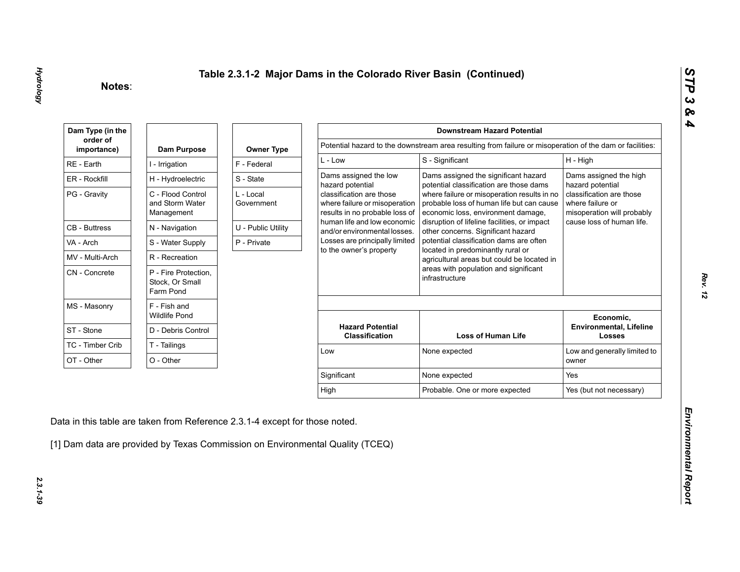# Table 2.3.1-2 Major Dams in the Colorado River Basin (Continued)

**Notes**:

| Dam Type (in the order of importance) |
|---|
| RE - Earth |
| ER - Rockfill |
| PG - Gravity |
| CB - Buttress |
| VA - Arch |
| MV - Multi-Arch |
| CN - Concrete |
| MS - Masonry |
| ST - Stone |
| TC - Timber Crib |
| OT - Other |

| Dam Purpose |
|---|
| I - Irrigation |
| H - Hydroelectric |
| C - Flood Control and Storm Water Management |
| N - Navigation |
| S - Water Supply |
| R - Recreation |
| P - Fire Protection, Stock, Or Small Farm Pond |
| F - Fish and Wildlife Pond |
| D - Debris Control |
| T - Tailings |
| O - Other |

| Owner Type |
|---|
| F - Federal |
| S - State |
| L - Local Government |
| U - Public Utility |
| P - Private |

| Downstream Hazard Potential | | |
|---|---|---|
| Potential hazard to the downstream area resulting from failure or misoperation of the dam or facilities: | | |
| L - Low | S - Significant | H - High |
| Dams assigned the low hazard potential classification are those where failure or misoperation results in no probable loss of human life and low economic and/or environmental losses. Losses are principally limited to the owner's property | Dams assigned the significant hazard potential classification are those dams where failure or misoperation results in no probable loss of human life but can cause economic loss, environment damage, disruption of lifeline facilities, or impact other concerns. Significant hazard potential classification dams are often located in predominantly rural or agricultural areas but could be located in areas with population and significant infrastructure | Dams assigned the high hazard potential classification are those where failure or misoperation will probably cause loss of human life. |

| Hazard Potential Classification | Loss of Human Life | Economic, Environmental, Lifeline Losses |
|---|---|---|
| Low | None expected | Low and generally limited to owner |
| Significant | None expected | Yes |
| High | Probable. One or more expected | Yes (but not necessary) |

Data in this table are taken from Reference 2.3.1-4 except for those noted.

[1] Dam data are provided by Texas Commission on Environmental Quality (TCEQ)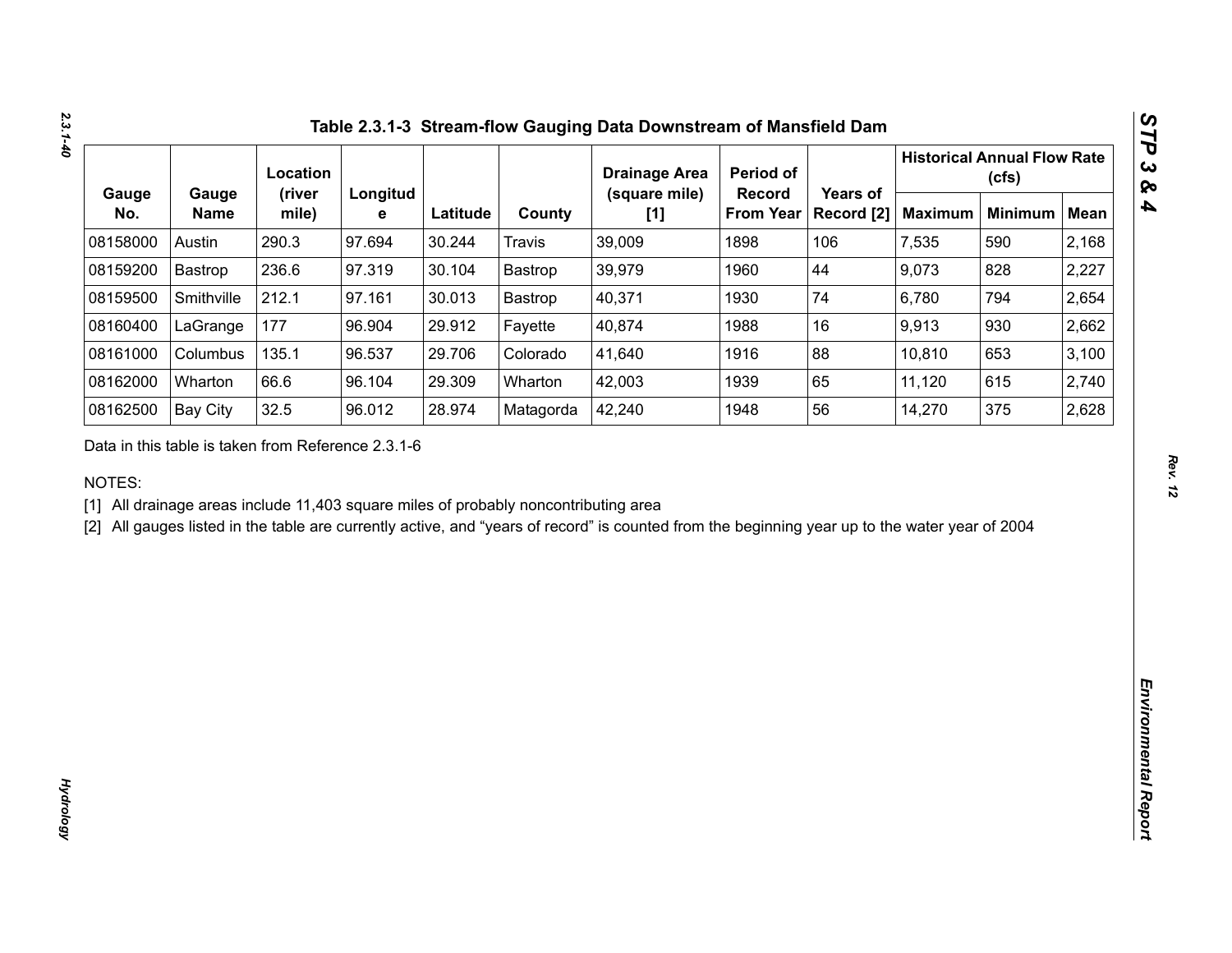**Table 2.3.1-3 Stream-flow Gauging Data Downstream of Mansfield Dam**

| Gauge No. | Gauge Name | Location (river mile) | Longitude | Latitude | County | Drainage Area (square mile) [1] | Period of Record From Year | Years of Record [2] | Historical Annual Flow Rate (cfs) | | |
|---|---|---|---|---|---|---|---|---|---|---|---|
| | | | | | | | | | Maximum | Minimum | Mean |
| 08158000 | Austin | 290.3 | 97.694 | 30.244 | Travis | 39,009 | 1898 | 106 | 7,535 | 590 | 2,168 |
| 08159200 | Bastrop | 236.6 | 97.319 | 30.104 | Bastrop | 39,979 | 1960 | 44 | 9,073 | 828 | 2,227 |
| 08159500 | Smithville | 212.1 | 97.161 | 30.013 | Bastrop | 40,371 | 1930 | 74 | 6,780 | 794 | 2,654 |
| 08160400 | LaGrange | 177 | 96.904 | 29.912 | Fayette | 40,874 | 1988 | 16 | 9,913 | 930 | 2,662 |
| 08161000 | Columbus | 135.1 | 96.537 | 29.706 | Colorado | 41,640 | 1916 | 88 | 10,810 | 653 | 3,100 |
| 08162000 | Wharton | 66.6 | 96.104 | 29.309 | Wharton | 42,003 | 1939 | 65 | 11,120 | 615 | 2,740 |
| 08162500 | Bay City | 32.5 | 96.012 | 28.974 | Matagorda | 42,240 | 1948 | 56 | 14,270 | 375 | 2,628 |

Data in this table is taken from Reference 2.3.1-6

NOTES:

[1] All drainage areas include 11,403 square miles of probably noncontributing area

[2] All gauges listed in the table are currently active, and "years of record" is counted from the beginning year up to the water year of 2004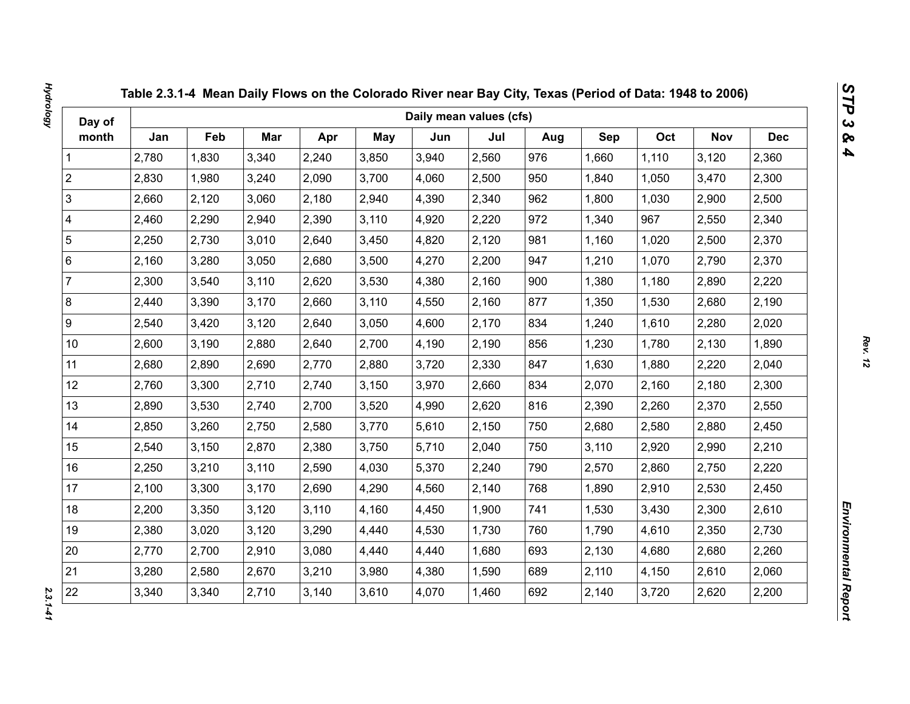Table 2.3.1-4 Mean Daily Flows on the Colorado River near Bay City, Texas (Period of Data: 1948 to 2006)

| Day of month | Daily mean values (cfs) | | | | | | | | | | | |
|---|---|---|---|---|---|---|---|---|---|---|---|---|
| | Jan | Feb | Mar | Apr | May | Jun | Jul | Aug | Sep | Oct | Nov | Dec |
| 1 | 2,780 | 1,830 | 3,340 | 2,240 | 3,850 | 3,940 | 2,560 | 976 | 1,660 | 1,110 | 3,120 | 2,360 |
| 2 | 2,830 | 1,980 | 3,240 | 2,090 | 3,700 | 4,060 | 2,500 | 950 | 1,840 | 1,050 | 3,470 | 2,300 |
| 3 | 2,660 | 2,120 | 3,060 | 2,180 | 2,940 | 4,390 | 2,340 | 962 | 1,800 | 1,030 | 2,900 | 2,500 |
| 4 | 2,460 | 2,290 | 2,940 | 2,390 | 3,110 | 4,920 | 2,220 | 972 | 1,340 | 967 | 2,550 | 2,340 |
| 5 | 2,250 | 2,730 | 3,010 | 2,640 | 3,450 | 4,820 | 2,120 | 981 | 1,160 | 1,020 | 2,500 | 2,370 |
| 6 | 2,160 | 3,280 | 3,050 | 2,680 | 3,500 | 4,270 | 2,200 | 947 | 1,210 | 1,070 | 2,790 | 2,370 |
| 7 | 2,300 | 3,540 | 3,110 | 2,620 | 3,530 | 4,380 | 2,160 | 900 | 1,380 | 1,180 | 2,890 | 2,220 |
| 8 | 2,440 | 3,390 | 3,170 | 2,660 | 3,110 | 4,550 | 2,160 | 877 | 1,350 | 1,530 | 2,680 | 2,190 |
| 9 | 2,540 | 3,420 | 3,120 | 2,640 | 3,050 | 4,600 | 2,170 | 834 | 1,240 | 1,610 | 2,280 | 2,020 |
| 10 | 2,600 | 3,190 | 2,880 | 2,640 | 2,700 | 4,190 | 2,190 | 856 | 1,230 | 1,780 | 2,130 | 1,890 |
| 11 | 2,680 | 2,890 | 2,690 | 2,770 | 2,880 | 3,720 | 2,330 | 847 | 1,630 | 1,880 | 2,220 | 2,040 |
| 12 | 2,760 | 3,300 | 2,710 | 2,740 | 3,150 | 3,970 | 2,660 | 834 | 2,070 | 2,160 | 2,180 | 2,300 |
| 13 | 2,890 | 3,530 | 2,740 | 2,700 | 3,520 | 4,990 | 2,620 | 816 | 2,390 | 2,260 | 2,370 | 2,550 |
| 14 | 2,850 | 3,260 | 2,750 | 2,580 | 3,770 | 5,610 | 2,150 | 750 | 2,680 | 2,580 | 2,880 | 2,450 |
| 15 | 2,540 | 3,150 | 2,870 | 2,380 | 3,750 | 5,710 | 2,040 | 750 | 3,110 | 2,920 | 2,990 | 2,210 |
| 16 | 2,250 | 3,210 | 3,110 | 2,590 | 4,030 | 5,370 | 2,240 | 790 | 2,570 | 2,860 | 2,750 | 2,220 |
| 17 | 2,100 | 3,300 | 3,170 | 2,690 | 4,290 | 4,560 | 2,140 | 768 | 1,890 | 2,910 | 2,530 | 2,450 |
| 18 | 2,200 | 3,350 | 3,120 | 3,110 | 4,160 | 4,450 | 1,900 | 741 | 1,530 | 3,430 | 2,300 | 2,610 |
| 19 | 2,380 | 3,020 | 3,120 | 3,290 | 4,440 | 4,530 | 1,730 | 760 | 1,790 | 4,610 | 2,350 | 2,730 |
| 20 | 2,770 | 2,700 | 2,910 | 3,080 | 4,440 | 4,440 | 1,680 | 693 | 2,130 | 4,680 | 2,680 | 2,260 |
| 21 | 3,280 | 2,580 | 2,670 | 3,210 | 3,980 | 4,380 | 1,590 | 689 | 2,110 | 4,150 | 2,610 | 2,060 |
| 22 | 3,340 | 3,340 | 2,710 | 3,140 | 3,610 | 4,070 | 1,460 | 692 | 2,140 | 3,720 | 2,620 | 2,200 |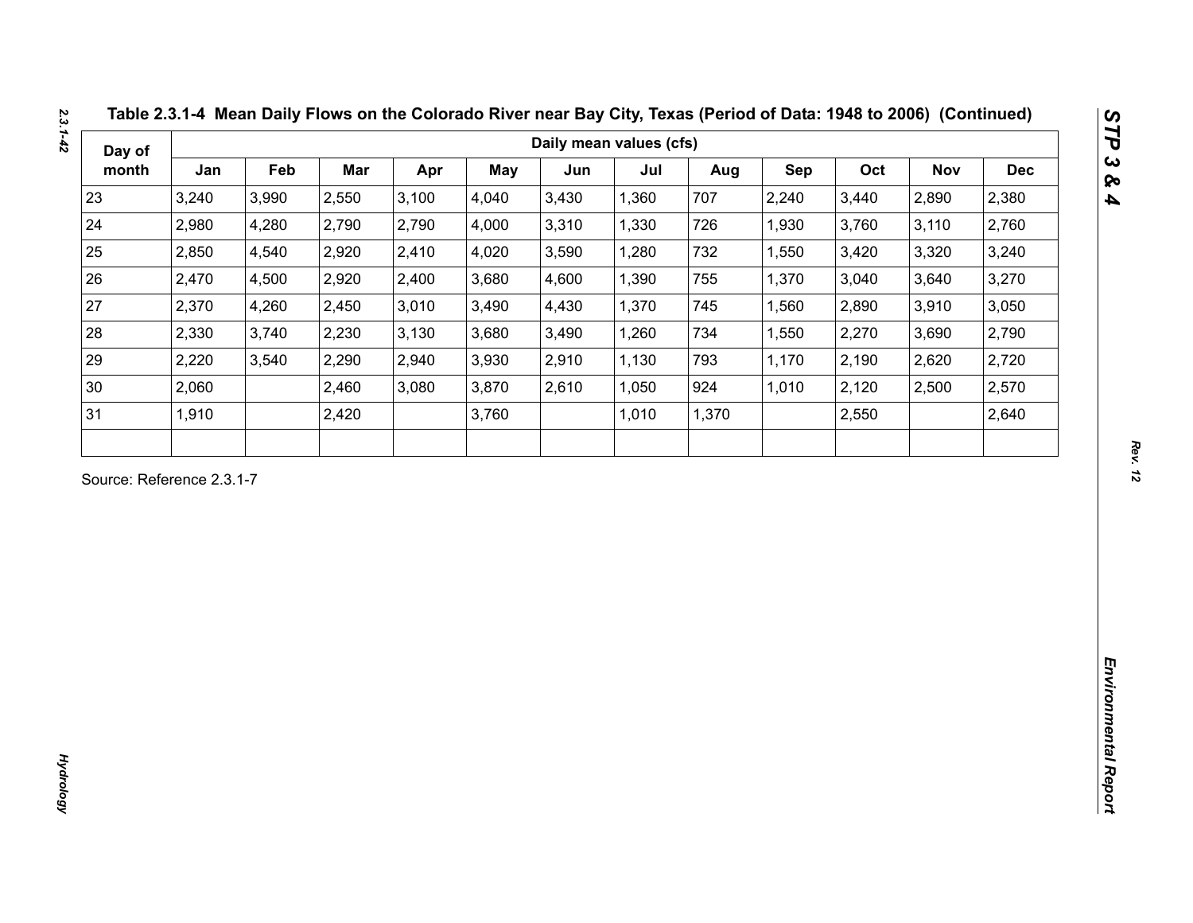**Table 2.3.1-4 Mean Daily Flows on the Colorado River near Bay City, Texas (Period of Data: 1948 to 2006) (Continued)**

| Day of month | Daily mean values (cfs) | | | | | | | | | | | |
|---|---|---|---|---|---|---|---|---|---|---|---|---|
| | Jan | Feb | Mar | Apr | May | Jun | Jul | Aug | Sep | Oct | Nov | Dec |
| 23 | 3,240 | 3,990 | 2,550 | 3,100 | 4,040 | 3,430 | 1,360 | 707 | 2,240 | 3,440 | 2,890 | 2,380 |
| 24 | 2,980 | 4,280 | 2,790 | 2,790 | 4,000 | 3,310 | 1,330 | 726 | 1,930 | 3,760 | 3,110 | 2,760 |
| 25 | 2,850 | 4,540 | 2,920 | 2,410 | 4,020 | 3,590 | 1,280 | 732 | 1,550 | 3,420 | 3,320 | 3,240 |
| 26 | 2,470 | 4,500 | 2,920 | 2,400 | 3,680 | 4,600 | 1,390 | 755 | 1,370 | 3,040 | 3,640 | 3,270 |
| 27 | 2,370 | 4,260 | 2,450 | 3,010 | 3,490 | 4,430 | 1,370 | 745 | 1,560 | 2,890 | 3,910 | 3,050 |
| 28 | 2,330 | 3,740 | 2,230 | 3,130 | 3,680 | 3,490 | 1,260 | 734 | 1,550 | 2,270 | 3,690 | 2,790 |
| 29 | 2,220 | 3,540 | 2,290 | 2,940 | 3,930 | 2,910 | 1,130 | 793 | 1,170 | 2,190 | 2,620 | 2,720 |
| 30 | 2,060 | | 2,460 | 3,080 | 3,870 | 2,610 | 1,050 | 924 | 1,010 | 2,120 | 2,500 | 2,570 |
| 31 | 1,910 | | 2,420 | | 3,760 | | 1,010 | 1,370 | | 2,550 | | 2,640 |
| | | | | | | | | | | | | |

Source: Reference 2.3.1-7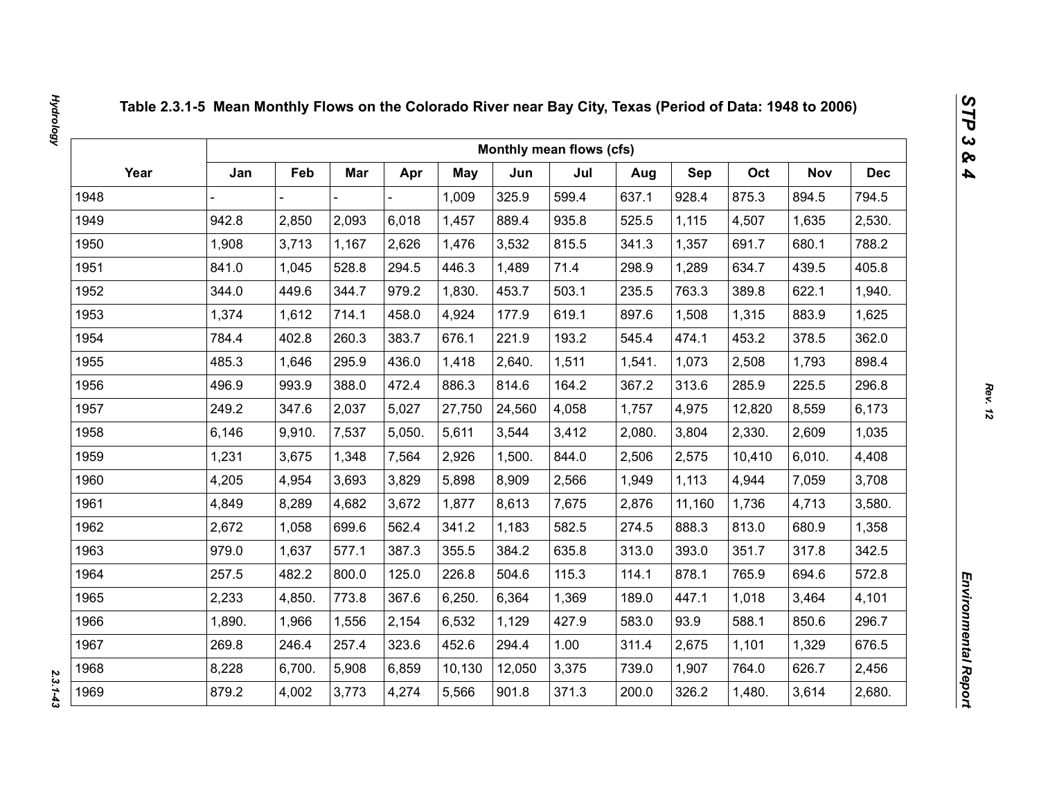**Table 2.3.1-5 Mean Monthly Flows on the Colorado River near Bay City, Texas (Period of Data: 1948 to 2006)**

| Year | Monthly mean flows (cfs) | | | | | | | | | | | |
|---|---|---|---|---|---|---|---|---|---|---|---|---|
| | Jan | Feb | Mar | Apr | May | Jun | Jul | Aug | Sep | Oct | Nov | Dec |
| 1948 | - | - | - | - | 1,009 | 325.9 | 599.4 | 637.1 | 928.4 | 875.3 | 894.5 | 794.5 |
| 1949 | 942.8 | 2,850 | 2,093 | 6,018 | 1,457 | 889.4 | 935.8 | 525.5 | 1,115 | 4,507 | 1,635 | 2,530. |
| 1950 | 1,908 | 3,713 | 1,167 | 2,626 | 1,476 | 3,532 | 815.5 | 341.3 | 1,357 | 691.7 | 680.1 | 788.2 |
| 1951 | 841.0 | 1,045 | 528.8 | 294.5 | 446.3 | 1,489 | 71.4 | 298.9 | 1,289 | 634.7 | 439.5 | 405.8 |
| 1952 | 344.0 | 449.6 | 344.7 | 979.2 | 1,830. | 453.7 | 503.1 | 235.5 | 763.3 | 389.8 | 622.1 | 1,940. |
| 1953 | 1,374 | 1,612 | 714.1 | 458.0 | 4,924 | 177.9 | 619.1 | 897.6 | 1,508 | 1,315 | 883.9 | 1,625 |
| 1954 | 784.4 | 402.8 | 260.3 | 383.7 | 676.1 | 221.9 | 193.2 | 545.4 | 474.1 | 453.2 | 378.5 | 362.0 |
| 1955 | 485.3 | 1,646 | 295.9 | 436.0 | 1,418 | 2,640. | 1,511 | 1,541. | 1,073 | 2,508 | 1,793 | 898.4 |
| 1956 | 496.9 | 993.9 | 388.0 | 472.4 | 886.3 | 814.6 | 164.2 | 367.2 | 313.6 | 285.9 | 225.5 | 296.8 |
| 1957 | 249.2 | 347.6 | 2,037 | 5,027 | 27,750 | 24,560 | 4,058 | 1,757 | 4,975 | 12,820 | 8,559 | 6,173 |
| 1958 | 6,146 | 9,910. | 7,537 | 5,050. | 5,611 | 3,544 | 3,412 | 2,080. | 3,804 | 2,330. | 2,609 | 1,035 |
| 1959 | 1,231 | 3,675 | 1,348 | 7,564 | 2,926 | 1,500. | 844.0 | 2,506 | 2,575 | 10,410 | 6,010. | 4,408 |
| 1960 | 4,205 | 4,954 | 3,693 | 3,829 | 5,898 | 8,909 | 2,566 | 1,949 | 1,113 | 4,944 | 7,059 | 3,708 |
| 1961 | 4,849 | 8,289 | 4,682 | 3,672 | 1,877 | 8,613 | 7,675 | 2,876 | 11,160 | 1,736 | 4,713 | 3,580. |
| 1962 | 2,672 | 1,058 | 699.6 | 562.4 | 341.2 | 1,183 | 582.5 | 274.5 | 888.3 | 813.0 | 680.9 | 1,358 |
| 1963 | 979.0 | 1,637 | 577.1 | 387.3 | 355.5 | 384.2 | 635.8 | 313.0 | 393.0 | 351.7 | 317.8 | 342.5 |
| 1964 | 257.5 | 482.2 | 800.0 | 125.0 | 226.8 | 504.6 | 115.3 | 114.1 | 878.1 | 765.9 | 694.6 | 572.8 |
| 1965 | 2,233 | 4,850. | 773.8 | 367.6 | 6,250. | 6,364 | 1,369 | 189.0 | 447.1 | 1,018 | 3,464 | 4,101 |
| 1966 | 1,890. | 1,966 | 1,556 | 2,154 | 6,532 | 1,129 | 427.9 | 583.0 | 93.9 | 588.1 | 850.6 | 296.7 |
| 1967 | 269.8 | 246.4 | 257.4 | 323.6 | 452.6 | 294.4 | 1.00 | 311.4 | 2,675 | 1,101 | 1,329 | 676.5 |
| 1968 | 8,228 | 6,700. | 5,908 | 6,859 | 10,130 | 12,050 | 3,375 | 739.0 | 1,907 | 764.0 | 626.7 | 2,456 |
| 1969 | 879.2 | 4,002 | 3,773 | 4,274 | 5,566 | 901.8 | 371.3 | 200.0 | 326.2 | 1,480. | 3,614 | 2,680. |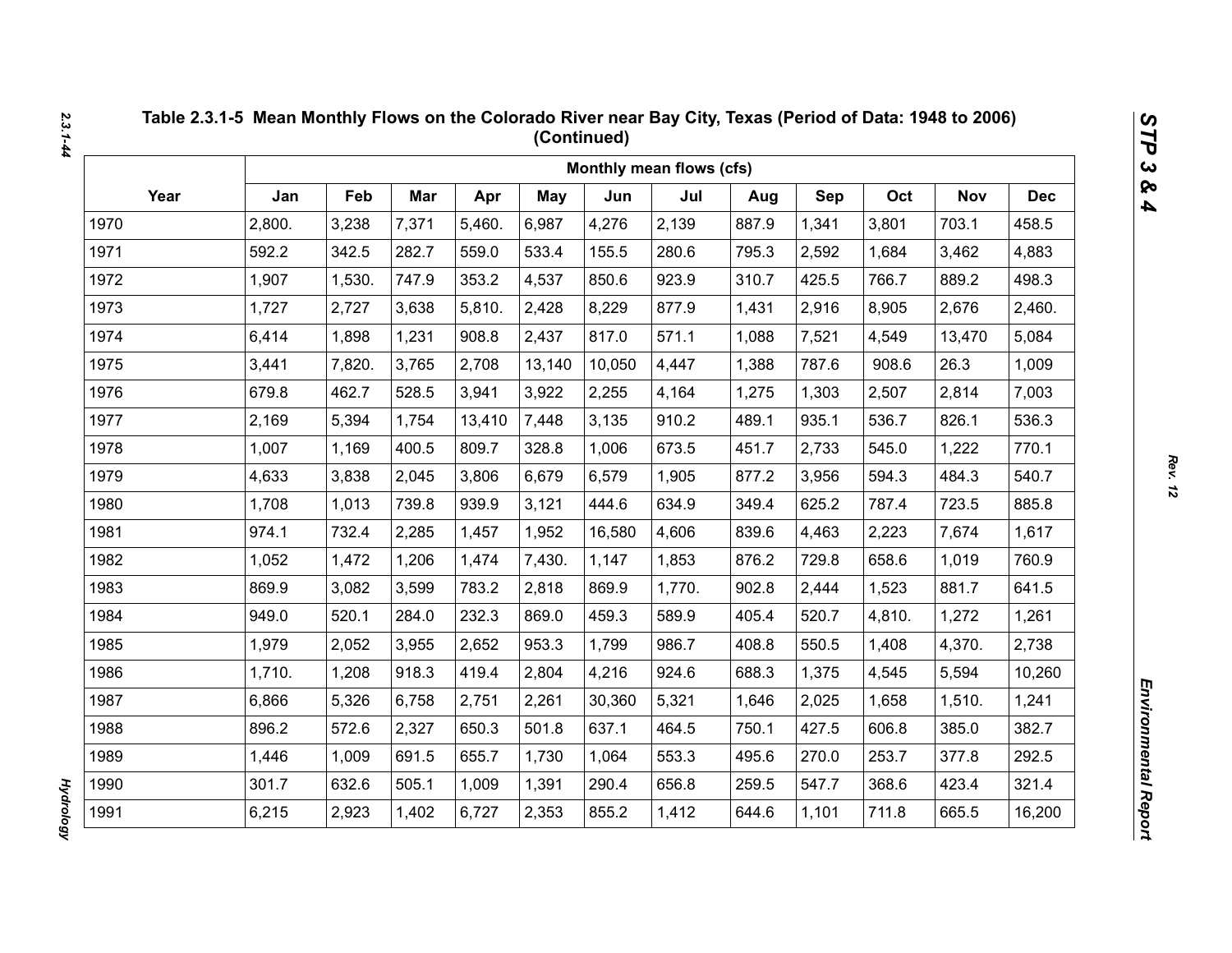# Table 2.3.1-5 Mean Monthly Flows on the Colorado River near Bay City, Texas (Period of Data: 1948 to 2006) (Continued)

| Year | Monthly mean flows (cfs) | | | | | | | | | | | |
|---|---|---|---|---|---|---|---|---|---|---|---|---|
| | Jan | Feb | Mar | Apr | May | Jun | Jul | Aug | Sep | Oct | Nov | Dec |
| 1970 | 2,800. | 3,238 | 7,371 | 5,460. | 6,987 | 4,276 | 2,139 | 887.9 | 1,341 | 3,801 | 703.1 | 458.5 |
| 1971 | 592.2 | 342.5 | 282.7 | 559.0 | 533.4 | 155.5 | 280.6 | 795.3 | 2,592 | 1,684 | 3,462 | 4,883 |
| 1972 | 1,907 | 1,530. | 747.9 | 353.2 | 4,537 | 850.6 | 923.9 | 310.7 | 425.5 | 766.7 | 889.2 | 498.3 |
| 1973 | 1,727 | 2,727 | 3,638 | 5,810. | 2,428 | 8,229 | 877.9 | 1,431 | 2,916 | 8,905 | 2,676 | 2,460. |
| 1974 | 6,414 | 1,898 | 1,231 | 908.8 | 2,437 | 817.0 | 571.1 | 1,088 | 7,521 | 4,549 | 13,470 | 5,084 |
| 1975 | 3,441 | 7,820. | 3,765 | 2,708 | 13,140 | 10,050 | 4,447 | 1,388 | 787.6 | 908.6 | 26.3 | 1,009 |
| 1976 | 679.8 | 462.7 | 528.5 | 3,941 | 3,922 | 2,255 | 4,164 | 1,275 | 1,303 | 2,507 | 2,814 | 7,003 |
| 1977 | 2,169 | 5,394 | 1,754 | 13,410 | 7,448 | 3,135 | 910.2 | 489.1 | 935.1 | 536.7 | 826.1 | 536.3 |
| 1978 | 1,007 | 1,169 | 400.5 | 809.7 | 328.8 | 1,006 | 673.5 | 451.7 | 2,733 | 545.0 | 1,222 | 770.1 |
| 1979 | 4,633 | 3,838 | 2,045 | 3,806 | 6,679 | 6,579 | 1,905 | 877.2 | 3,956 | 594.3 | 484.3 | 540.7 |
| 1980 | 1,708 | 1,013 | 739.8 | 939.9 | 3,121 | 444.6 | 634.9 | 349.4 | 625.2 | 787.4 | 723.5 | 885.8 |
| 1981 | 974.1 | 732.4 | 2,285 | 1,457 | 1,952 | 16,580 | 4,606 | 839.6 | 4,463 | 2,223 | 7,674 | 1,617 |
| 1982 | 1,052 | 1,472 | 1,206 | 1,474 | 7,430. | 1,147 | 1,853 | 876.2 | 729.8 | 658.6 | 1,019 | 760.9 |
| 1983 | 869.9 | 3,082 | 3,599 | 783.2 | 2,818 | 869.9 | 1,770. | 902.8 | 2,444 | 1,523 | 881.7 | 641.5 |
| 1984 | 949.0 | 520.1 | 284.0 | 232.3 | 869.0 | 459.3 | 589.9 | 405.4 | 520.7 | 4,810. | 1,272 | 1,261 |
| 1985 | 1,979 | 2,052 | 3,955 | 2,652 | 953.3 | 1,799 | 986.7 | 408.8 | 550.5 | 1,408 | 4,370. | 2,738 |
| 1986 | 1,710. | 1,208 | 918.3 | 419.4 | 2,804 | 4,216 | 924.6 | 688.3 | 1,375 | 4,545 | 5,594 | 10,260 |
| 1987 | 6,866 | 5,326 | 6,758 | 2,751 | 2,261 | 30,360 | 5,321 | 1,646 | 2,025 | 1,658 | 1,510. | 1,241 |
| 1988 | 896.2 | 572.6 | 2,327 | 650.3 | 501.8 | 637.1 | 464.5 | 750.1 | 427.5 | 606.8 | 385.0 | 382.7 |
| 1989 | 1,446 | 1,009 | 691.5 | 655.7 | 1,730 | 1,064 | 553.3 | 495.6 | 270.0 | 253.7 | 377.8 | 292.5 |
| 1990 | 301.7 | 632.6 | 505.1 | 1,009 | 1,391 | 290.4 | 656.8 | 259.5 | 547.7 | 368.6 | 423.4 | 321.4 |
| 1991 | 6,215 | 2,923 | 1,402 | 6,727 | 2,353 | 855.2 | 1,412 | 644.6 | 1,101 | 711.8 | 665.5 | 16,200 |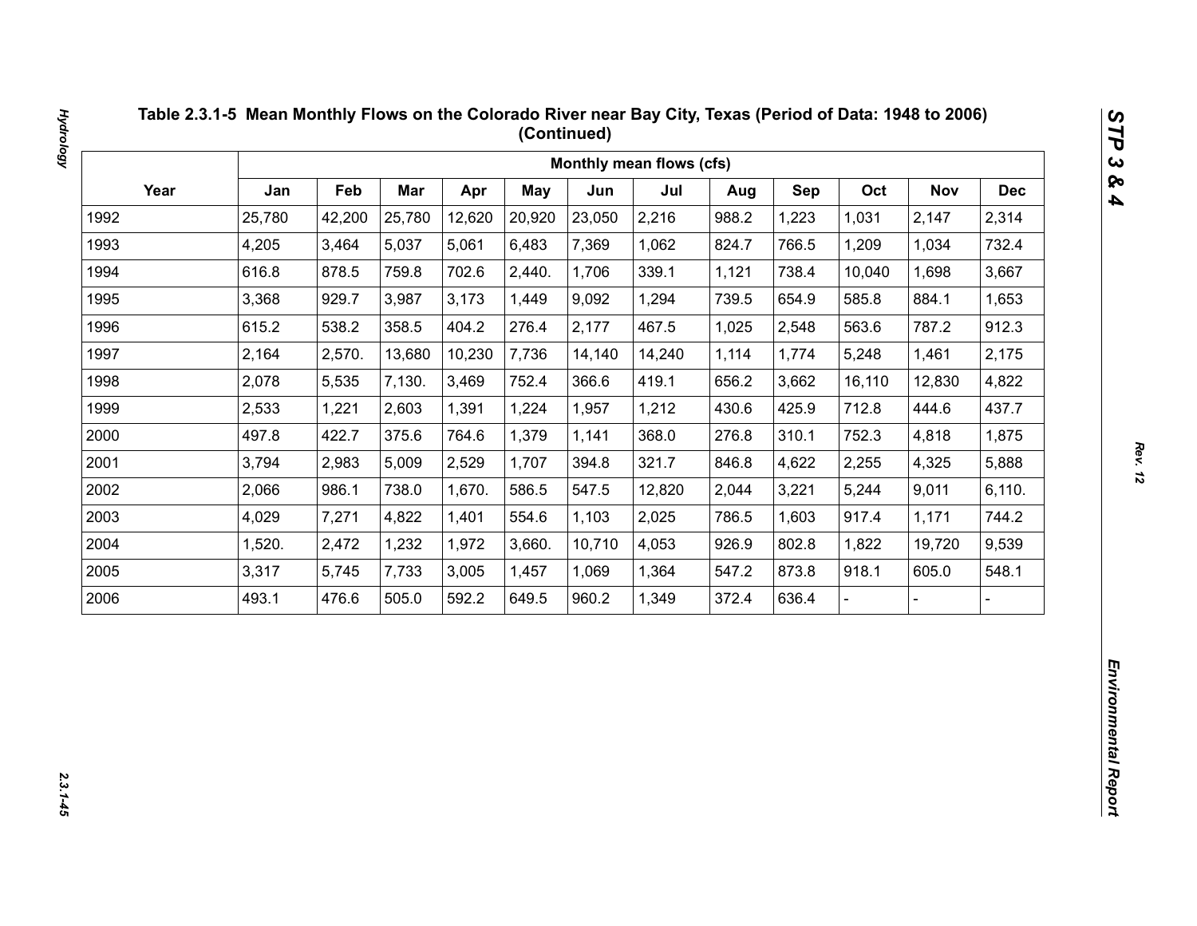**Table 2.3.1-5 Mean Monthly Flows on the Colorado River near Bay City, Texas (Period of Data: 1948 to 2006) (Continued)**

| Year | Monthly mean flows (cfs) | | | | | | | | | | | |
|---|---|---|---|---|---|---|---|---|---|---|---|---|
| | Jan | Feb | Mar | Apr | May | Jun | Jul | Aug | Sep | Oct | Nov | Dec |
| 1992 | 25,780 | 42,200 | 25,780 | 12,620 | 20,920 | 23,050 | 2,216 | 988.2 | 1,223 | 1,031 | 2,147 | 2,314 |
| 1993 | 4,205 | 3,464 | 5,037 | 5,061 | 6,483 | 7,369 | 1,062 | 824.7 | 766.5 | 1,209 | 1,034 | 732.4 |
| 1994 | 616.8 | 878.5 | 759.8 | 702.6 | 2,440. | 1,706 | 339.1 | 1,121 | 738.4 | 10,040 | 1,698 | 3,667 |
| 1995 | 3,368 | 929.7 | 3,987 | 3,173 | 1,449 | 9,092 | 1,294 | 739.5 | 654.9 | 585.8 | 884.1 | 1,653 |
| 1996 | 615.2 | 538.2 | 358.5 | 404.2 | 276.4 | 2,177 | 467.5 | 1,025 | 2,548 | 563.6 | 787.2 | 912.3 |
| 1997 | 2,164 | 2,570. | 13,680 | 10,230 | 7,736 | 14,140 | 14,240 | 1,114 | 1,774 | 5,248 | 1,461 | 2,175 |
| 1998 | 2,078 | 5,535 | 7,130. | 3,469 | 752.4 | 366.6 | 419.1 | 656.2 | 3,662 | 16,110 | 12,830 | 4,822 |
| 1999 | 2,533 | 1,221 | 2,603 | 1,391 | 1,224 | 1,957 | 1,212 | 430.6 | 425.9 | 712.8 | 444.6 | 437.7 |
| 2000 | 497.8 | 422.7 | 375.6 | 764.6 | 1,379 | 1,141 | 368.0 | 276.8 | 310.1 | 752.3 | 4,818 | 1,875 |
| 2001 | 3,794 | 2,983 | 5,009 | 2,529 | 1,707 | 394.8 | 321.7 | 846.8 | 4,622 | 2,255 | 4,325 | 5,888 |
| 2002 | 2,066 | 986.1 | 738.0 | 1,670. | 586.5 | 547.5 | 12,820 | 2,044 | 3,221 | 5,244 | 9,011 | 6,110. |
| 2003 | 4,029 | 7,271 | 4,822 | 1,401 | 554.6 | 1,103 | 2,025 | 786.5 | 1,603 | 917.4 | 1,171 | 744.2 |
| 2004 | 1,520. | 2,472 | 1,232 | 1,972 | 3,660. | 10,710 | 4,053 | 926.9 | 802.8 | 1,822 | 19,720 | 9,539 |
| 2005 | 3,317 | 5,745 | 7,733 | 3,005 | 1,457 | 1,069 | 1,364 | 547.2 | 873.8 | 918.1 | 605.0 | 548.1 |
| 2006 | 493.1 | 476.6 | 505.0 | 592.2 | 649.5 | 960.2 | 1,349 | 372.4 | 636.4 | - | - | - |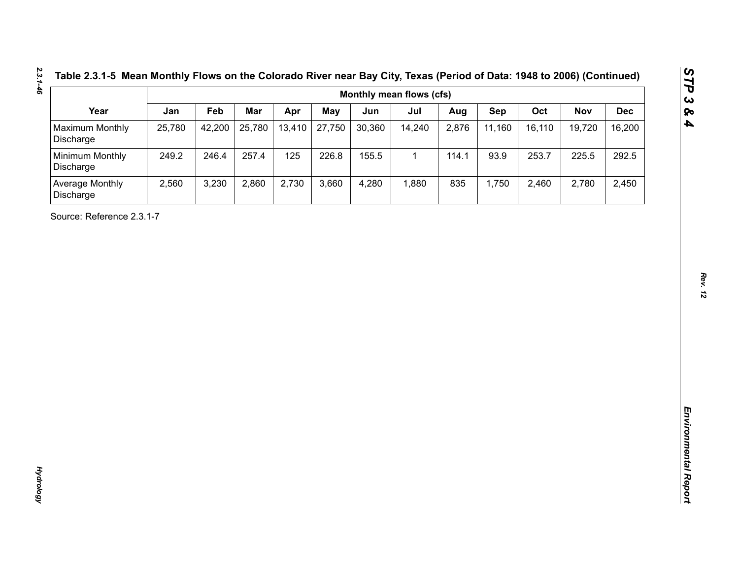Table 2.3.1-5 Mean Monthly Flows on the Colorado River near Bay City, Texas (Period of Data: 1948 to 2006) (Continued)

| Year | Monthly mean flows (cfs) | | | | | | | | | | | |
|---|---|---|---|---|---|---|---|---|---|---|---|---|
| | Jan | Feb | Mar | Apr | May | Jun | Jul | Aug | Sep | Oct | Nov | Dec |
| Maximum Monthly Discharge | 25,780 | 42,200 | 25,780 | 13,410 | 27,750 | 30,360 | 14,240 | 2,876 | 11,160 | 16,110 | 19,720 | 16,200 |
| Minimum Monthly Discharge | 249.2 | 246.4 | 257.4 | 125 | 226.8 | 155.5 | 1 | 114.1 | 93.9 | 253.7 | 225.5 | 292.5 |
| Average Monthly Discharge | 2,560 | 3,230 | 2,860 | 2,730 | 3,660 | 4,280 | 1,880 | 835 | 1,750 | 2,460 | 2,780 | 2,450 |

Source: Reference 2.3.1-7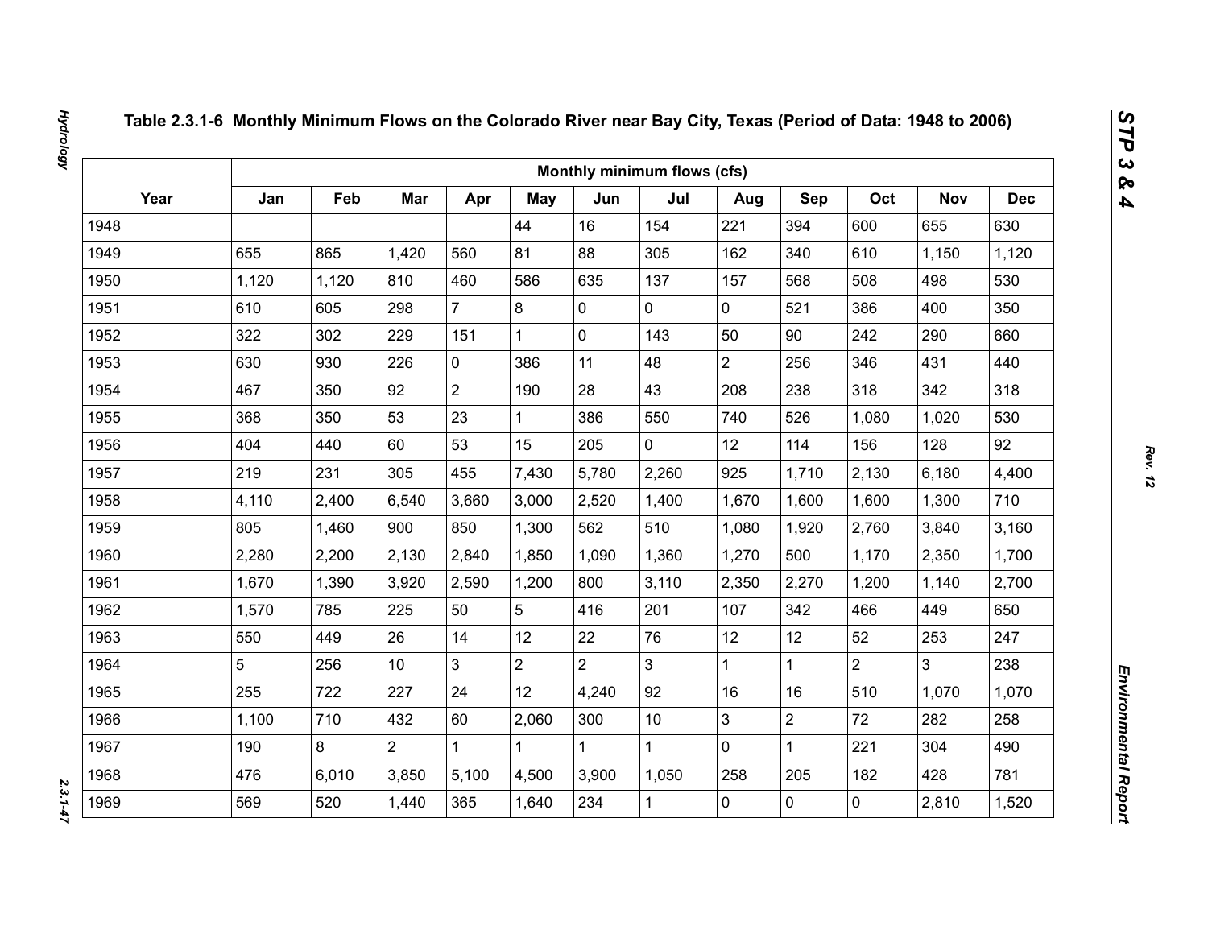**Table 2.3.1-6 Monthly Minimum Flows on the Colorado River near Bay City, Texas (Period of Data: 1948 to 2006)**

| Year | Monthly minimum flows (cfs) | | | | | | | | | | | |
|---|---|---|---|---|---|---|---|---|---|---|---|---|
| | Jan | Feb | Mar | Apr | May | Jun | Jul | Aug | Sep | Oct | Nov | Dec |
| 1948 | | | | | 44 | 16 | 154 | 221 | 394 | 600 | 655 | 630 |
| 1949 | 655 | 865 | 1,420 | 560 | 81 | 88 | 305 | 162 | 340 | 610 | 1,150 | 1,120 |
| 1950 | 1,120 | 1,120 | 810 | 460 | 586 | 635 | 137 | 157 | 568 | 508 | 498 | 530 |
| 1951 | 610 | 605 | 298 | 7 | 8 | 0 | 0 | 0 | 521 | 386 | 400 | 350 |
| 1952 | 322 | 302 | 229 | 151 | 1 | 0 | 143 | 50 | 90 | 242 | 290 | 660 |
| 1953 | 630 | 930 | 226 | 0 | 386 | 11 | 48 | 2 | 256 | 346 | 431 | 440 |
| 1954 | 467 | 350 | 92 | 2 | 190 | 28 | 43 | 208 | 238 | 318 | 342 | 318 |
| 1955 | 368 | 350 | 53 | 23 | 1 | 386 | 550 | 740 | 526 | 1,080 | 1,020 | 530 |
| 1956 | 404 | 440 | 60 | 53 | 15 | 205 | 0 | 12 | 114 | 156 | 128 | 92 |
| 1957 | 219 | 231 | 305 | 455 | 7,430 | 5,780 | 2,260 | 925 | 1,710 | 2,130 | 6,180 | 4,400 |
| 1958 | 4,110 | 2,400 | 6,540 | 3,660 | 3,000 | 2,520 | 1,400 | 1,670 | 1,600 | 1,600 | 1,300 | 710 |
| 1959 | 805 | 1,460 | 900 | 850 | 1,300 | 562 | 510 | 1,080 | 1,920 | 2,760 | 3,840 | 3,160 |
| 1960 | 2,280 | 2,200 | 2,130 | 2,840 | 1,850 | 1,090 | 1,360 | 1,270 | 500 | 1,170 | 2,350 | 1,700 |
| 1961 | 1,670 | 1,390 | 3,920 | 2,590 | 1,200 | 800 | 3,110 | 2,350 | 2,270 | 1,200 | 1,140 | 2,700 |
| 1962 | 1,570 | 785 | 225 | 50 | 5 | 416 | 201 | 107 | 342 | 466 | 449 | 650 |
| 1963 | 550 | 449 | 26 | 14 | 12 | 22 | 76 | 12 | 12 | 52 | 253 | 247 |
| 1964 | 5 | 256 | 10 | 3 | 2 | 2 | 3 | 1 | 1 | 2 | 3 | 238 |
| 1965 | 255 | 722 | 227 | 24 | 12 | 4,240 | 92 | 16 | 16 | 510 | 1,070 | 1,070 |
| 1966 | 1,100 | 710 | 432 | 60 | 2,060 | 300 | 10 | 3 | 2 | 72 | 282 | 258 |
| 1967 | 190 | 8 | 2 | 1 | 1 | 1 | 1 | 0 | 1 | 221 | 304 | 490 |
| 1968 | 476 | 6,010 | 3,850 | 5,100 | 4,500 | 3,900 | 1,050 | 258 | 205 | 182 | 428 | 781 |
| 1969 | 569 | 520 | 1,440 | 365 | 1,640 | 234 | 1 | 0 | 0 | 0 | 2,810 | 1,520 |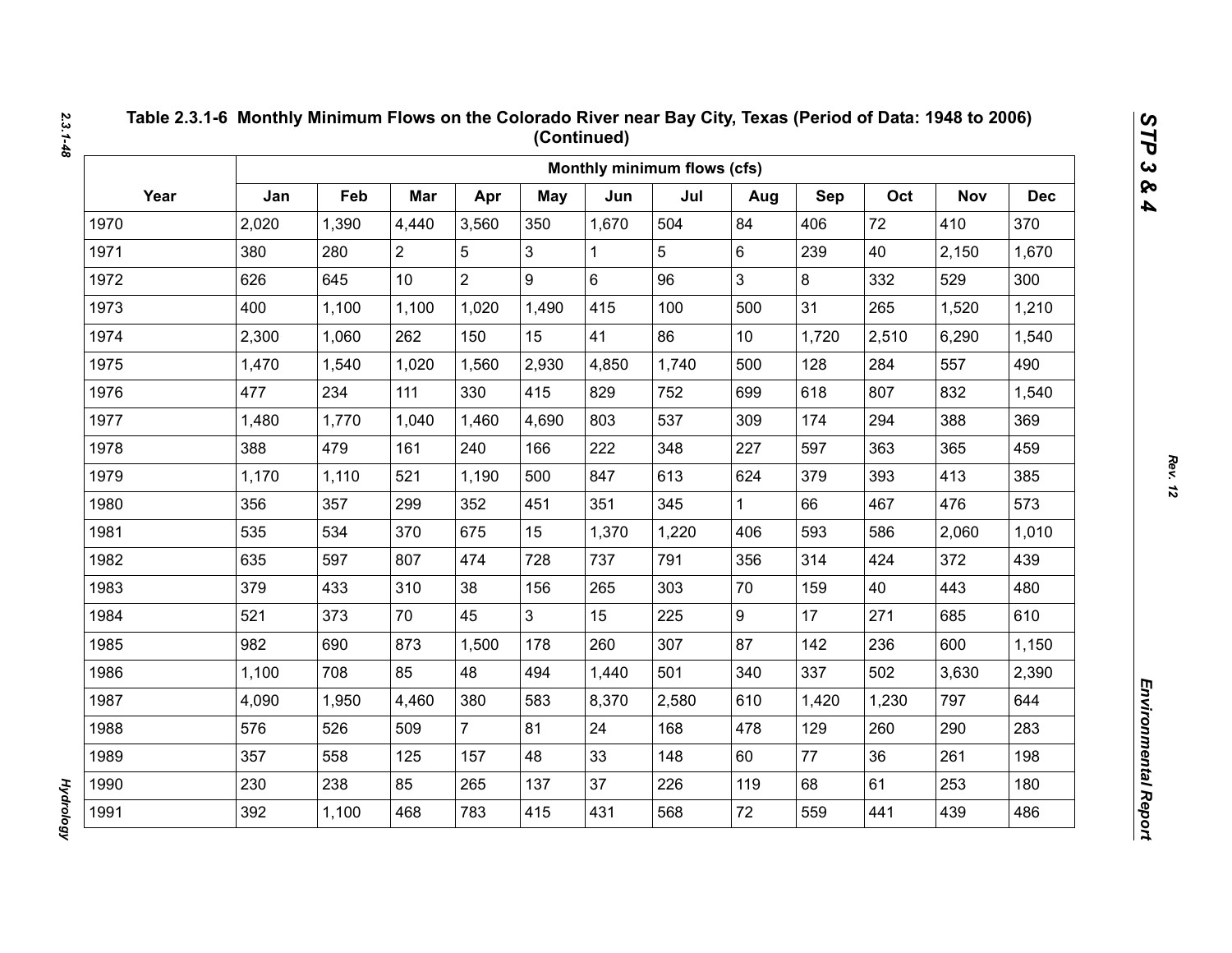## Table 2.3.1-6 Monthly Minimum Flows on the Colorado River near Bay City, Texas (Period of Data: 1948 to 2006) (Continued)

| Year | Monthly minimum flows (cfs) | | | | | | | | | | | |
|---|---|---|---|---|---|---|---|---|---|---|---|---|
| | Jan | Feb | Mar | Apr | May | Jun | Jul | Aug | Sep | Oct | Nov | Dec |
| 1970 | 2,020 | 1,390 | 4,440 | 3,560 | 350 | 1,670 | 504 | 84 | 406 | 72 | 410 | 370 |
| 1971 | 380 | 280 | 2 | 5 | 3 | 1 | 5 | 6 | 239 | 40 | 2,150 | 1,670 |
| 1972 | 626 | 645 | 10 | 2 | 9 | 6 | 96 | 3 | 8 | 332 | 529 | 300 |
| 1973 | 400 | 1,100 | 1,100 | 1,020 | 1,490 | 415 | 100 | 500 | 31 | 265 | 1,520 | 1,210 |
| 1974 | 2,300 | 1,060 | 262 | 150 | 15 | 41 | 86 | 10 | 1,720 | 2,510 | 6,290 | 1,540 |
| 1975 | 1,470 | 1,540 | 1,020 | 1,560 | 2,930 | 4,850 | 1,740 | 500 | 128 | 284 | 557 | 490 |
| 1976 | 477 | 234 | 111 | 330 | 415 | 829 | 752 | 699 | 618 | 807 | 832 | 1,540 |
| 1977 | 1,480 | 1,770 | 1,040 | 1,460 | 4,690 | 803 | 537 | 309 | 174 | 294 | 388 | 369 |
| 1978 | 388 | 479 | 161 | 240 | 166 | 222 | 348 | 227 | 597 | 363 | 365 | 459 |
| 1979 | 1,170 | 1,110 | 521 | 1,190 | 500 | 847 | 613 | 624 | 379 | 393 | 413 | 385 |
| 1980 | 356 | 357 | 299 | 352 | 451 | 351 | 345 | 1 | 66 | 467 | 476 | 573 |
| 1981 | 535 | 534 | 370 | 675 | 15 | 1,370 | 1,220 | 406 | 593 | 586 | 2,060 | 1,010 |
| 1982 | 635 | 597 | 807 | 474 | 728 | 737 | 791 | 356 | 314 | 424 | 372 | 439 |
| 1983 | 379 | 433 | 310 | 38 | 156 | 265 | 303 | 70 | 159 | 40 | 443 | 480 |
| 1984 | 521 | 373 | 70 | 45 | 3 | 15 | 225 | 9 | 17 | 271 | 685 | 610 |
| 1985 | 982 | 690 | 873 | 1,500 | 178 | 260 | 307 | 87 | 142 | 236 | 600 | 1,150 |
| 1986 | 1,100 | 708 | 85 | 48 | 494 | 1,440 | 501 | 340 | 337 | 502 | 3,630 | 2,390 |
| 1987 | 4,090 | 1,950 | 4,460 | 380 | 583 | 8,370 | 2,580 | 610 | 1,420 | 1,230 | 797 | 644 |
| 1988 | 576 | 526 | 509 | 7 | 81 | 24 | 168 | 478 | 129 | 260 | 290 | 283 |
| 1989 | 357 | 558 | 125 | 157 | 48 | 33 | 148 | 60 | 77 | 36 | 261 | 198 |
| 1990 | 230 | 238 | 85 | 265 | 137 | 37 | 226 | 119 | 68 | 61 | 253 | 180 |
| 1991 | 392 | 1,100 | 468 | 783 | 415 | 431 | 568 | 72 | 559 | 441 | 439 | 486 |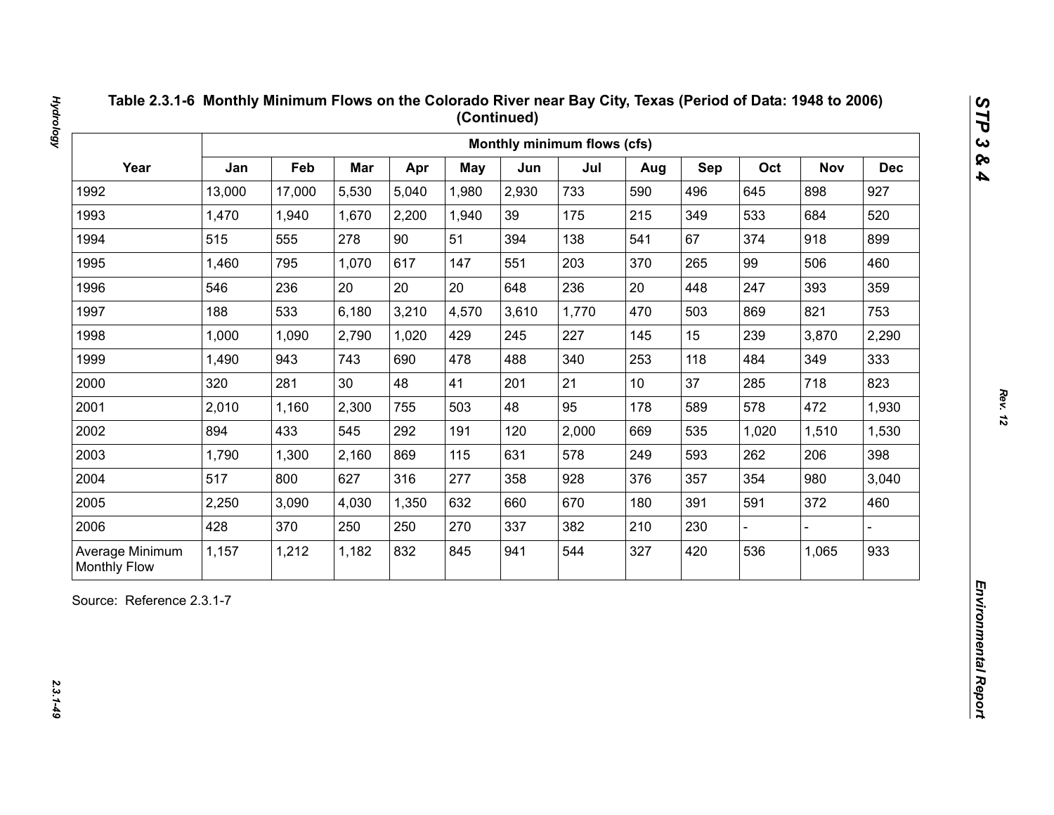**Table 2.3.1-6 Monthly Minimum Flows on the Colorado River near Bay City, Texas (Period of Data: 1948 to 2006) (Continued)**

| Year | Monthly minimum flows (cfs) | | | | | | | | | | | |
|---|---|---|---|---|---|---|---|---|---|---|---|---|
| | Jan | Feb | Mar | Apr | May | Jun | Jul | Aug | Sep | Oct | Nov | Dec |
| 1992 | 13,000 | 17,000 | 5,530 | 5,040 | 1,980 | 2,930 | 733 | 590 | 496 | 645 | 898 | 927 |
| 1993 | 1,470 | 1,940 | 1,670 | 2,200 | 1,940 | 39 | 175 | 215 | 349 | 533 | 684 | 520 |
| 1994 | 515 | 555 | 278 | 90 | 51 | 394 | 138 | 541 | 67 | 374 | 918 | 899 |
| 1995 | 1,460 | 795 | 1,070 | 617 | 147 | 551 | 203 | 370 | 265 | 99 | 506 | 460 |
| 1996 | 546 | 236 | 20 | 20 | 20 | 648 | 236 | 20 | 448 | 247 | 393 | 359 |
| 1997 | 188 | 533 | 6,180 | 3,210 | 4,570 | 3,610 | 1,770 | 470 | 503 | 869 | 821 | 753 |
| 1998 | 1,000 | 1,090 | 2,790 | 1,020 | 429 | 245 | 227 | 145 | 15 | 239 | 3,870 | 2,290 |
| 1999 | 1,490 | 943 | 743 | 690 | 478 | 488 | 340 | 253 | 118 | 484 | 349 | 333 |
| 2000 | 320 | 281 | 30 | 48 | 41 | 201 | 21 | 10 | 37 | 285 | 718 | 823 |
| 2001 | 2,010 | 1,160 | 2,300 | 755 | 503 | 48 | 95 | 178 | 589 | 578 | 472 | 1,930 |
| 2002 | 894 | 433 | 545 | 292 | 191 | 120 | 2,000 | 669 | 535 | 1,020 | 1,510 | 1,530 |
| 2003 | 1,790 | 1,300 | 2,160 | 869 | 115 | 631 | 578 | 249 | 593 | 262 | 206 | 398 |
| 2004 | 517 | 800 | 627 | 316 | 277 | 358 | 928 | 376 | 357 | 354 | 980 | 3,040 |
| 2005 | 2,250 | 3,090 | 4,030 | 1,350 | 632 | 660 | 670 | 180 | 391 | 591 | 372 | 460 |
| 2006 | 428 | 370 | 250 | 250 | 270 | 337 | 382 | 210 | 230 | - | - | - |
| Average Minimum Monthly Flow | 1,157 | 1,212 | 1,182 | 832 | 845 | 941 | 544 | 327 | 420 | 536 | 1,065 | 933 |

Source: Reference 2.3.1-7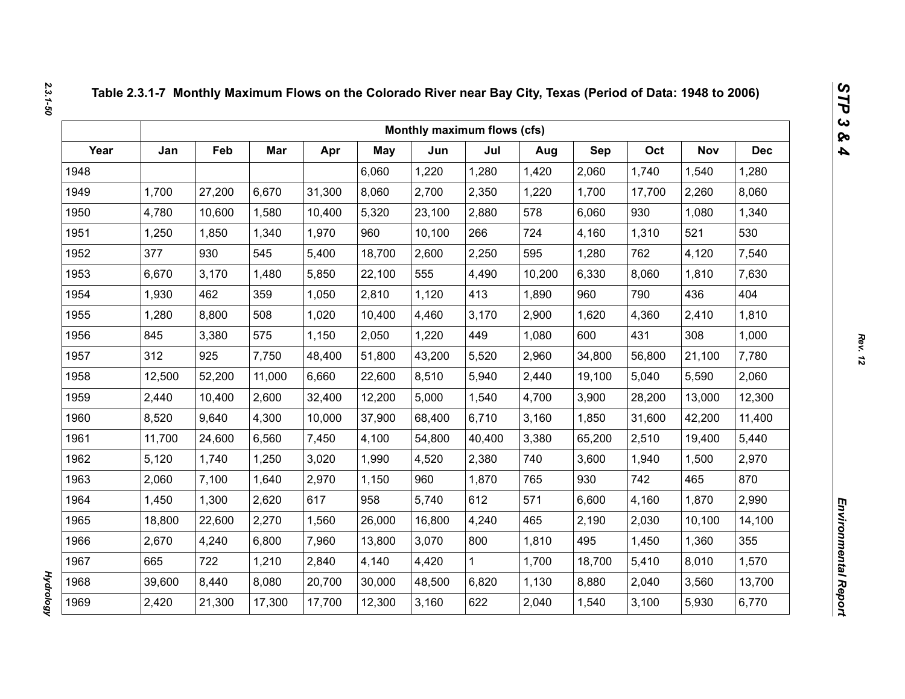**Table 2.3.1-7 Monthly Maximum Flows on the Colorado River near Bay City, Texas (Period of Data: 1948 to 2006)**

| | Monthly maximum flows (cfs) | | | | | | | | | | | |
|---|---|---|---|---|---|---|---|---|---|---|---|---|
| Year | Jan | Feb | Mar | Apr | May | Jun | Jul | Aug | Sep | Oct | Nov | Dec |
| 1948 | | | | | 6,060 | 1,220 | 1,280 | 1,420 | 2,060 | 1,740 | 1,540 | 1,280 |
| 1949 | 1,700 | 27,200 | 6,670 | 31,300 | 8,060 | 2,700 | 2,350 | 1,220 | 1,700 | 17,700 | 2,260 | 8,060 |
| 1950 | 4,780 | 10,600 | 1,580 | 10,400 | 5,320 | 23,100 | 2,880 | 578 | 6,060 | 930 | 1,080 | 1,340 |
| 1951 | 1,250 | 1,850 | 1,340 | 1,970 | 960 | 10,100 | 266 | 724 | 4,160 | 1,310 | 521 | 530 |
| 1952 | 377 | 930 | 545 | 5,400 | 18,700 | 2,600 | 2,250 | 595 | 1,280 | 762 | 4,120 | 7,540 |
| 1953 | 6,670 | 3,170 | 1,480 | 5,850 | 22,100 | 555 | 4,490 | 10,200 | 6,330 | 8,060 | 1,810 | 7,630 |
| 1954 | 1,930 | 462 | 359 | 1,050 | 2,810 | 1,120 | 413 | 1,890 | 960 | 790 | 436 | 404 |
| 1955 | 1,280 | 8,800 | 508 | 1,020 | 10,400 | 4,460 | 3,170 | 2,900 | 1,620 | 4,360 | 2,410 | 1,810 |
| 1956 | 845 | 3,380 | 575 | 1,150 | 2,050 | 1,220 | 449 | 1,080 | 600 | 431 | 308 | 1,000 |
| 1957 | 312 | 925 | 7,750 | 48,400 | 51,800 | 43,200 | 5,520 | 2,960 | 34,800 | 56,800 | 21,100 | 7,780 |
| 1958 | 12,500 | 52,200 | 11,000 | 6,660 | 22,600 | 8,510 | 5,940 | 2,440 | 19,100 | 5,040 | 5,590 | 2,060 |
| 1959 | 2,440 | 10,400 | 2,600 | 32,400 | 12,200 | 5,000 | 1,540 | 4,700 | 3,900 | 28,200 | 13,000 | 12,300 |
| 1960 | 8,520 | 9,640 | 4,300 | 10,000 | 37,900 | 68,400 | 6,710 | 3,160 | 1,850 | 31,600 | 42,200 | 11,400 |
| 1961 | 11,700 | 24,600 | 6,560 | 7,450 | 4,100 | 54,800 | 40,400 | 3,380 | 65,200 | 2,510 | 19,400 | 5,440 |
| 1962 | 5,120 | 1,740 | 1,250 | 3,020 | 1,990 | 4,520 | 2,380 | 740 | 3,600 | 1,940 | 1,500 | 2,970 |
| 1963 | 2,060 | 7,100 | 1,640 | 2,970 | 1,150 | 960 | 1,870 | 765 | 930 | 742 | 465 | 870 |
| 1964 | 1,450 | 1,300 | 2,620 | 617 | 958 | 5,740 | 612 | 571 | 6,600 | 4,160 | 1,870 | 2,990 |
| 1965 | 18,800 | 22,600 | 2,270 | 1,560 | 26,000 | 16,800 | 4,240 | 465 | 2,190 | 2,030 | 10,100 | 14,100 |
| 1966 | 2,670 | 4,240 | 6,800 | 7,960 | 13,800 | 3,070 | 800 | 1,810 | 495 | 1,450 | 1,360 | 355 |
| 1967 | 665 | 722 | 1,210 | 2,840 | 4,140 | 4,420 | 1 | 1,700 | 18,700 | 5,410 | 8,010 | 1,570 |
| 1968 | 39,600 | 8,440 | 8,080 | 20,700 | 30,000 | 48,500 | 6,820 | 1,130 | 8,880 | 2,040 | 3,560 | 13,700 |
| 1969 | 2,420 | 21,300 | 17,300 | 17,700 | 12,300 | 3,160 | 622 | 2,040 | 1,540 | 3,100 | 5,930 | 6,770 |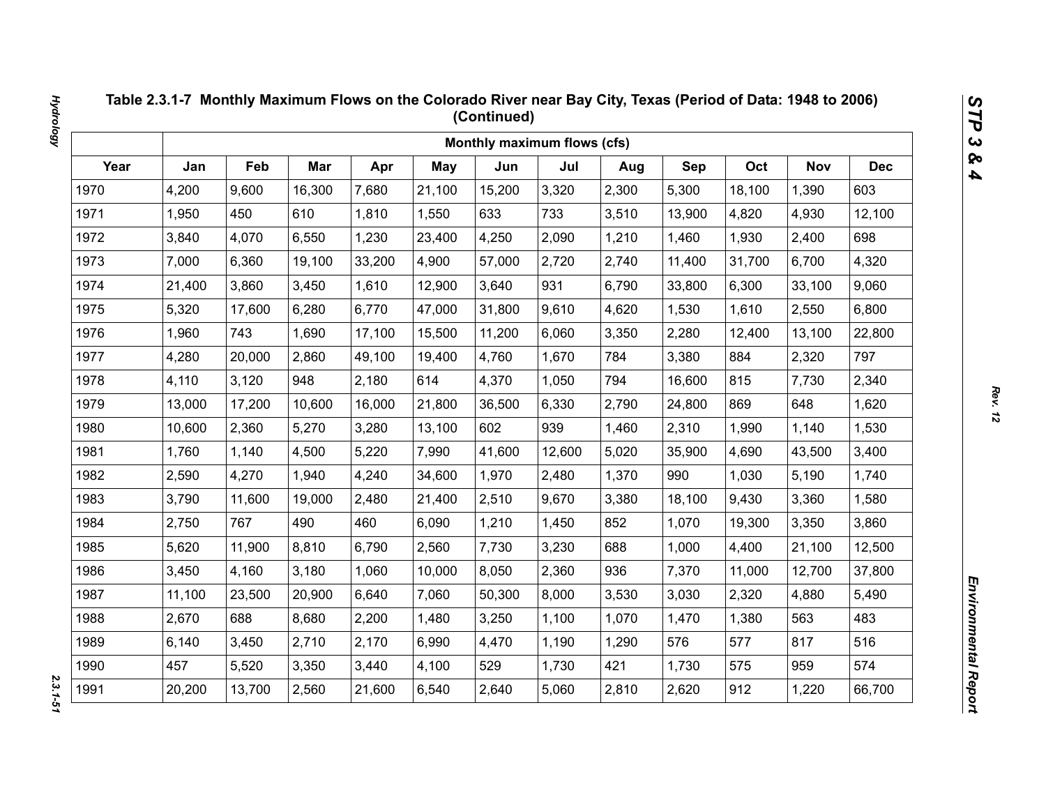## Table 2.3.1-7 Monthly Maximum Flows on the Colorado River near Bay City, Texas (Period of Data: 1948 to 2006) (Continued)

| | Monthly maximum flows (cfs) | | | | | | | | | | | |
|---|---|---|---|---|---|---|---|---|---|---|---|---|
| Year | Jan | Feb | Mar | Apr | May | Jun | Jul | Aug | Sep | Oct | Nov | Dec |
| 1970 | 4,200 | 9,600 | 16,300 | 7,680 | 21,100 | 15,200 | 3,320 | 2,300 | 5,300 | 18,100 | 1,390 | 603 |
| 1971 | 1,950 | 450 | 610 | 1,810 | 1,550 | 633 | 733 | 3,510 | 13,900 | 4,820 | 4,930 | 12,100 |
| 1972 | 3,840 | 4,070 | 6,550 | 1,230 | 23,400 | 4,250 | 2,090 | 1,210 | 1,460 | 1,930 | 2,400 | 698 |
| 1973 | 7,000 | 6,360 | 19,100 | 33,200 | 4,900 | 57,000 | 2,720 | 2,740 | 11,400 | 31,700 | 6,700 | 4,320 |
| 1974 | 21,400 | 3,860 | 3,450 | 1,610 | 12,900 | 3,640 | 931 | 6,790 | 33,800 | 6,300 | 33,100 | 9,060 |
| 1975 | 5,320 | 17,600 | 6,280 | 6,770 | 47,000 | 31,800 | 9,610 | 4,620 | 1,530 | 1,610 | 2,550 | 6,800 |
| 1976 | 1,960 | 743 | 1,690 | 17,100 | 15,500 | 11,200 | 6,060 | 3,350 | 2,280 | 12,400 | 13,100 | 22,800 |
| 1977 | 4,280 | 20,000 | 2,860 | 49,100 | 19,400 | 4,760 | 1,670 | 784 | 3,380 | 884 | 2,320 | 797 |
| 1978 | 4,110 | 3,120 | 948 | 2,180 | 614 | 4,370 | 1,050 | 794 | 16,600 | 815 | 7,730 | 2,340 |
| 1979 | 13,000 | 17,200 | 10,600 | 16,000 | 21,800 | 36,500 | 6,330 | 2,790 | 24,800 | 869 | 648 | 1,620 |
| 1980 | 10,600 | 2,360 | 5,270 | 3,280 | 13,100 | 602 | 939 | 1,460 | 2,310 | 1,990 | 1,140 | 1,530 |
| 1981 | 1,760 | 1,140 | 4,500 | 5,220 | 7,990 | 41,600 | 12,600 | 5,020 | 35,900 | 4,690 | 43,500 | 3,400 |
| 1982 | 2,590 | 4,270 | 1,940 | 4,240 | 34,600 | 1,970 | 2,480 | 1,370 | 990 | 1,030 | 5,190 | 1,740 |
| 1983 | 3,790 | 11,600 | 19,000 | 2,480 | 21,400 | 2,510 | 9,670 | 3,380 | 18,100 | 9,430 | 3,360 | 1,580 |
| 1984 | 2,750 | 767 | 490 | 460 | 6,090 | 1,210 | 1,450 | 852 | 1,070 | 19,300 | 3,350 | 3,860 |
| 1985 | 5,620 | 11,900 | 8,810 | 6,790 | 2,560 | 7,730 | 3,230 | 688 | 1,000 | 4,400 | 21,100 | 12,500 |
| 1986 | 3,450 | 4,160 | 3,180 | 1,060 | 10,000 | 8,050 | 2,360 | 936 | 7,370 | 11,000 | 12,700 | 37,800 |
| 1987 | 11,100 | 23,500 | 20,900 | 6,640 | 7,060 | 50,300 | 8,000 | 3,530 | 3,030 | 2,320 | 4,880 | 5,490 |
| 1988 | 2,670 | 688 | 8,680 | 2,200 | 1,480 | 3,250 | 1,100 | 1,070 | 1,470 | 1,380 | 563 | 483 |
| 1989 | 6,140 | 3,450 | 2,710 | 2,170 | 6,990 | 4,470 | 1,190 | 1,290 | 576 | 577 | 817 | 516 |
| 1990 | 457 | 5,520 | 3,350 | 3,440 | 4,100 | 529 | 1,730 | 421 | 1,730 | 575 | 959 | 574 |
| 1991 | 20,200 | 13,700 | 2,560 | 21,600 | 6,540 | 2,640 | 5,060 | 2,810 | 2,620 | 912 | 1,220 | 66,700 |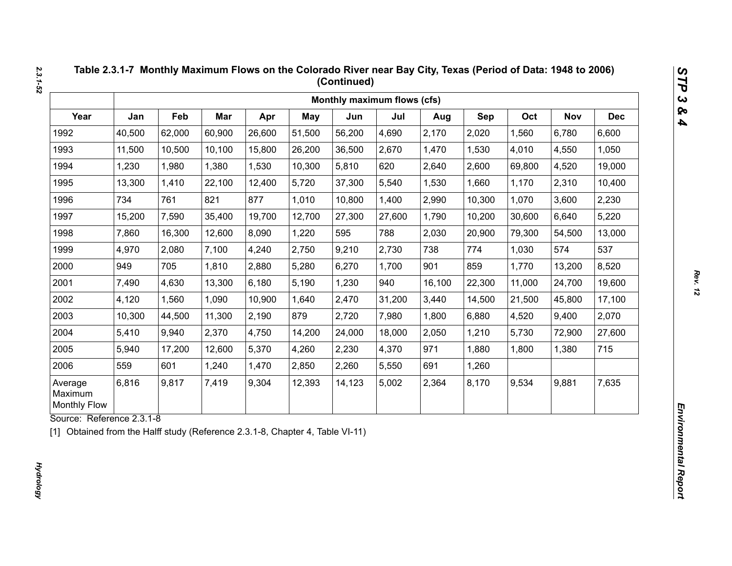# Table 2.3.1-7 Monthly Maximum Flows on the Colorado River near Bay City, Texas (Period of Data: 1948 to 2006) (Continued)

| | Monthly maximum flows (cfs) | | | | | | | | | | | |
|---|---|---|---|---|---|---|---|---|---|---|---|---|
| Year | Jan | Feb | Mar | Apr | May | Jun | Jul | Aug | Sep | Oct | Nov | Dec |
| 1992 | 40,500 | 62,000 | 60,900 | 26,600 | 51,500 | 56,200 | 4,690 | 2,170 | 2,020 | 1,560 | 6,780 | 6,600 |
| 1993 | 11,500 | 10,500 | 10,100 | 15,800 | 26,200 | 36,500 | 2,670 | 1,470 | 1,530 | 4,010 | 4,550 | 1,050 |
| 1994 | 1,230 | 1,980 | 1,380 | 1,530 | 10,300 | 5,810 | 620 | 2,640 | 2,600 | 69,800 | 4,520 | 19,000 |
| 1995 | 13,300 | 1,410 | 22,100 | 12,400 | 5,720 | 37,300 | 5,540 | 1,530 | 1,660 | 1,170 | 2,310 | 10,400 |
| 1996 | 734 | 761 | 821 | 877 | 1,010 | 10,800 | 1,400 | 2,990 | 10,300 | 1,070 | 3,600 | 2,230 |
| 1997 | 15,200 | 7,590 | 35,400 | 19,700 | 12,700 | 27,300 | 27,600 | 1,790 | 10,200 | 30,600 | 6,640 | 5,220 |
| 1998 | 7,860 | 16,300 | 12,600 | 8,090 | 1,220 | 595 | 788 | 2,030 | 20,900 | 79,300 | 54,500 | 13,000 |
| 1999 | 4,970 | 2,080 | 7,100 | 4,240 | 2,750 | 9,210 | 2,730 | 738 | 774 | 1,030 | 574 | 537 |
| 2000 | 949 | 705 | 1,810 | 2,880 | 5,280 | 6,270 | 1,700 | 901 | 859 | 1,770 | 13,200 | 8,520 |
| 2001 | 7,490 | 4,630 | 13,300 | 6,180 | 5,190 | 1,230 | 940 | 16,100 | 22,300 | 11,000 | 24,700 | 19,600 |
| 2002 | 4,120 | 1,560 | 1,090 | 10,900 | 1,640 | 2,470 | 31,200 | 3,440 | 14,500 | 21,500 | 45,800 | 17,100 |
| 2003 | 10,300 | 44,500 | 11,300 | 2,190 | 879 | 2,720 | 7,980 | 1,800 | 6,880 | 4,520 | 9,400 | 2,070 |
| 2004 | 5,410 | 9,940 | 2,370 | 4,750 | 14,200 | 24,000 | 18,000 | 2,050 | 1,210 | 5,730 | 72,900 | 27,600 |
| 2005 | 5,940 | 17,200 | 12,600 | 5,370 | 4,260 | 2,230 | 4,370 | 971 | 1,880 | 1,800 | 1,380 | 715 |
| 2006 | 559 | 601 | 1,240 | 1,470 | 2,850 | 2,260 | 5,550 | 691 | 1,260 | | | |
| Average Maximum Monthly Flow | 6,816 | 9,817 | 7,419 | 9,304 | 12,393 | 14,123 | 5,002 | 2,364 | 8,170 | 9,534 | 9,881 | 7,635 |

Source: Reference 2.3.1-8

[1] Obtained from the Halff study (Reference 2.3.1-8, Chapter 4, Table VI-11)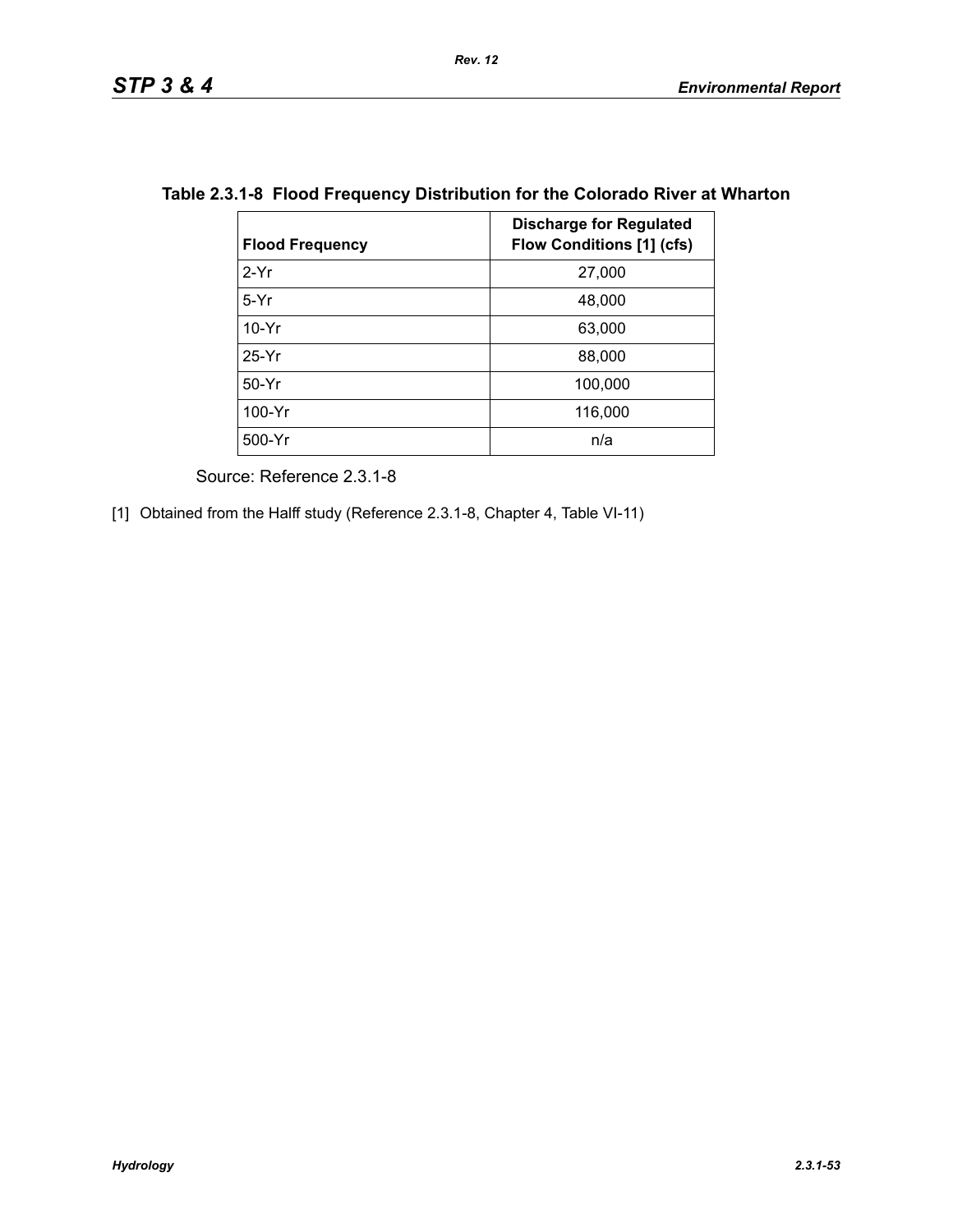### Table 2.3.1-8 Flood Frequency Distribution for the Colorado River at Wharton

| Flood Frequency | Discharge for Regulated Flow Conditions [1] (cfs) |
|---|---|
| 2-Yr | 27,000 |
| 5-Yr | 48,000 |
| 10-Yr | 63,000 |
| 25-Yr | 88,000 |
| 50-Yr | 100,000 |
| 100-Yr | 116,000 |
| 500-Yr | n/a |

Source: Reference 2.3.1-8

[1] Obtained from the Halff study (Reference 2.3.1-8, Chapter 4, Table VI-11)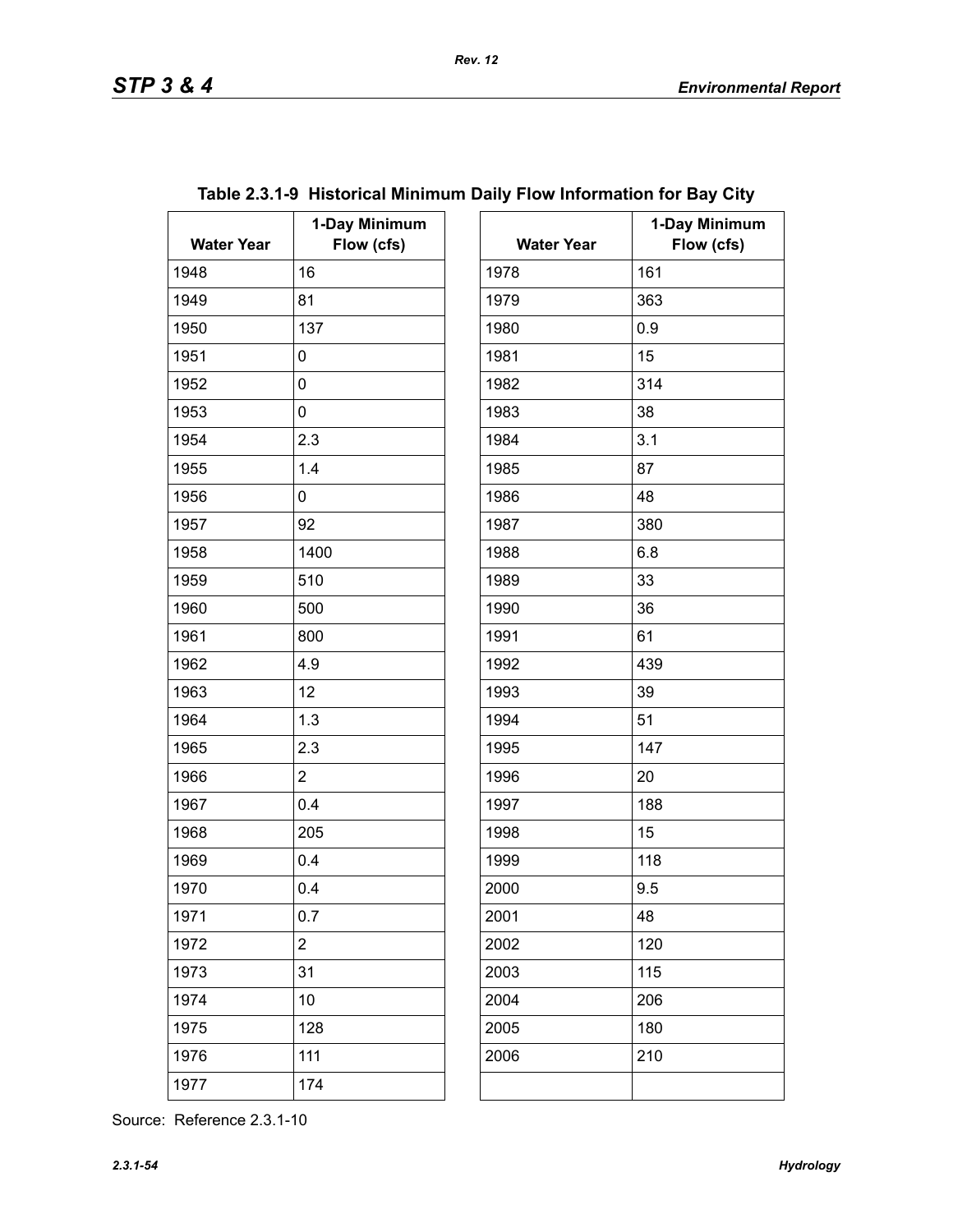**Table 2.3.1-9 Historical Minimum Daily Flow Information for Bay City**

| Water Year | 1-Day Minimum Flow (cfs) | Water Year | 1-Day Minimum Flow (cfs) |
|---|---|---|---|
| 1948 | 16 | 1978 | 161 |
| 1949 | 81 | 1979 | 363 |
| 1950 | 137 | 1980 | 0.9 |
| 1951 | 0 | 1981 | 15 |
| 1952 | 0 | 1982 | 314 |
| 1953 | 0 | 1983 | 38 |
| 1954 | 2.3 | 1984 | 3.1 |
| 1955 | 1.4 | 1985 | 87 |
| 1956 | 0 | 1986 | 48 |
| 1957 | 92 | 1987 | 380 |
| 1958 | 1400 | 1988 | 6.8 |
| 1959 | 510 | 1989 | 33 |
| 1960 | 500 | 1990 | 36 |
| 1961 | 800 | 1991 | 61 |
| 1962 | 4.9 | 1992 | 439 |
| 1963 | 12 | 1993 | 39 |
| 1964 | 1.3 | 1994 | 51 |
| 1965 | 2.3 | 1995 | 147 |
| 1966 | 2 | 1996 | 20 |
| 1967 | 0.4 | 1997 | 188 |
| 1968 | 205 | 1998 | 15 |
| 1969 | 0.4 | 1999 | 118 |
| 1970 | 0.4 | 2000 | 9.5 |
| 1971 | 0.7 | 2001 | 48 |
| 1972 | 2 | 2002 | 120 |
| 1973 | 31 | 2003 | 115 |
| 1974 | 10 | 2004 | 206 |
| 1975 | 128 | 2005 | 180 |
| 1976 | 111 | 2006 | 210 |
| 1977 | 174 | | |

Source: Reference 2.3.1-10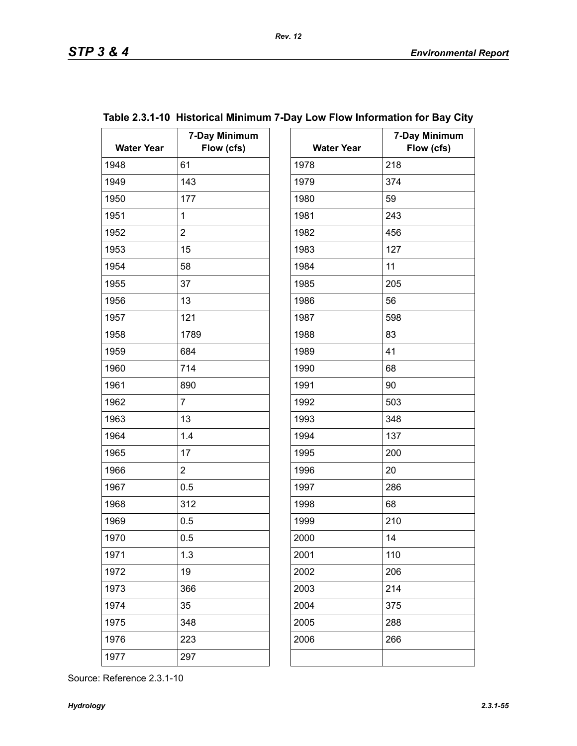**Table 2.3.1-10 Historical Minimum 7-Day Low Flow Information for Bay City**

| Water Year | 7-Day Minimum Flow (cfs) | Water Year | 7-Day Minimum Flow (cfs) |
|---|---|---|---|
| 1948 | 61 | 1978 | 218 |
| 1949 | 143 | 1979 | 374 |
| 1950 | 177 | 1980 | 59 |
| 1951 | 1 | 1981 | 243 |
| 1952 | 2 | 1982 | 456 |
| 1953 | 15 | 1983 | 127 |
| 1954 | 58 | 1984 | 11 |
| 1955 | 37 | 1985 | 205 |
| 1956 | 13 | 1986 | 56 |
| 1957 | 121 | 1987 | 598 |
| 1958 | 1789 | 1988 | 83 |
| 1959 | 684 | 1989 | 41 |
| 1960 | 714 | 1990 | 68 |
| 1961 | 890 | 1991 | 90 |
| 1962 | 7 | 1992 | 503 |
| 1963 | 13 | 1993 | 348 |
| 1964 | 1.4 | 1994 | 137 |
| 1965 | 17 | 1995 | 200 |
| 1966 | 2 | 1996 | 20 |
| 1967 | 0.5 | 1997 | 286 |
| 1968 | 312 | 1998 | 68 |
| 1969 | 0.5 | 1999 | 210 |
| 1970 | 0.5 | 2000 | 14 |
| 1971 | 1.3 | 2001 | 110 |
| 1972 | 19 | 2002 | 206 |
| 1973 | 366 | 2003 | 214 |
| 1974 | 35 | 2004 | 375 |
| 1975 | 348 | 2005 | 288 |
| 1976 | 223 | 2006 | 266 |
| 1977 | 297 | | |

Source: Reference 2.3.1-10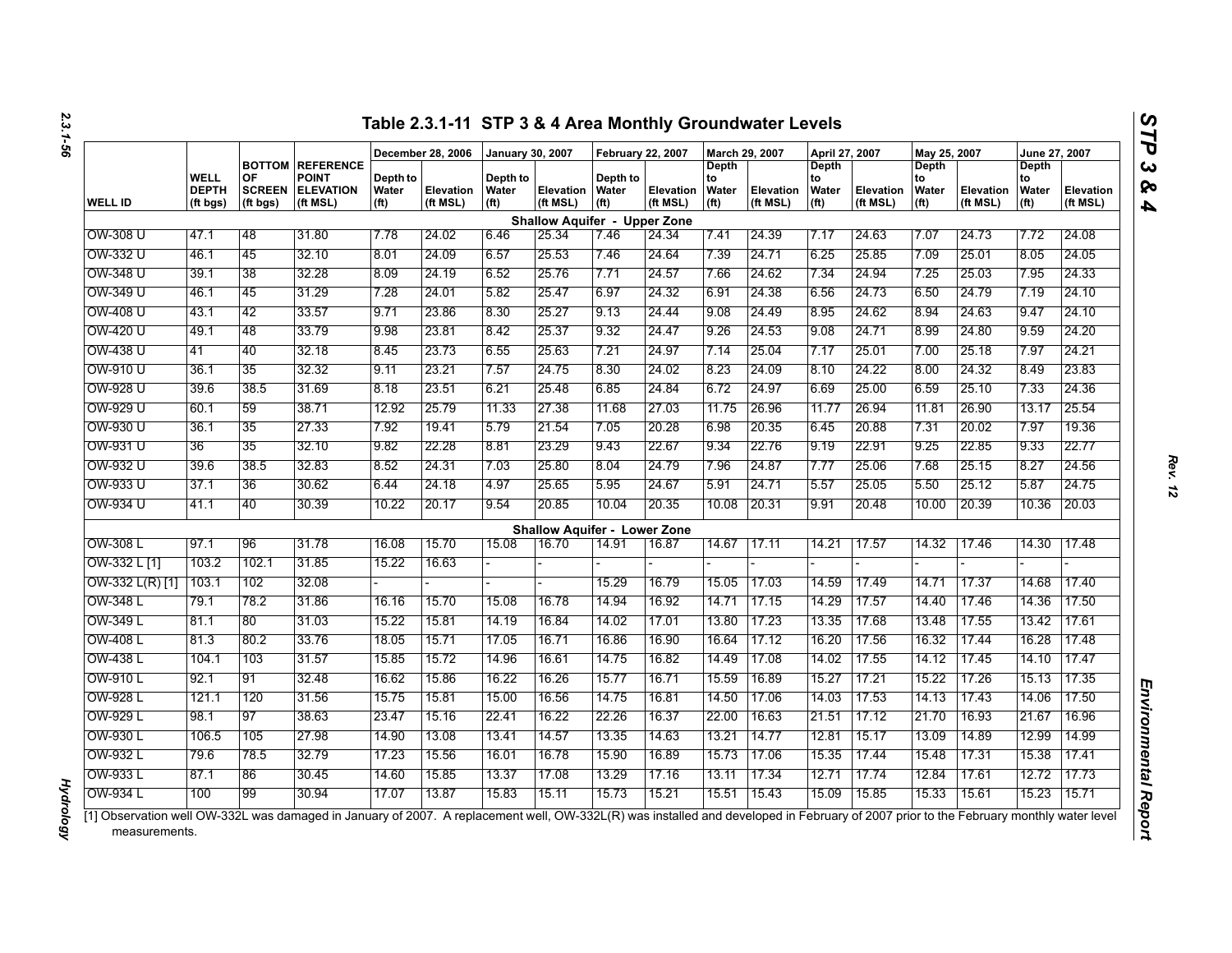# Table 2.3.1-11 STP 3 & 4 Area Monthly Groundwater Levels

| WELL ID | WELL DEPTH (ft bgs) | BOTTOM OF SCREEN (ft bgs) | REFERENCE POINT ELEVATION (ft MSL) | December 28, 2006 Depth to Water (ft) | December 28, 2006 Elevation (ft MSL) | January 30, 2007 Depth to Water (ft) | January 30, 2007 Elevation (ft MSL) | February 22, 2007 Depth to Water (ft) | February 22, 2007 Elevation (ft MSL) | March 29, 2007 Depth to Water (ft) | March 29, 2007 Elevation (ft MSL) | April 27, 2007 Depth to Water (ft) | April 27, 2007 Elevation (ft MSL) | May 25, 2007 Depth to Water (ft) | May 25, 2007 Elevation (ft MSL) | June 27, 2007 Depth to Water (ft) | June 27, 2007 Elevation (ft MSL) |
|---|---|---|---|---|---|---|---|---|---|---|---|---|---|---|---|---|---|
| **Shallow Aquifer - Upper Zone** | | | | | | | | | | | | | | | | | |
| OW-308 U | 47.1 | 48 | 31.80 | 7.78 | 24.02 | 6.46 | 25.34 | 7.46 | 24.34 | 7.41 | 24.39 | 7.17 | 24.63 | 7.07 | 24.73 | 7.72 | 24.08 |
| OW-332 U | 46.1 | 45 | 32.10 | 8.01 | 24.09 | 6.57 | 25.53 | 7.46 | 24.64 | 7.39 | 24.71 | 6.25 | 25.85 | 7.09 | 25.01 | 8.05 | 24.05 |
| OW-348 U | 39.1 | 38 | 32.28 | 8.09 | 24.19 | 6.52 | 25.76 | 7.71 | 24.57 | 7.66 | 24.62 | 7.34 | 24.94 | 7.25 | 25.03 | 7.95 | 24.33 |
| OW-349 U | 46.1 | 45 | 31.29 | 7.28 | 24.01 | 5.82 | 25.47 | 6.97 | 24.32 | 6.91 | 24.38 | 6.56 | 24.73 | 6.50 | 24.79 | 7.19 | 24.10 |
| OW-408 U | 43.1 | 42 | 33.57 | 9.71 | 23.86 | 8.30 | 25.27 | 9.13 | 24.44 | 9.08 | 24.49 | 8.95 | 24.62 | 8.94 | 24.63 | 9.47 | 24.10 |
| OW-420 U | 49.1 | 48 | 33.79 | 9.98 | 23.81 | 8.42 | 25.37 | 9.32 | 24.47 | 9.26 | 24.53 | 9.08 | 24.71 | 8.99 | 24.80 | 9.59 | 24.20 |
| OW-438 U | 41 | 40 | 32.18 | 8.45 | 23.73 | 6.55 | 25.63 | 7.21 | 24.97 | 7.14 | 25.04 | 7.17 | 25.01 | 7.00 | 25.18 | 7.97 | 24.21 |
| OW-910 U | 36.1 | 35 | 32.32 | 9.11 | 23.21 | 7.57 | 24.75 | 8.30 | 24.02 | 8.23 | 24.09 | 8.10 | 24.22 | 8.00 | 24.32 | 8.49 | 23.83 |
| OW-928 U | 39.6 | 38.5 | 31.69 | 8.18 | 23.51 | 6.21 | 25.48 | 6.85 | 24.84 | 6.72 | 24.97 | 6.69 | 25.00 | 6.59 | 25.10 | 7.33 | 24.36 |
| OW-929 U | 60.1 | 59 | 38.71 | 12.92 | 25.79 | 11.33 | 27.38 | 11.68 | 27.03 | 11.75 | 26.96 | 11.77 | 26.94 | 11.81 | 26.90 | 13.17 | 25.54 |
| OW-930 U | 36.1 | 35 | 27.33 | 7.92 | 19.41 | 5.79 | 21.54 | 7.05 | 20.28 | 6.98 | 20.35 | 6.45 | 20.88 | 7.31 | 20.02 | 7.97 | 19.36 |
| OW-931 U | 36 | 35 | 32.10 | 9.82 | 22.28 | 8.81 | 23.29 | 9.43 | 22.67 | 9.34 | 22.76 | 9.19 | 22.91 | 9.25 | 22.85 | 9.33 | 22.77 |
| OW-932 U | 39.6 | 38.5 | 32.83 | 8.52 | 24.31 | 7.03 | 25.80 | 8.04 | 24.79 | 7.96 | 24.87 | 7.77 | 25.06 | 7.68 | 25.15 | 8.27 | 24.56 |
| OW-933 U | 37.1 | 36 | 30.62 | 6.44 | 24.18 | 4.97 | 25.65 | 5.95 | 24.67 | 5.91 | 24.71 | 5.57 | 25.05 | 5.50 | 25.12 | 5.87 | 24.75 |
| OW-934 U | 41.1 | 40 | 30.39 | 10.22 | 20.17 | 9.54 | 20.85 | 10.04 | 20.35 | 10.08 | 20.31 | 9.91 | 20.48 | 10.00 | 20.39 | 10.36 | 20.03 |
| **Shallow Aquifer - Lower Zone** | | | | | | | | | | | | | | | | | |
| OW-308 L | 97.1 | 96 | 31.78 | 16.08 | 15.70 | 15.08 | 16.70 | 14.91 | 16.87 | 14.67 | 17.11 | 14.21 | 17.57 | 14.32 | 17.46 | 14.30 | 17.48 |
| OW-332 L [1] | 103.2 | 102.1 | 31.85 | 15.22 | 16.63 | - | - | - | - | - | - | - | - | - | - | - | - |
| OW-332 L(R) [1] | 103.1 | 102 | 32.08 | - | - | - | - | 15.29 | 16.79 | 15.05 | 17.03 | 14.59 | 17.49 | 14.71 | 17.37 | 14.68 | 17.40 |
| OW-348 L | 79.1 | 78.2 | 31.86 | 16.16 | 15.70 | 15.08 | 16.78 | 14.94 | 16.92 | 14.71 | 17.15 | 14.29 | 17.57 | 14.40 | 17.46 | 14.36 | 17.50 |
| OW-349 L | 81.1 | 80 | 31.03 | 15.22 | 15.81 | 14.19 | 16.84 | 14.02 | 17.01 | 13.80 | 17.23 | 13.35 | 17.68 | 13.48 | 17.55 | 13.42 | 17.61 |
| OW-408 L | 81.3 | 80.2 | 33.76 | 18.05 | 15.71 | 17.05 | 16.71 | 16.86 | 16.90 | 16.64 | 17.12 | 16.20 | 17.56 | 16.32 | 17.44 | 16.28 | 17.48 |
| OW-438 L | 104.1 | 103 | 31.57 | 15.85 | 15.72 | 14.96 | 16.61 | 14.75 | 16.82 | 14.49 | 17.08 | 14.02 | 17.55 | 14.12 | 17.45 | 14.10 | 17.47 |
| OW-910 L | 92.1 | 91 | 32.48 | 16.62 | 15.86 | 16.22 | 16.26 | 15.77 | 16.71 | 15.59 | 16.89 | 15.27 | 17.21 | 15.22 | 17.26 | 15.13 | 17.35 |
| OW-928 L | 121.1 | 120 | 31.56 | 15.75 | 15.81 | 15.00 | 16.56 | 14.75 | 16.81 | 14.50 | 17.06 | 14.03 | 17.53 | 14.13 | 17.43 | 14.06 | 17.50 |
| OW-929 L | 98.1 | 97 | 38.63 | 23.47 | 15.16 | 22.41 | 16.22 | 22.26 | 16.37 | 22.00 | 16.63 | 21.51 | 17.12 | 21.70 | 16.93 | 21.67 | 16.96 |
| OW-930 L | 106.5 | 105 | 27.98 | 14.90 | 13.08 | 13.41 | 14.57 | 13.35 | 14.63 | 13.21 | 14.77 | 12.81 | 15.17 | 13.09 | 14.89 | 12.99 | 14.99 |
| OW-932 L | 79.6 | 78.5 | 32.79 | 17.23 | 15.56 | 16.01 | 16.78 | 15.90 | 16.89 | 15.73 | 17.06 | 15.35 | 17.44 | 15.48 | 17.31 | 15.38 | 17.41 |
| OW-933 L | 87.1 | 86 | 30.45 | 14.60 | 15.85 | 13.37 | 17.08 | 13.29 | 17.16 | 13.11 | 17.34 | 12.71 | 17.74 | 12.84 | 17.61 | 12.72 | 17.73 |
| OW-934 L | 100 | 99 | 30.94 | 17.07 | 13.87 | 15.83 | 15.11 | 15.73 | 15.21 | 15.51 | 15.43 | 15.09 | 15.85 | 15.33 | 15.61 | 15.23 | 15.71 |

[1] Observation well OW-332L was damaged in January of 2007. A replacement well, OW-332L(R) was installed and developed in February of 2007 prior to the February monthly water level measurements.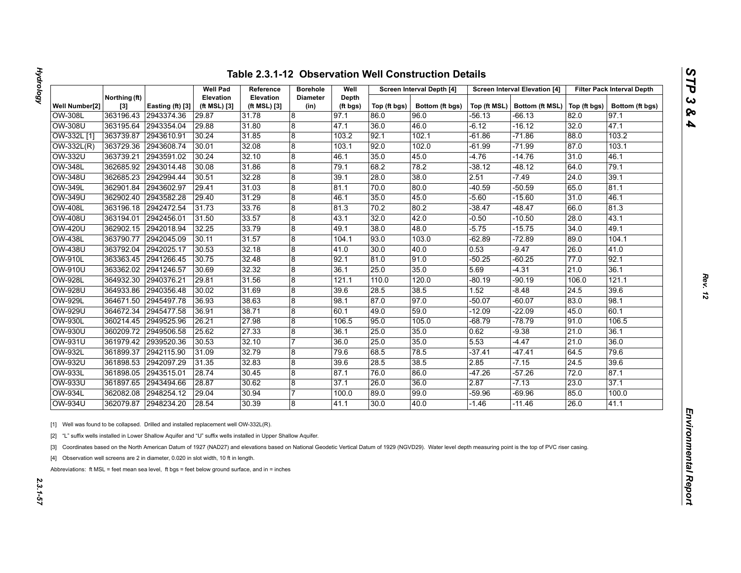## Table 2.3.1-12 Observation Well Construction Details

| Well Number[2] | Northing (ft) [3] | Easting (ft) [3] | Well Pad Elevation (ft MSL) [3] | Reference Elevation (ft MSL) [3] | Borehole Diameter (in) | Well Depth (ft bgs) | Screen Interval Depth [4] | | Screen Interval Elevation [4] | | Filter Pack Interval Depth | |
|---|---|---|---|---|---|---|---|---|---|---|---|---|
| | | | | | | | Top (ft bgs) | Bottom (ft bgs) | Top (ft MSL) | Bottom (ft MSL) | Top (ft bgs) | Bottom (ft bgs) |
| OW-308L | 363196.43 | 2943374.36 | 29.87 | 31.78 | 8 | 97.1 | 86.0 | 96.0 | -56.13 | -66.13 | 82.0 | 97.1 |
| OW-308U | 363195.64 | 2943354.04 | 29.88 | 31.80 | 8 | 47.1 | 36.0 | 46.0 | -6.12 | -16.12 | 32.0 | 47.1 |
| OW-332L [1] | 363739.87 | 2943610.91 | 30.24 | 31.85 | 8 | 103.2 | 92.1 | 102.1 | -61.86 | -71.86 | 88.0 | 103.2 |
| OW-332L(R) | 363729.36 | 2943608.74 | 30.01 | 32.08 | 8 | 103.1 | 92.0 | 102.0 | -61.99 | -71.99 | 87.0 | 103.1 |
| OW-332U | 363739.21 | 2943591.02 | 30.24 | 32.10 | 8 | 46.1 | 35.0 | 45.0 | -4.76 | -14.76 | 31.0 | 46.1 |
| OW-348L | 362685.92 | 2943014.48 | 30.08 | 31.86 | 8 | 79.1 | 68.2 | 78.2 | -38.12 | -48.12 | 64.0 | 79.1 |
| OW-348U | 362685.23 | 2942994.44 | 30.51 | 32.28 | 8 | 39.1 | 28.0 | 38.0 | 2.51 | -7.49 | 24.0 | 39.1 |
| OW-349L | 362901.84 | 2943602.97 | 29.41 | 31.03 | 8 | 81.1 | 70.0 | 80.0 | -40.59 | -50.59 | 65.0 | 81.1 |
| OW-349U | 362902.40 | 2943582.28 | 29.40 | 31.29 | 8 | 46.1 | 35.0 | 45.0 | -5.60 | -15.60 | 31.0 | 46.1 |
| OW-408L | 363196.18 | 2942472.54 | 31.73 | 33.76 | 8 | 81.3 | 70.2 | 80.2 | -38.47 | -48.47 | 66.0 | 81.3 |
| OW-408U | 363194.01 | 2942456.01 | 31.50 | 33.57 | 8 | 43.1 | 32.0 | 42.0 | -0.50 | -10.50 | 28.0 | 43.1 |
| OW-420U | 362902.15 | 2942018.94 | 32.25 | 33.79 | 8 | 49.1 | 38.0 | 48.0 | -5.75 | -15.75 | 34.0 | 49.1 |
| OW-438L | 363790.77 | 2942045.09 | 30.11 | 31.57 | 8 | 104.1 | 93.0 | 103.0 | -62.89 | -72.89 | 89.0 | 104.1 |
| OW-438U | 363792.04 | 2942025.17 | 30.53 | 32.18 | 8 | 41.0 | 30.0 | 40.0 | 0.53 | -9.47 | 26.0 | 41.0 |
| OW-910L | 363363.45 | 2941266.45 | 30.75 | 32.48 | 8 | 92.1 | 81.0 | 91.0 | -50.25 | -60.25 | 77.0 | 92.1 |
| OW-910U | 363362.02 | 2941246.57 | 30.69 | 32.32 | 8 | 36.1 | 25.0 | 35.0 | 5.69 | -4.31 | 21.0 | 36.1 |
| OW-928L | 364932.30 | 2940376.21 | 29.81 | 31.56 | 8 | 121.1 | 110.0 | 120.0 | -80.19 | -90.19 | 106.0 | 121.1 |
| OW-928U | 364933.86 | 2940356.48 | 30.02 | 31.69 | 8 | 39.6 | 28.5 | 38.5 | 1.52 | -8.48 | 24.5 | 39.6 |
| OW-929L | 364671.50 | 2945497.78 | 36.93 | 38.63 | 8 | 98.1 | 87.0 | 97.0 | -50.07 | -60.07 | 83.0 | 98.1 |
| OW-929U | 364672.34 | 2945477.58 | 36.91 | 38.71 | 8 | 60.1 | 49.0 | 59.0 | -12.09 | -22.09 | 45.0 | 60.1 |
| OW-930L | 360214.45 | 2949525.96 | 26.21 | 27.98 | 8 | 106.5 | 95.0 | 105.0 | -68.79 | -78.79 | 91.0 | 106.5 |
| OW-930U | 360209.72 | 2949506.58 | 25.62 | 27.33 | 8 | 36.1 | 25.0 | 35.0 | 0.62 | -9.38 | 21.0 | 36.1 |
| OW-931U | 361979.42 | 2939520.36 | 30.53 | 32.10 | 7 | 36.0 | 25.0 | 35.0 | 5.53 | -4.47 | 21.0 | 36.0 |
| OW-932L | 361899.37 | 2942115.90 | 31.09 | 32.79 | 8 | 79.6 | 68.5 | 78.5 | -37.41 | -47.41 | 64.5 | 79.6 |
| OW-932U | 361898.53 | 2942097.29 | 31.35 | 32.83 | 8 | 39.6 | 28.5 | 38.5 | 2.85 | -7.15 | 24.5 | 39.6 |
| OW-933L | 361898.05 | 2943515.01 | 28.74 | 30.45 | 8 | 87.1 | 76.0 | 86.0 | -47.26 | -57.26 | 72.0 | 87.1 |
| OW-933U | 361897.65 | 2943494.66 | 28.87 | 30.62 | 8 | 37.1 | 26.0 | 36.0 | 2.87 | -7.13 | 23.0 | 37.1 |
| OW-934L | 362082.08 | 2948254.12 | 29.04 | 30.94 | 7 | 100.0 | 89.0 | 99.0 | -59.96 | -69.96 | 85.0 | 100.0 |
| OW-934U | 362079.87 | 2948234.20 | 28.54 | 30.39 | 8 | 41.1 | 30.0 | 40.0 | -1.46 | -11.46 | 26.0 | 41.1 |

[1] Well was found to be collapsed. Drilled and installed replacement well OW-332L(R).

[2] "L" suffix wells installed in Lower Shallow Aquifer and "U" suffix wells installed in Upper Shallow Aquifer.

[3] Coordinates based on the North American Datum of 1927 (NAD27) and elevations based on National Geodetic Vertical Datum of 1929 (NGVD29). Water level depth measuring point is the top of PVC riser casing.

[4] Observation well screens are 2 in diameter, 0.020 in slot width, 10 ft in length.

Abbreviations: ft MSL = feet mean sea level, ft bgs = feet below ground surface, and in = inches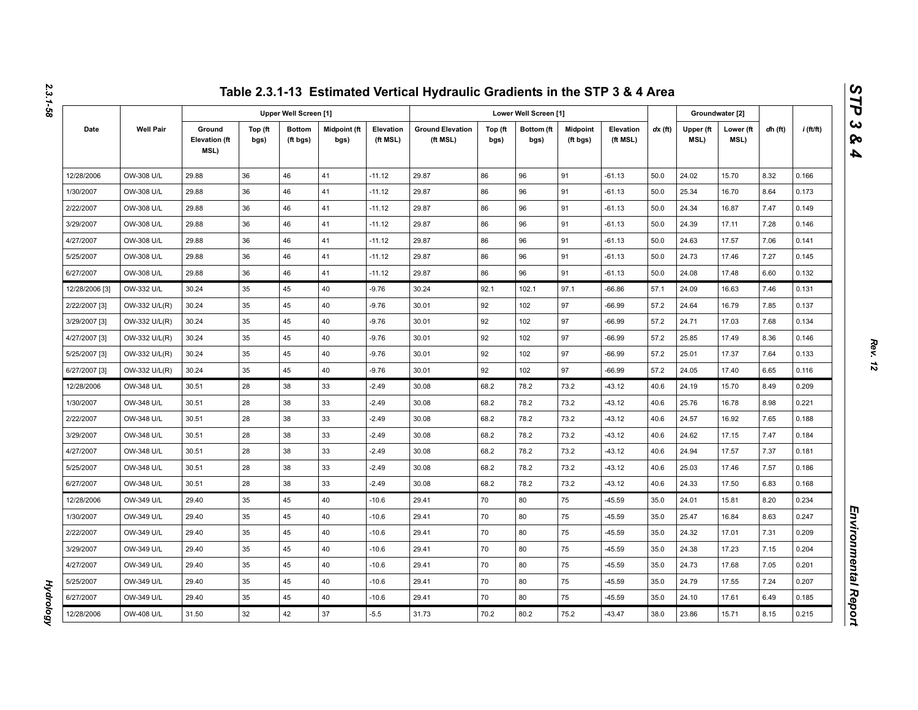# Table 2.3.1-13 Estimated Vertical Hydraulic Gradients in the STP 3 & 4 Area

| Date | Well Pair | Upper Well Screen [1] | | | | | Lower Well Screen [1] | | | | | *dx* (ft) | Groundwater [2] | | *dh* (ft) | *i* (ft/ft) |
|---|---|---|---|---|---|---|---|---|---|---|---|---|---|---|---|---|
| | | Ground Elevation (ft MSL) | Top (ft bgs) | Bottom (ft bgs) | Midpoint (ft bgs) | Elevation (ft MSL) | Ground Elevation (ft MSL) | Top (ft bgs) | Bottom (ft bgs) | Midpoint (ft bgs) | Elevation (ft MSL) | | Upper (ft MSL) | Lower (ft MSL) | | |
| 12/28/2006 | OW-308 U/L | 29.88 | 36 | 46 | 41 | -11.12 | 29.87 | 86 | 96 | 91 | -61.13 | 50.0 | 24.02 | 15.70 | 8.32 | 0.166 |
| 1/30/2007 | OW-308 U/L | 29.88 | 36 | 46 | 41 | -11.12 | 29.87 | 86 | 96 | 91 | -61.13 | 50.0 | 25.34 | 16.70 | 8.64 | 0.173 |
| 2/22/2007 | OW-308 U/L | 29.88 | 36 | 46 | 41 | -11.12 | 29.87 | 86 | 96 | 91 | -61.13 | 50.0 | 24.34 | 16.87 | 7.47 | 0.149 |
| 3/29/2007 | OW-308 U/L | 29.88 | 36 | 46 | 41 | -11.12 | 29.87 | 86 | 96 | 91 | -61.13 | 50.0 | 24.39 | 17.11 | 7.28 | 0.146 |
| 4/27/2007 | OW-308 U/L | 29.88 | 36 | 46 | 41 | -11.12 | 29.87 | 86 | 96 | 91 | -61.13 | 50.0 | 24.63 | 17.57 | 7.06 | 0.141 |
| 5/25/2007 | OW-308 U/L | 29.88 | 36 | 46 | 41 | -11.12 | 29.87 | 86 | 96 | 91 | -61.13 | 50.0 | 24.73 | 17.46 | 7.27 | 0.145 |
| 6/27/2007 | OW-308 U/L | 29.88 | 36 | 46 | 41 | -11.12 | 29.87 | 86 | 96 | 91 | -61.13 | 50.0 | 24.08 | 17.48 | 6.60 | 0.132 |
| 12/28/2006 [3] | OW-332 U/L | 30.24 | 35 | 45 | 40 | -9.76 | 30.24 | 92.1 | 102.1 | 97.1 | -66.86 | 57.1 | 24.09 | 16.63 | 7.46 | 0.131 |
| 2/22/2007 [3] | OW-332 U/L(R) | 30.24 | 35 | 45 | 40 | -9.76 | 30.01 | 92 | 102 | 97 | -66.99 | 57.2 | 24.64 | 16.79 | 7.85 | 0.137 |
| 3/29/2007 [3] | OW-332 U/L(R) | 30.24 | 35 | 45 | 40 | -9.76 | 30.01 | 92 | 102 | 97 | -66.99 | 57.2 | 24.71 | 17.03 | 7.68 | 0.134 |
| 4/27/2007 [3] | OW-332 U/L(R) | 30.24 | 35 | 45 | 40 | -9.76 | 30.01 | 92 | 102 | 97 | -66.99 | 57.2 | 25.85 | 17.49 | 8.36 | 0.146 |
| 5/25/2007 [3] | OW-332 U/L(R) | 30.24 | 35 | 45 | 40 | -9.76 | 30.01 | 92 | 102 | 97 | -66.99 | 57.2 | 25.01 | 17.37 | 7.64 | 0.133 |
| 6/27/2007 [3] | OW-332 U/L(R) | 30.24 | 35 | 45 | 40 | -9.76 | 30.01 | 92 | 102 | 97 | -66.99 | 57.2 | 24.05 | 17.40 | 6.65 | 0.116 |
| 12/28/2006 | OW-348 U/L | 30.51 | 28 | 38 | 33 | -2.49 | 30.08 | 68.2 | 78.2 | 73.2 | -43.12 | 40.6 | 24.19 | 15.70 | 8.49 | 0.209 |
| 1/30/2007 | OW-348 U/L | 30.51 | 28 | 38 | 33 | -2.49 | 30.08 | 68.2 | 78.2 | 73.2 | -43.12 | 40.6 | 25.76 | 16.78 | 8.98 | 0.221 |
| 2/22/2007 | OW-348 U/L | 30.51 | 28 | 38 | 33 | -2.49 | 30.08 | 68.2 | 78.2 | 73.2 | -43.12 | 40.6 | 24.57 | 16.92 | 7.65 | 0.188 |
| 3/29/2007 | OW-348 U/L | 30.51 | 28 | 38 | 33 | -2.49 | 30.08 | 68.2 | 78.2 | 73.2 | -43.12 | 40.6 | 24.62 | 17.15 | 7.47 | 0.184 |
| 4/27/2007 | OW-348 U/L | 30.51 | 28 | 38 | 33 | -2.49 | 30.08 | 68.2 | 78.2 | 73.2 | -43.12 | 40.6 | 24.94 | 17.57 | 7.37 | 0.181 |
| 5/25/2007 | OW-348 U/L | 30.51 | 28 | 38 | 33 | -2.49 | 30.08 | 68.2 | 78.2 | 73.2 | -43.12 | 40.6 | 25.03 | 17.46 | 7.57 | 0.186 |
| 6/27/2007 | OW-348 U/L | 30.51 | 28 | 38 | 33 | -2.49 | 30.08 | 68.2 | 78.2 | 73.2 | -43.12 | 40.6 | 24.33 | 17.50 | 6.83 | 0.168 |
| 12/28/2006 | OW-349 U/L | 29.40 | 35 | 45 | 40 | -10.6 | 29.41 | 70 | 80 | 75 | -45.59 | 35.0 | 24.01 | 15.81 | 8.20 | 0.234 |
| 1/30/2007 | OW-349 U/L | 29.40 | 35 | 45 | 40 | -10.6 | 29.41 | 70 | 80 | 75 | -45.59 | 35.0 | 25.47 | 16.84 | 8.63 | 0.247 |
| 2/22/2007 | OW-349 U/L | 29.40 | 35 | 45 | 40 | -10.6 | 29.41 | 70 | 80 | 75 | -45.59 | 35.0 | 24.32 | 17.01 | 7.31 | 0.209 |
| 3/29/2007 | OW-349 U/L | 29.40 | 35 | 45 | 40 | -10.6 | 29.41 | 70 | 80 | 75 | -45.59 | 35.0 | 24.38 | 17.23 | 7.15 | 0.204 |
| 4/27/2007 | OW-349 U/L | 29.40 | 35 | 45 | 40 | -10.6 | 29.41 | 70 | 80 | 75 | -45.59 | 35.0 | 24.73 | 17.68 | 7.05 | 0.201 |
| 5/25/2007 | OW-349 U/L | 29.40 | 35 | 45 | 40 | -10.6 | 29.41 | 70 | 80 | 75 | -45.59 | 35.0 | 24.79 | 17.55 | 7.24 | 0.207 |
| 6/27/2007 | OW-349 U/L | 29.40 | 35 | 45 | 40 | -10.6 | 29.41 | 70 | 80 | 75 | -45.59 | 35.0 | 24.10 | 17.61 | 6.49 | 0.185 |
| 12/28/2006 | OW-408 U/L | 31.50 | 32 | 42 | 37 | -5.5 | 31.73 | 70.2 | 80.2 | 75.2 | -43.47 | 38.0 | 23.86 | 15.71 | 8.15 | 0.215 |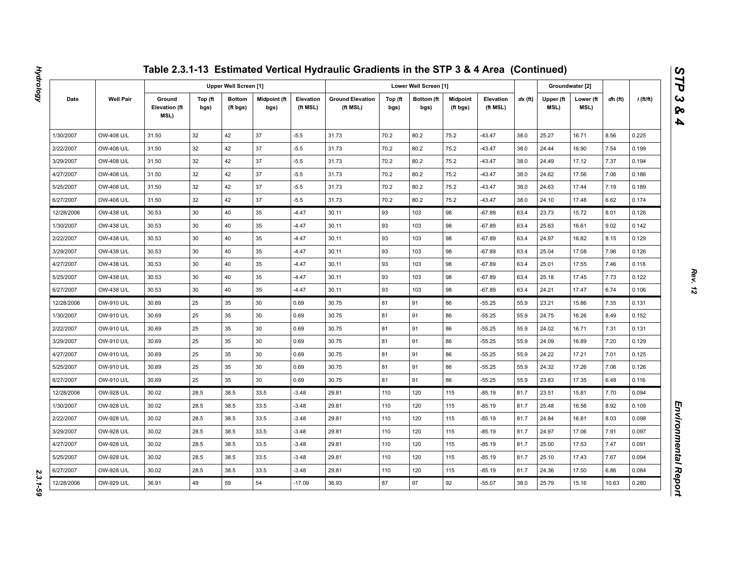## Table 2.3.1-13 Estimated Vertical Hydraulic Gradients in the STP 3 & 4 Area (Continued)

| Date | Well Pair | Upper Well Screen [1] | | | | | Lower Well Screen [1] | | | | | dx (ft) | Groundwater [2] | | dh (ft) | i (ft/ft) |
|---|---|---|---|---|---|---|---|---|---|---|---|---|---|---|---|---|
| | | Ground Elevation (ft MSL) | Top (ft bgs) | Bottom (ft bgs) | Midpoint (ft bgs) | Elevation (ft MSL) | Ground Elevation (ft MSL) | Top (ft bgs) | Bottom (ft bgs) | Midpoint (ft bgs) | Elevation (ft MSL) | | Upper (ft MSL) | Lower (ft MSL) | | |
| 1/30/2007 | OW-408 U/L | 31.50 | 32 | 42 | 37 | -5.5 | 31.73 | 70.2 | 80.2 | 75.2 | -43.47 | 38.0 | 25.27 | 16.71 | 8.56 | 0.225 |
| 2/22/2007 | OW-408 U/L | 31.50 | 32 | 42 | 37 | -5.5 | 31.73 | 70.2 | 80.2 | 75.2 | -43.47 | 38.0 | 24.44 | 16.90 | 7.54 | 0.199 |
| 3/29/2007 | OW-408 U/L | 31.50 | 32 | 42 | 37 | -5.5 | 31.73 | 70.2 | 80.2 | 75.2 | -43.47 | 38.0 | 24.49 | 17.12 | 7.37 | 0.194 |
| 4/27/2007 | OW-408 U/L | 31.50 | 32 | 42 | 37 | -5.5 | 31.73 | 70.2 | 80.2 | 75.2 | -43.47 | 38.0 | 24.62 | 17.56 | 7.06 | 0.186 |
| 5/25/2007 | OW-408 U/L | 31.50 | 32 | 42 | 37 | -5.5 | 31.73 | 70.2 | 80.2 | 75.2 | -43.47 | 38.0 | 24.63 | 17.44 | 7.19 | 0.189 |
| 6/27/2007 | OW-408 U/L | 31.50 | 32 | 42 | 37 | -5.5 | 31.73 | 70.2 | 80.2 | 75.2 | -43.47 | 38.0 | 24.10 | 17.48 | 6.62 | 0.174 |
| 12/28/2006 | OW-438 U/L | 30.53 | 30 | 40 | 35 | -4.47 | 30.11 | 93 | 103 | 98 | -67.89 | 63.4 | 23.73 | 15.72 | 8.01 | 0.126 |
| 1/30/2007 | OW-438 U/L | 30.53 | 30 | 40 | 35 | -4.47 | 30.11 | 93 | 103 | 98 | -67.89 | 63.4 | 25.63 | 16.61 | 9.02 | 0.142 |
| 2/22/2007 | OW-438 U/L | 30.53 | 30 | 40 | 35 | -4.47 | 30.11 | 93 | 103 | 98 | -67.89 | 63.4 | 24.97 | 16.82 | 8.15 | 0.129 |
| 3/29/2007 | OW-438 U/L | 30.53 | 30 | 40 | 35 | -4.47 | 30.11 | 93 | 103 | 98 | -67.89 | 63.4 | 25.04 | 17.08 | 7.96 | 0.126 |
| 4/27/2007 | OW-438 U/L | 30.53 | 30 | 40 | 35 | -4.47 | 30.11 | 93 | 103 | 98 | -67.89 | 63.4 | 25.01 | 17.55 | 7.46 | 0.118 |
| 5/25/2007 | OW-438 U/L | 30.53 | 30 | 40 | 35 | -4.47 | 30.11 | 93 | 103 | 98 | -67.89 | 63.4 | 25.18 | 17.45 | 7.73 | 0.122 |
| 6/27/2007 | OW-438 U/L | 30.53 | 30 | 40 | 35 | -4.47 | 30.11 | 93 | 103 | 98 | -67.89 | 63.4 | 24.21 | 17.47 | 6.74 | 0.106 |
| 12/28/2006 | OW-910 U/L | 30.69 | 25 | 35 | 30 | 0.69 | 30.75 | 81 | 91 | 86 | -55.25 | 55.9 | 23.21 | 15.86 | 7.35 | 0.131 |
| 1/30/2007 | OW-910 U/L | 30.69 | 25 | 35 | 30 | 0.69 | 30.75 | 81 | 91 | 86 | -55.25 | 55.9 | 24.75 | 16.26 | 8.49 | 0.152 |
| 2/22/2007 | OW-910 U/L | 30.69 | 25 | 35 | 30 | 0.69 | 30.75 | 81 | 91 | 86 | -55.25 | 55.9 | 24.02 | 16.71 | 7.31 | 0.131 |
| 3/29/2007 | OW-910 U/L | 30.69 | 25 | 35 | 30 | 0.69 | 30.75 | 81 | 91 | 86 | -55.25 | 55.9 | 24.09 | 16.89 | 7.20 | 0.129 |
| 4/27/2007 | OW-910 U/L | 30.69 | 25 | 35 | 30 | 0.69 | 30.75 | 81 | 91 | 86 | -55.25 | 55.9 | 24.22 | 17.21 | 7.01 | 0.125 |
| 5/25/2007 | OW-910 U/L | 30.69 | 25 | 35 | 30 | 0.69 | 30.75 | 81 | 91 | 86 | -55.25 | 55.9 | 24.32 | 17.26 | 7.06 | 0.126 |
| 6/27/2007 | OW-910 U/L | 30.69 | 25 | 35 | 30 | 0.69 | 30.75 | 81 | 91 | 86 | -55.25 | 55.9 | 23.83 | 17.35 | 6.48 | 0.116 |
| 12/28/2006 | OW-928 U/L | 30.02 | 28.5 | 38.5 | 33.5 | -3.48 | 29.81 | 110 | 120 | 115 | -85.19 | 81.7 | 23.51 | 15.81 | 7.70 | 0.094 |
| 1/30/2007 | OW-928 U/L | 30.02 | 28.5 | 38.5 | 33.5 | -3.48 | 29.81 | 110 | 120 | 115 | -85.19 | 81.7 | 25.48 | 16.56 | 8.92 | 0.109 |
| 2/22/2007 | OW-928 U/L | 30.02 | 28.5 | 38.5 | 33.5 | -3.48 | 29.81 | 110 | 120 | 115 | -85.19 | 81.7 | 24.84 | 16.81 | 8.03 | 0.098 |
| 3/29/2007 | OW-928 U/L | 30.02 | 28.5 | 38.5 | 33.5 | -3.48 | 29.81 | 110 | 120 | 115 | -85.19 | 81.7 | 24.97 | 17.06 | 7.91 | 0.097 |
| 4/27/2007 | OW-928 U/L | 30.02 | 28.5 | 38.5 | 33.5 | -3.48 | 29.81 | 110 | 120 | 115 | -85.19 | 81.7 | 25.00 | 17.53 | 7.47 | 0.091 |
| 5/25/2007 | OW-928 U/L | 30.02 | 28.5 | 38.5 | 33.5 | -3.48 | 29.81 | 110 | 120 | 115 | -85.19 | 81.7 | 25.10 | 17.43 | 7.67 | 0.094 |
| 6/27/2007 | OW-928 U/L | 30.02 | 28.5 | 38.5 | 33.5 | -3.48 | 29.81 | 110 | 120 | 115 | -85.19 | 81.7 | 24.36 | 17.50 | 6.86 | 0.084 |
| 12/28/2006 | OW-929 U/L | 36.91 | 49 | 59 | 54 | -17.09 | 36.93 | 87 | 97 | 92 | -55.07 | 38.0 | 25.79 | 15.16 | 10.63 | 0.280 |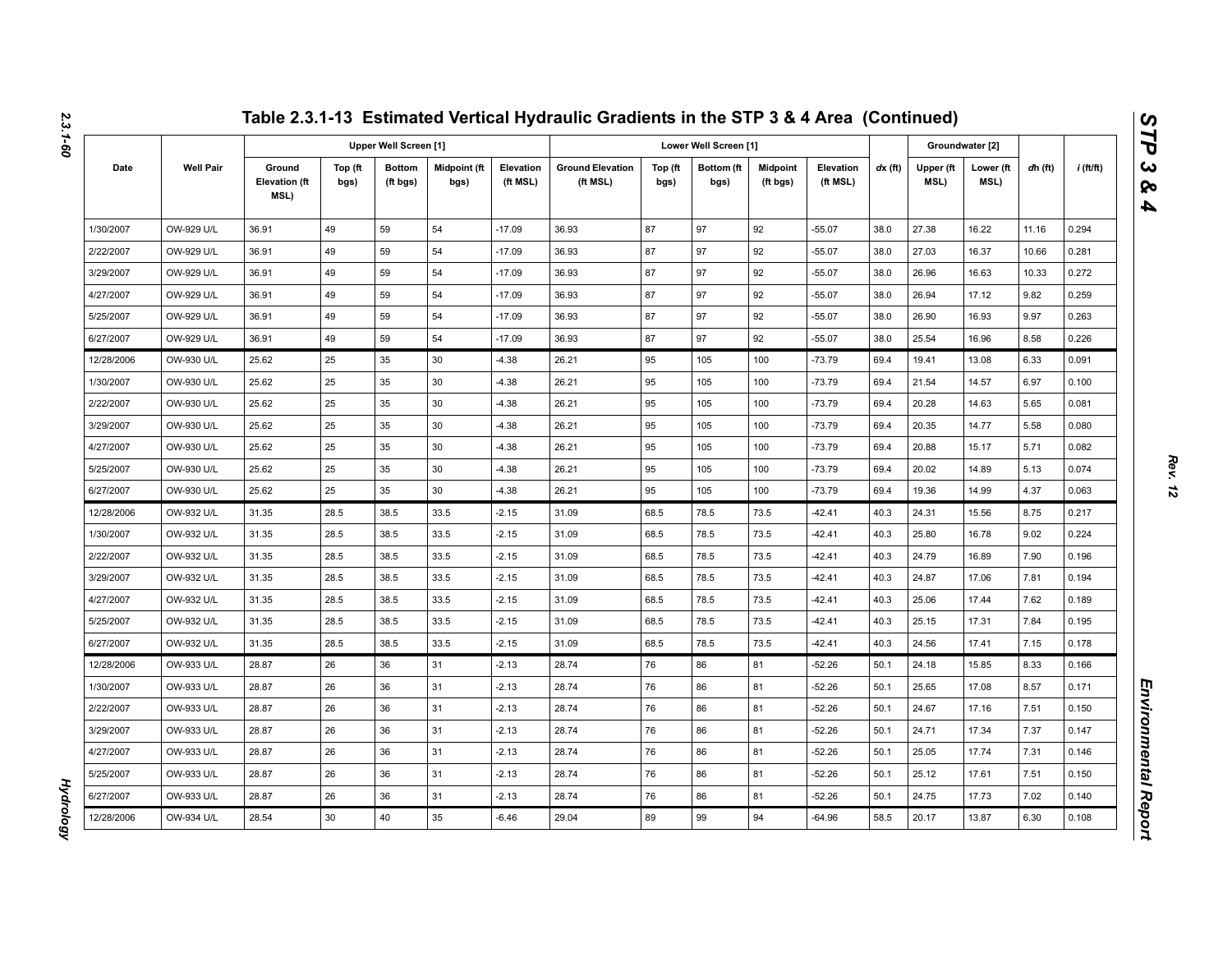# Table 2.3.1-13 Estimated Vertical Hydraulic Gradients in the STP 3 & 4 Area (Continued)

| Date | Well Pair | Upper Well Screen [1] | | | | | Lower Well Screen [1] | | | | | *dx* (ft) | Groundwater [2] | | *dh* (ft) | *i* (ft/ft) |
|---|---|---|---|---|---|---|---|---|---|---|---|---|---|---|---|---|
| | | Ground Elevation (ft MSL) | Top (ft bgs) | Bottom (ft bgs) | Midpoint (ft bgs) | Elevation (ft MSL) | Ground Elevation (ft MSL) | Top (ft bgs) | Bottom (ft bgs) | Midpoint (ft bgs) | Elevation (ft MSL) | | Upper (ft MSL) | Lower (ft MSL) | | |
| 1/30/2007 | OW-929 U/L | 36.91 | 49 | 59 | 54 | -17.09 | 36.93 | 87 | 97 | 92 | -55.07 | 38.0 | 27.38 | 16.22 | 11.16 | 0.294 |
| 2/22/2007 | OW-929 U/L | 36.91 | 49 | 59 | 54 | -17.09 | 36.93 | 87 | 97 | 92 | -55.07 | 38.0 | 27.03 | 16.37 | 10.66 | 0.281 |
| 3/29/2007 | OW-929 U/L | 36.91 | 49 | 59 | 54 | -17.09 | 36.93 | 87 | 97 | 92 | -55.07 | 38.0 | 26.96 | 16.63 | 10.33 | 0.272 |
| 4/27/2007 | OW-929 U/L | 36.91 | 49 | 59 | 54 | -17.09 | 36.93 | 87 | 97 | 92 | -55.07 | 38.0 | 26.94 | 17.12 | 9.82 | 0.259 |
| 5/25/2007 | OW-929 U/L | 36.91 | 49 | 59 | 54 | -17.09 | 36.93 | 87 | 97 | 92 | -55.07 | 38.0 | 26.90 | 16.93 | 9.97 | 0.263 |
| 6/27/2007 | OW-929 U/L | 36.91 | 49 | 59 | 54 | -17.09 | 36.93 | 87 | 97 | 92 | -55.07 | 38.0 | 25.54 | 16.96 | 8.58 | 0.226 |
| 12/28/2006 | OW-930 U/L | 25.62 | 25 | 35 | 30 | -4.38 | 26.21 | 95 | 105 | 100 | -73.79 | 69.4 | 19.41 | 13.08 | 6.33 | 0.091 |
| 1/30/2007 | OW-930 U/L | 25.62 | 25 | 35 | 30 | -4.38 | 26.21 | 95 | 105 | 100 | -73.79 | 69.4 | 21.54 | 14.57 | 6.97 | 0.100 |
| 2/22/2007 | OW-930 U/L | 25.62 | 25 | 35 | 30 | -4.38 | 26.21 | 95 | 105 | 100 | -73.79 | 69.4 | 20.28 | 14.63 | 5.65 | 0.081 |
| 3/29/2007 | OW-930 U/L | 25.62 | 25 | 35 | 30 | -4.38 | 26.21 | 95 | 105 | 100 | -73.79 | 69.4 | 20.35 | 14.77 | 5.58 | 0.080 |
| 4/27/2007 | OW-930 U/L | 25.62 | 25 | 35 | 30 | -4.38 | 26.21 | 95 | 105 | 100 | -73.79 | 69.4 | 20.88 | 15.17 | 5.71 | 0.082 |
| 5/25/2007 | OW-930 U/L | 25.62 | 25 | 35 | 30 | -4.38 | 26.21 | 95 | 105 | 100 | -73.79 | 69.4 | 20.02 | 14.89 | 5.13 | 0.074 |
| 6/27/2007 | OW-930 U/L | 25.62 | 25 | 35 | 30 | -4.38 | 26.21 | 95 | 105 | 100 | -73.79 | 69.4 | 19.36 | 14.99 | 4.37 | 0.063 |
| 12/28/2006 | OW-932 U/L | 31.35 | 28.5 | 38.5 | 33.5 | -2.15 | 31.09 | 68.5 | 78.5 | 73.5 | -42.41 | 40.3 | 24.31 | 15.56 | 8.75 | 0.217 |
| 1/30/2007 | OW-932 U/L | 31.35 | 28.5 | 38.5 | 33.5 | -2.15 | 31.09 | 68.5 | 78.5 | 73.5 | -42.41 | 40.3 | 25.80 | 16.78 | 9.02 | 0.224 |
| 2/22/2007 | OW-932 U/L | 31.35 | 28.5 | 38.5 | 33.5 | -2.15 | 31.09 | 68.5 | 78.5 | 73.5 | -42.41 | 40.3 | 24.79 | 16.89 | 7.90 | 0.196 |
| 3/29/2007 | OW-932 U/L | 31.35 | 28.5 | 38.5 | 33.5 | -2.15 | 31.09 | 68.5 | 78.5 | 73.5 | -42.41 | 40.3 | 24.87 | 17.06 | 7.81 | 0.194 |
| 4/27/2007 | OW-932 U/L | 31.35 | 28.5 | 38.5 | 33.5 | -2.15 | 31.09 | 68.5 | 78.5 | 73.5 | -42.41 | 40.3 | 25.06 | 17.44 | 7.62 | 0.189 |
| 5/25/2007 | OW-932 U/L | 31.35 | 28.5 | 38.5 | 33.5 | -2.15 | 31.09 | 68.5 | 78.5 | 73.5 | -42.41 | 40.3 | 25.15 | 17.31 | 7.84 | 0.195 |
| 6/27/2007 | OW-932 U/L | 31.35 | 28.5 | 38.5 | 33.5 | -2.15 | 31.09 | 68.5 | 78.5 | 73.5 | -42.41 | 40.3 | 24.56 | 17.41 | 7.15 | 0.178 |
| 12/28/2006 | OW-933 U/L | 28.87 | 26 | 36 | 31 | -2.13 | 28.74 | 76 | 86 | 81 | -52.26 | 50.1 | 24.18 | 15.85 | 8.33 | 0.166 |
| 1/30/2007 | OW-933 U/L | 28.87 | 26 | 36 | 31 | -2.13 | 28.74 | 76 | 86 | 81 | -52.26 | 50.1 | 25.65 | 17.08 | 8.57 | 0.171 |
| 2/22/2007 | OW-933 U/L | 28.87 | 26 | 36 | 31 | -2.13 | 28.74 | 76 | 86 | 81 | -52.26 | 50.1 | 24.67 | 17.16 | 7.51 | 0.150 |
| 3/29/2007 | OW-933 U/L | 28.87 | 26 | 36 | 31 | -2.13 | 28.74 | 76 | 86 | 81 | -52.26 | 50.1 | 24.71 | 17.34 | 7.37 | 0.147 |
| 4/27/2007 | OW-933 U/L | 28.87 | 26 | 36 | 31 | -2.13 | 28.74 | 76 | 86 | 81 | -52.26 | 50.1 | 25.05 | 17.74 | 7.31 | 0.146 |
| 5/25/2007 | OW-933 U/L | 28.87 | 26 | 36 | 31 | -2.13 | 28.74 | 76 | 86 | 81 | -52.26 | 50.1 | 25.12 | 17.61 | 7.51 | 0.150 |
| 6/27/2007 | OW-933 U/L | 28.87 | 26 | 36 | 31 | -2.13 | 28.74 | 76 | 86 | 81 | -52.26 | 50.1 | 24.75 | 17.73 | 7.02 | 0.140 |
| 12/28/2006 | OW-934 U/L | 28.54 | 30 | 40 | 35 | -6.46 | 29.04 | 89 | 99 | 94 | -64.96 | 58.5 | 20.17 | 13.87 | 6.30 | 0.108 |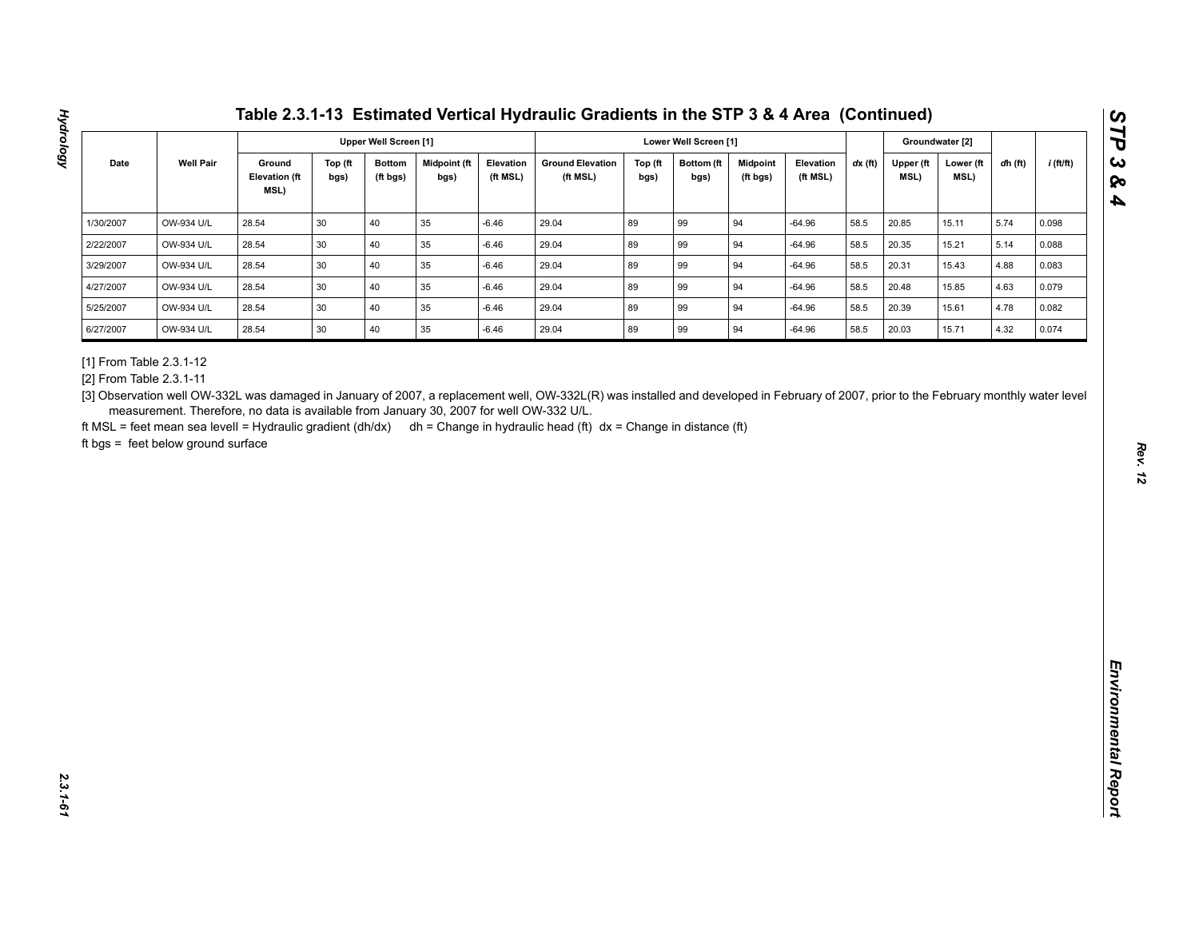# Table 2.3.1-13 Estimated Vertical Hydraulic Gradients in the STP 3 & 4 Area (Continued)

| Date | Well Pair | Upper Well Screen [1] | | | | | Lower Well Screen [1] | | | | | dx (ft) | Groundwater [2] | | dh (ft) | i (ft/ft) |
|---|---|---|---|---|---|---|---|---|---|---|---|---|---|---|---|---|
| | | Ground Elevation (ft MSL) | Top (ft bgs) | Bottom (ft bgs) | Midpoint (ft bgs) | Elevation (ft MSL) | Ground Elevation (ft MSL) | Top (ft bgs) | Bottom (ft bgs) | Midpoint (ft bgs) | Elevation (ft MSL) | | Upper (ft MSL) | Lower (ft MSL) | | |
| 1/30/2007 | OW-934 U/L | 28.54 | 30 | 40 | 35 | -6.46 | 29.04 | 89 | 99 | 94 | -64.96 | 58.5 | 20.85 | 15.11 | 5.74 | 0.098 |
| 2/22/2007 | OW-934 U/L | 28.54 | 30 | 40 | 35 | -6.46 | 29.04 | 89 | 99 | 94 | -64.96 | 58.5 | 20.35 | 15.21 | 5.14 | 0.088 |
| 3/29/2007 | OW-934 U/L | 28.54 | 30 | 40 | 35 | -6.46 | 29.04 | 89 | 99 | 94 | -64.96 | 58.5 | 20.31 | 15.43 | 4.88 | 0.083 |
| 4/27/2007 | OW-934 U/L | 28.54 | 30 | 40 | 35 | -6.46 | 29.04 | 89 | 99 | 94 | -64.96 | 58.5 | 20.48 | 15.85 | 4.63 | 0.079 |
| 5/25/2007 | OW-934 U/L | 28.54 | 30 | 40 | 35 | -6.46 | 29.04 | 89 | 99 | 94 | -64.96 | 58.5 | 20.39 | 15.61 | 4.78 | 0.082 |
| 6/27/2007 | OW-934 U/L | 28.54 | 30 | 40 | 35 | -6.46 | 29.04 | 89 | 99 | 94 | -64.96 | 58.5 | 20.03 | 15.71 | 4.32 | 0.074 |

[1] From Table 2.3.1-12

[2] From Table 2.3.1-11

[3] Observation well OW-332L was damaged in January of 2007, a replacement well, OW-332L(R) was installed and developed in February of 2007, prior to the February monthly water level measurement. Therefore, no data is available from January 30, 2007 for well OW-332 U/L.

ft MSL = feet mean sea levell = Hydraulic gradient (dh/dx)  dh = Change in hydraulic head (ft)  dx = Change in distance (ft)

ft bgs = feet below ground surface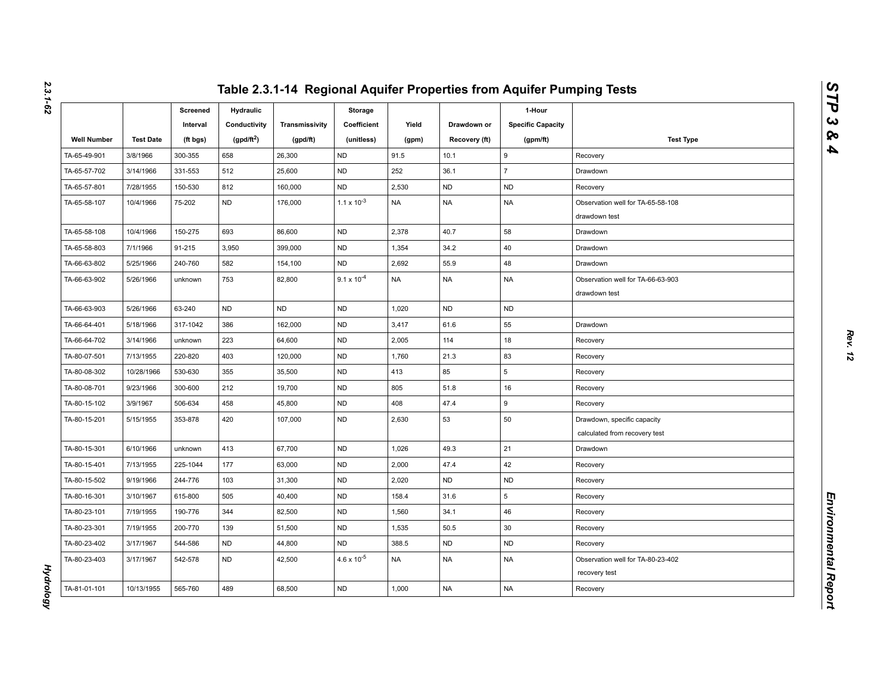# Table 2.3.1-14 Regional Aquifer Properties from Aquifer Pumping Tests

| Well Number | Test Date | Screened Interval (ft bgs) | Hydraulic Conductivity (gpd/ft$^2$) | Transmissivity (gpd/ft) | Storage Coefficient (unitless) | Yield (gpm) | Drawdown or Recovery (ft) | 1-Hour Specific Capacity (gpm/ft) | Test Type |
|---|---|---|---|---|---|---|---|---|---|
| TA-65-49-901 | 3/8/1966 | 300-355 | 658 | 26,300 | ND | 91.5 | 10.1 | 9 | Recovery |
| TA-65-57-702 | 3/14/1966 | 331-553 | 512 | 25,600 | ND | 252 | 36.1 | 7 | Drawdown |
| TA-65-57-801 | 7/28/1955 | 150-530 | 812 | 160,000 | ND | 2,530 | ND | ND | Recovery |
| TA-65-58-107 | 10/4/1966 | 75-202 | ND | 176,000 | $1.1 \times 10^{-3}$ | NA | NA | NA | Observation well for TA-65-58-108 drawdown test |
| TA-65-58-108 | 10/4/1966 | 150-275 | 693 | 86,600 | ND | 2,378 | 40.7 | 58 | Drawdown |
| TA-65-58-803 | 7/1/1966 | 91-215 | 3,950 | 399,000 | ND | 1,354 | 34.2 | 40 | Drawdown |
| TA-66-63-802 | 5/25/1966 | 240-760 | 582 | 154,100 | ND | 2,692 | 55.9 | 48 | Drawdown |
| TA-66-63-902 | 5/26/1966 | unknown | 753 | 82,800 | $9.1 \times 10^{-4}$ | NA | NA | NA | Observation well for TA-66-63-903 drawdown test |
| TA-66-63-903 | 5/26/1966 | 63-240 | ND | ND | ND | 1,020 | ND | ND | |
| TA-66-64-401 | 5/18/1966 | 317-1042 | 386 | 162,000 | ND | 3,417 | 61.6 | 55 | Drawdown |
| TA-66-64-702 | 3/14/1966 | unknown | 223 | 64,600 | ND | 2,005 | 114 | 18 | Recovery |
| TA-80-07-501 | 7/13/1955 | 220-820 | 403 | 120,000 | ND | 1,760 | 21.3 | 83 | Recovery |
| TA-80-08-302 | 10/28/1966 | 530-630 | 355 | 35,500 | ND | 413 | 85 | 5 | Recovery |
| TA-80-08-701 | 9/23/1966 | 300-600 | 212 | 19,700 | ND | 805 | 51.8 | 16 | Recovery |
| TA-80-15-102 | 3/9/1967 | 506-634 | 458 | 45,800 | ND | 408 | 47.4 | 9 | Recovery |
| TA-80-15-201 | 5/15/1955 | 353-878 | 420 | 107,000 | ND | 2,630 | 53 | 50 | Drawdown, specific capacity calculated from recovery test |
| TA-80-15-301 | 6/10/1966 | unknown | 413 | 67,700 | ND | 1,026 | 49.3 | 21 | Drawdown |
| TA-80-15-401 | 7/13/1955 | 225-1044 | 177 | 63,000 | ND | 2,000 | 47.4 | 42 | Recovery |
| TA-80-15-502 | 9/19/1966 | 244-776 | 103 | 31,300 | ND | 2,020 | ND | ND | Recovery |
| TA-80-16-301 | 3/10/1967 | 615-800 | 505 | 40,400 | ND | 158.4 | 31.6 | 5 | Recovery |
| TA-80-23-101 | 7/19/1955 | 190-776 | 344 | 82,500 | ND | 1,560 | 34.1 | 46 | Recovery |
| TA-80-23-301 | 7/19/1955 | 200-770 | 139 | 51,500 | ND | 1,535 | 50.5 | 30 | Recovery |
| TA-80-23-402 | 3/17/1967 | 544-586 | ND | 44,800 | ND | 388.5 | ND | ND | Recovery |
| TA-80-23-403 | 3/17/1967 | 542-578 | ND | 42,500 | $4.6 \times 10^{-5}$ | NA | NA | NA | Observation well for TA-80-23-402 recovery test |
| TA-81-01-101 | 10/13/1955 | 565-760 | 489 | 68,500 | ND | 1,000 | NA | NA | Recovery |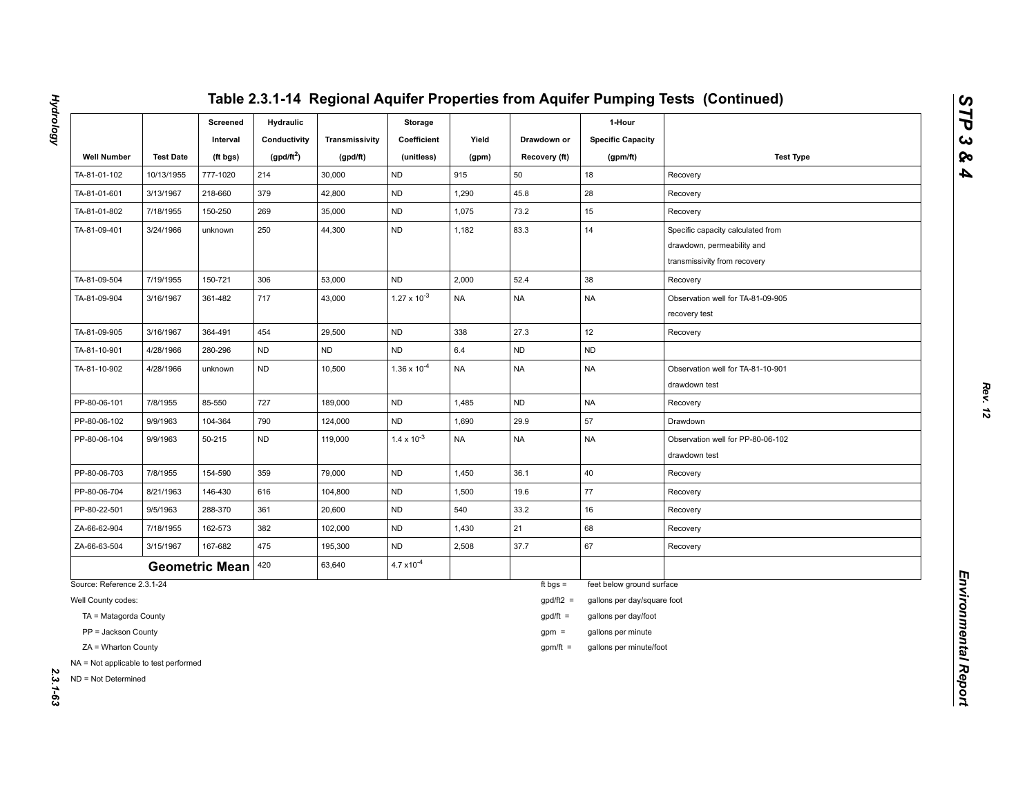## Table 2.3.1-14 Regional Aquifer Properties from Aquifer Pumping Tests (Continued)

| Well Number | Test Date | Screened Interval (ft bgs) | Hydraulic Conductivity (gpd/ft$^2$) | Transmissivity (gpd/ft) | Storage Coefficient (unitless) | Yield (gpm) | Drawdown or Recovery (ft) | 1-Hour Specific Capacity (gpm/ft) | Test Type |
|---|---|---|---|---|---|---|---|---|---|
| TA-81-01-102 | 10/13/1955 | 777-1020 | 214 | 30,000 | ND | 915 | 50 | 18 | Recovery |
| TA-81-01-601 | 3/13/1967 | 218-660 | 379 | 42,800 | ND | 1,290 | 45.8 | 28 | Recovery |
| TA-81-01-802 | 7/18/1955 | 150-250 | 269 | 35,000 | ND | 1,075 | 73.2 | 15 | Recovery |
| TA-81-09-401 | 3/24/1966 | unknown | 250 | 44,300 | ND | 1,182 | 83.3 | 14 | Specific capacity calculated from drawdown, permeability and transmissivity from recovery |
| TA-81-09-504 | 7/19/1955 | 150-721 | 306 | 53,000 | ND | 2,000 | 52.4 | 38 | Recovery |
| TA-81-09-904 | 3/16/1967 | 361-482 | 717 | 43,000 | $1.27 \times 10^{-3}$ | NA | NA | NA | Observation well for TA-81-09-905 recovery test |
| TA-81-09-905 | 3/16/1967 | 364-491 | 454 | 29,500 | ND | 338 | 27.3 | 12 | Recovery |
| TA-81-10-901 | 4/28/1966 | 280-296 | ND | ND | ND | 6.4 | ND | ND | |
| TA-81-10-902 | 4/28/1966 | unknown | ND | 10,500 | $1.36 \times 10^{-4}$ | NA | NA | NA | Observation well for TA-81-10-901 drawdown test |
| PP-80-06-101 | 7/8/1955 | 85-550 | 727 | 189,000 | ND | 1,485 | ND | NA | Recovery |
| PP-80-06-102 | 9/9/1963 | 104-364 | 790 | 124,000 | ND | 1,690 | 29.9 | 57 | Drawdown |
| PP-80-06-104 | 9/9/1963 | 50-215 | ND | 119,000 | $1.4 \times 10^{-3}$ | NA | NA | NA | Observation well for PP-80-06-102 drawdown test |
| PP-80-06-703 | 7/8/1955 | 154-590 | 359 | 79,000 | ND | 1,450 | 36.1 | 40 | Recovery |
| PP-80-06-704 | 8/21/1963 | 146-430 | 616 | 104,800 | ND | 1,500 | 19.6 | 77 | Recovery |
| PP-80-22-501 | 9/5/1963 | 288-370 | 361 | 20,600 | ND | 540 | 33.2 | 16 | Recovery |
| ZA-66-62-904 | 7/18/1955 | 162-573 | 382 | 102,000 | ND | 1,430 | 21 | 68 | Recovery |
| ZA-66-63-504 | 3/15/1967 | 167-682 | 475 | 195,300 | ND | 2,508 | 37.7 | 67 | Recovery |
| **Geometric Mean** | | | 420 | 63,640 | $4.7 \times 10^{-4}$ | | | | |

Source: Reference 2.3.1-24

Well County codes:

TA = Matagorda County

PP = Jackson County

ZA = Wharton County

NA = Not applicable to test performed

ND = Not Determined

ft bgs = feet below ground surface

gpd/ft2 = gallons per day/square foot

gpd/ft = gallons per day/foot

gpm = gallons per minute

gpm/ft = gallons per minute/foot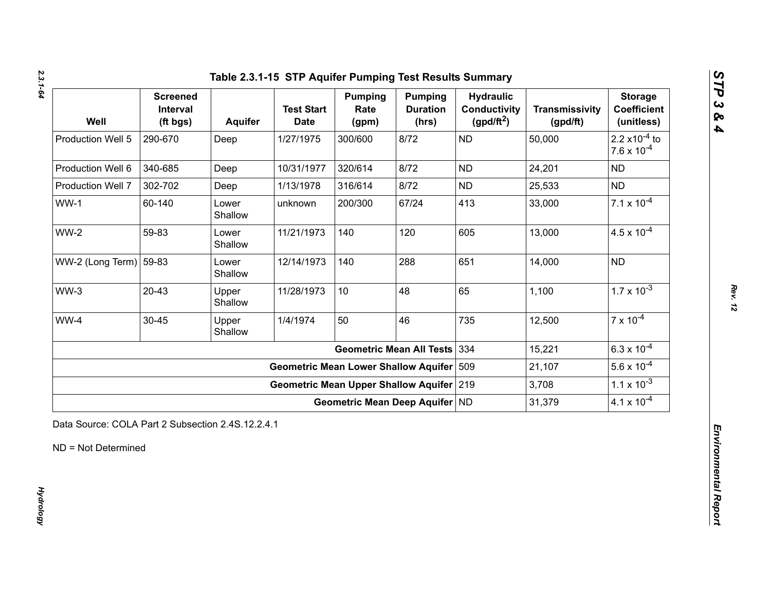## Table 2.3.1-15 STP Aquifer Pumping Test Results Summary

| Well | Screened Interval (ft bgs) | Aquifer | Test Start Date | Pumping Rate (gpm) | Pumping Duration (hrs) | Hydraulic Conductivity (gpd/ft$^2$) | Transmissivity (gpd/ft) | Storage Coefficient (unitless) |
|---|---|---|---|---|---|---|---|---|
| Production Well 5 | 290-670 | Deep | 1/27/1975 | 300/600 | 8/72 | ND | 50,000 | $2.2 \times 10^{-4}$ to $7.6 \times 10^{-4}$ |
| Production Well 6 | 340-685 | Deep | 10/31/1977 | 320/614 | 8/72 | ND | 24,201 | ND |
| Production Well 7 | 302-702 | Deep | 1/13/1978 | 316/614 | 8/72 | ND | 25,533 | ND |
| WW-1 | 60-140 | Lower Shallow | unknown | 200/300 | 67/24 | 413 | 33,000 | $7.1 \times 10^{-4}$ |
| WW-2 | 59-83 | Lower Shallow | 11/21/1973 | 140 | 120 | 605 | 13,000 | $4.5 \times 10^{-4}$ |
| WW-2 (Long Term) | 59-83 | Lower Shallow | 12/14/1973 | 140 | 288 | 651 | 14,000 | ND |
| WW-3 | 20-43 | Upper Shallow | 11/28/1973 | 10 | 48 | 65 | 1,100 | $1.7 \times 10^{-3}$ |
| WW-4 | 30-45 | Upper Shallow | 1/4/1974 | 50 | 46 | 735 | 12,500 | $7 \times 10^{-4}$ |
| | | | | | **Geometric Mean All Tests** | 334 | 15,221 | $6.3 \times 10^{-4}$ |
| | | | | | **Geometric Mean Lower Shallow Aquifer** | 509 | 21,107 | $5.6 \times 10^{-4}$ |
| | | | | | **Geometric Mean Upper Shallow Aquifer** | 219 | 3,708 | $1.1 \times 10^{-3}$ |
| | | | | | **Geometric Mean Deep Aquifer** | ND | 31,379 | $4.1 \times 10^{-4}$ |

Data Source: COLA Part 2 Subsection 2.4S.12.2.4.1

ND = Not Determined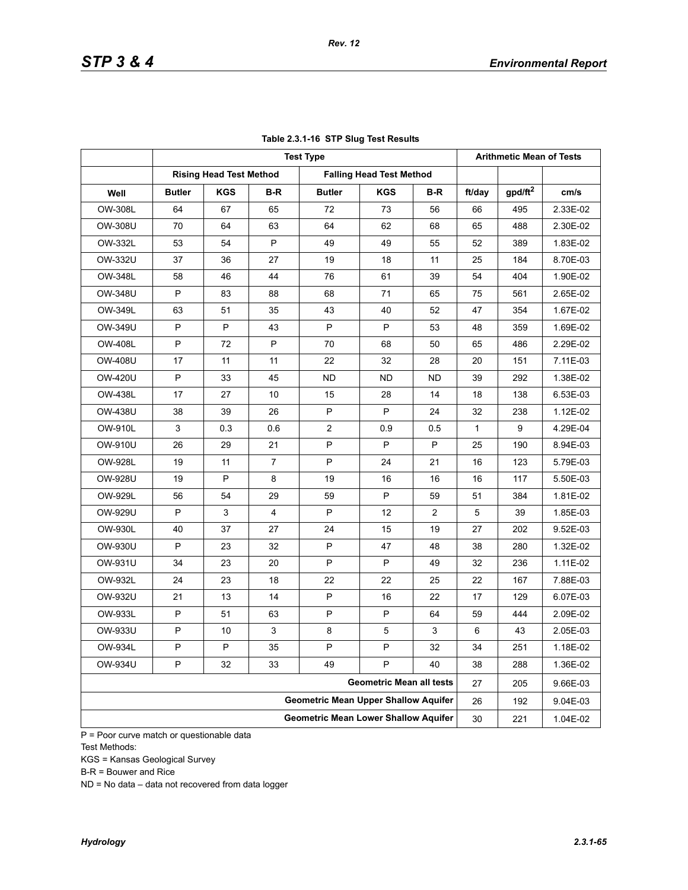**Table 2.3.1-16 STP Slug Test Results**

| | Test Type | | | | | | Arithmetic Mean of Tests | | |
|---|---|---|---|---|---|---|---|---|---|
| | Rising Head Test Method | | | Falling Head Test Method | | | | | |
| Well | Butler | KGS | B-R | Butler | KGS | B-R | ft/day | gpd/ft$^2$ | cm/s |
| OW-308L | 64 | 67 | 65 | 72 | 73 | 56 | 66 | 495 | 2.33E-02 |
| OW-308U | 70 | 64 | 63 | 64 | 62 | 68 | 65 | 488 | 2.30E-02 |
| OW-332L | 53 | 54 | P | 49 | 49 | 55 | 52 | 389 | 1.83E-02 |
| OW-332U | 37 | 36 | 27 | 19 | 18 | 11 | 25 | 184 | 8.70E-03 |
| OW-348L | 58 | 46 | 44 | 76 | 61 | 39 | 54 | 404 | 1.90E-02 |
| OW-348U | P | 83 | 88 | 68 | 71 | 65 | 75 | 561 | 2.65E-02 |
| OW-349L | 63 | 51 | 35 | 43 | 40 | 52 | 47 | 354 | 1.67E-02 |
| OW-349U | P | P | 43 | P | P | 53 | 48 | 359 | 1.69E-02 |
| OW-408L | P | 72 | P | 70 | 68 | 50 | 65 | 486 | 2.29E-02 |
| OW-408U | 17 | 11 | 11 | 22 | 32 | 28 | 20 | 151 | 7.11E-03 |
| OW-420U | P | 33 | 45 | ND | ND | ND | 39 | 292 | 1.38E-02 |
| OW-438L | 17 | 27 | 10 | 15 | 28 | 14 | 18 | 138 | 6.53E-03 |
| OW-438U | 38 | 39 | 26 | P | P | 24 | 32 | 238 | 1.12E-02 |
| OW-910L | 3 | 0.3 | 0.6 | 2 | 0.9 | 0.5 | 1 | 9 | 4.29E-04 |
| OW-910U | 26 | 29 | 21 | P | P | P | 25 | 190 | 8.94E-03 |
| OW-928L | 19 | 11 | 7 | P | 24 | 21 | 16 | 123 | 5.79E-03 |
| OW-928U | 19 | P | 8 | 19 | 16 | 16 | 16 | 117 | 5.50E-03 |
| OW-929L | 56 | 54 | 29 | 59 | P | 59 | 51 | 384 | 1.81E-02 |
| OW-929U | P | 3 | 4 | P | 12 | 2 | 5 | 39 | 1.85E-03 |
| OW-930L | 40 | 37 | 27 | 24 | 15 | 19 | 27 | 202 | 9.52E-03 |
| OW-930U | P | 23 | 32 | P | 47 | 48 | 38 | 280 | 1.32E-02 |
| OW-931U | 34 | 23 | 20 | P | P | 49 | 32 | 236 | 1.11E-02 |
| OW-932L | 24 | 23 | 18 | 22 | 22 | 25 | 22 | 167 | 7.88E-03 |
| OW-932U | 21 | 13 | 14 | P | 16 | 22 | 17 | 129 | 6.07E-03 |
| OW-933L | P | 51 | 63 | P | P | 64 | 59 | 444 | 2.09E-02 |
| OW-933U | P | 10 | 3 | 8 | 5 | 3 | 6 | 43 | 2.05E-03 |
| OW-934L | P | P | 35 | P | P | 32 | 34 | 251 | 1.18E-02 |
| OW-934U | P | 32 | 33 | 49 | P | 40 | 38 | 288 | 1.36E-02 |
| | | | | | | Geometric Mean all tests | 27 | 205 | 9.66E-03 |
| | | | | | | Geometric Mean Upper Shallow Aquifer | 26 | 192 | 9.04E-03 |
| | | | | | | Geometric Mean Lower Shallow Aquifer | 30 | 221 | 1.04E-02 |

P = Poor curve match or questionable data

Test Methods:

KGS = Kansas Geological Survey

B-R = Bouwer and Rice

ND = No data – data not recovered from data logger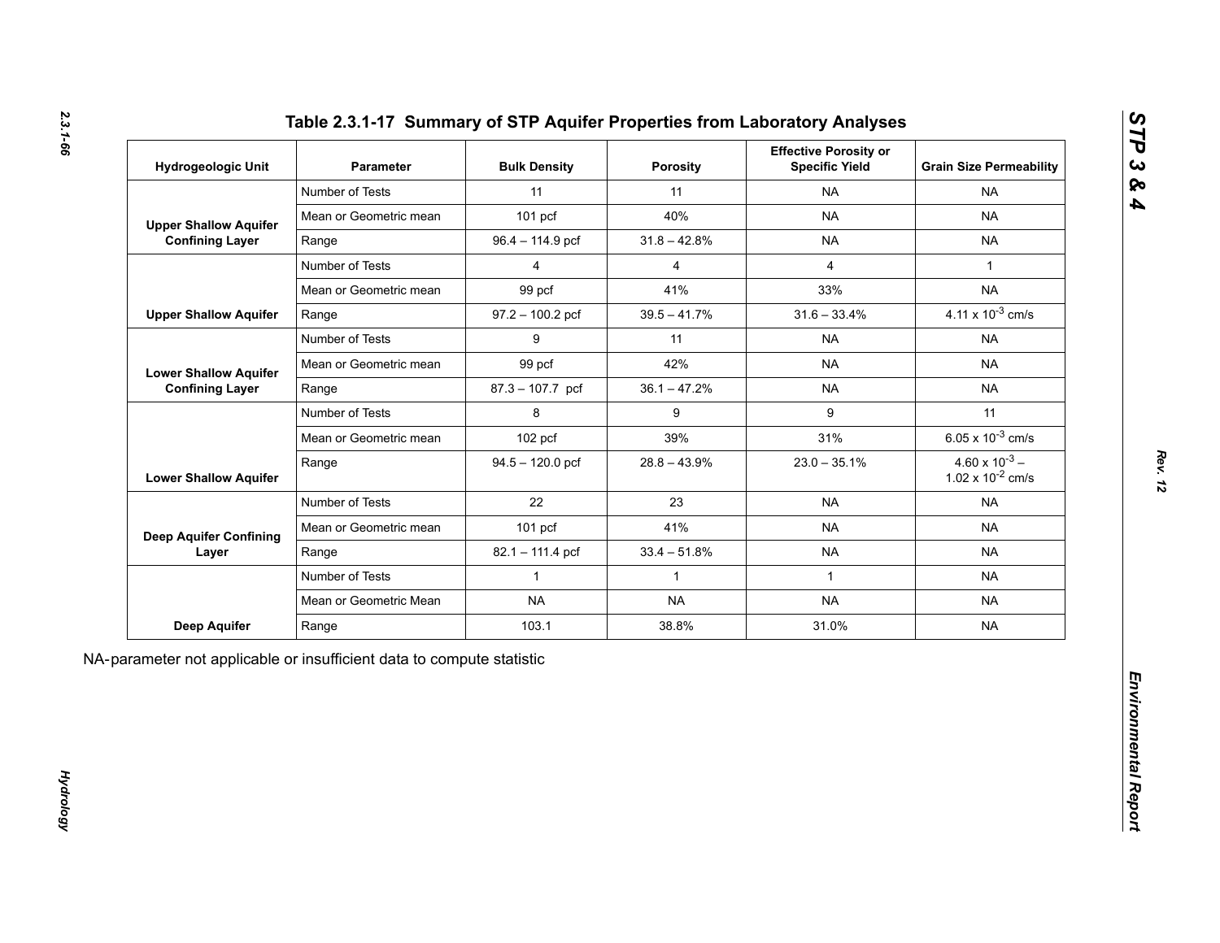# Table 2.3.1-17 Summary of STP Aquifer Properties from Laboratory Analyses

| Hydrogeologic Unit | Parameter | Bulk Density | Porosity | Effective Porosity or Specific Yield | Grain Size Permeability |
|---|---|---|---|---|---|
| Upper Shallow Aquifer Confining Layer | Number of Tests | 11 | 11 | NA | NA |
| | Mean or Geometric mean | 101 pcf | 40% | NA | NA |
| | Range | 96.4 – 114.9 pcf | 31.8 – 42.8% | NA | NA |
| Upper Shallow Aquifer | Number of Tests | 4 | 4 | 4 | 1 |
| | Mean or Geometric mean | 99 pcf | 41% | 33% | NA |
| | Range | 97.2 – 100.2 pcf | 39.5 – 41.7% | 31.6 – 33.4% | $4.11 \times 10^{-3}$ cm/s |
| Lower Shallow Aquifer Confining Layer | Number of Tests | 9 | 11 | NA | NA |
| | Mean or Geometric mean | 99 pcf | 42% | NA | NA |
| | Range | 87.3 – 107.7 pcf | 36.1 – 47.2% | NA | NA |
| Lower Shallow Aquifer | Number of Tests | 8 | 9 | 9 | 11 |
| | Mean or Geometric mean | 102 pcf | 39% | 31% | $6.05 \times 10^{-3}$ cm/s |
| | Range | 94.5 – 120.0 pcf | 28.8 – 43.9% | 23.0 – 35.1% | $4.60 \times 10^{-3}$ – $1.02 \times 10^{-2}$ cm/s |
| Deep Aquifer Confining Layer | Number of Tests | 22 | 23 | NA | NA |
| | Mean or Geometric mean | 101 pcf | 41% | NA | NA |
| | Range | 82.1 – 111.4 pcf | 33.4 – 51.8% | NA | NA |
| Deep Aquifer | Number of Tests | 1 | 1 | 1 | NA |
| | Mean or Geometric Mean | NA | NA | NA | NA |
| | Range | 103.1 | 38.8% | 31.0% | NA |

NA-parameter not applicable or insufficient data to compute statistic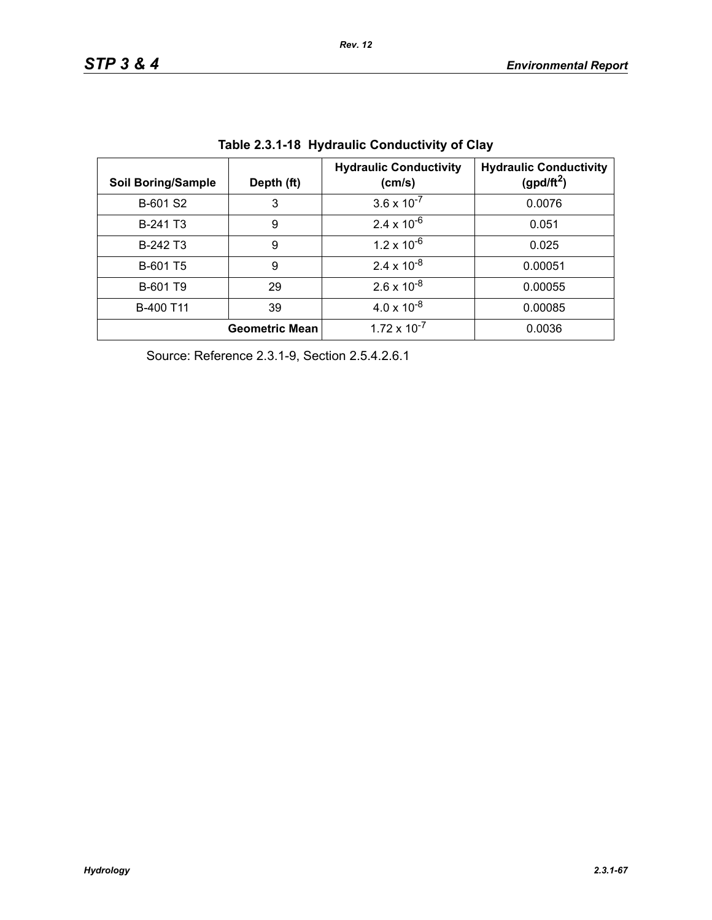**Table 2.3.1-18 Hydraulic Conductivity of Clay**

| Soil Boring/Sample | Depth (ft) | Hydraulic Conductivity (cm/s) | Hydraulic Conductivity (gpd/ft$^2$) |
|---|---|---|---|
| B-601 S2 | 3 | $3.6 \times 10^{-7}$ | 0.0076 |
| B-241 T3 | 9 | $2.4 \times 10^{-6}$ | 0.051 |
| B-242 T3 | 9 | $1.2 \times 10^{-6}$ | 0.025 |
| B-601 T5 | 9 | $2.4 \times 10^{-8}$ | 0.00051 |
| B-601 T9 | 29 | $2.6 \times 10^{-8}$ | 0.00055 |
| B-400 T11 | 39 | $4.0 \times 10^{-8}$ | 0.00085 |
| | **Geometric Mean** | $1.72 \times 10^{-7}$ | 0.0036 |

Source: Reference 2.3.1-9, Section 2.5.4.2.6.1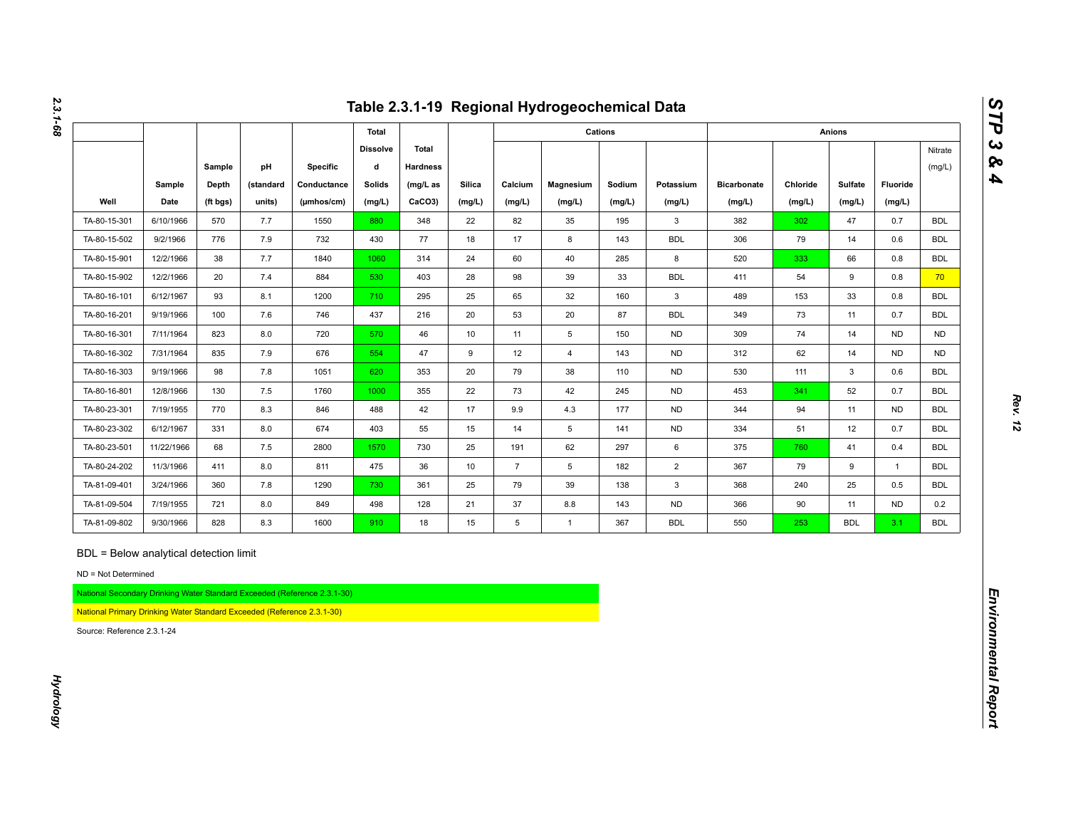# Table 2.3.1-19 Regional Hydrogeochemical Data

| Well | Sample Date | Sample Depth (ft bgs) | pH (standard units) | Specific Conductance (μmhos/cm) | Total Dissolved Solids (mg/L) | Total Hardness (mg/L as CaCO3) | Silica (mg/L) | Cations | | | | Anions | | | | Nitrate (mg/L) |
|---|---|---|---|---|---|---|---|---|---|---|---|---|---|---|---|---|
| | | | | | | | | Calcium (mg/L) | Magnesium (mg/L) | Sodium (mg/L) | Potassium (mg/L) | Bicarbonate (mg/L) | Chloride (mg/L) | Sulfate (mg/L) | Fluoride (mg/L) | |
| TA-80-15-301 | 6/10/1966 | 570 | 7.7 | 1550 | 880 | 348 | 22 | 82 | 35 | 195 | 3 | 382 | 302 | 47 | 0.7 | BDL |
| TA-80-15-502 | 9/2/1966 | 776 | 7.9 | 732 | 430 | 77 | 18 | 17 | 8 | 143 | BDL | 306 | 79 | 14 | 0.6 | BDL |
| TA-80-15-901 | 12/2/1966 | 38 | 7.7 | 1840 | 1060 | 314 | 24 | 60 | 40 | 285 | 8 | 520 | 333 | 66 | 0.8 | BDL |
| TA-80-15-902 | 12/2/1966 | 20 | 7.4 | 884 | 530 | 403 | 28 | 98 | 39 | 33 | BDL | 411 | 54 | 9 | 0.8 | 70 |
| TA-80-16-101 | 6/12/1967 | 93 | 8.1 | 1200 | 710 | 295 | 25 | 65 | 32 | 160 | 3 | 489 | 153 | 33 | 0.8 | BDL |
| TA-80-16-201 | 9/19/1966 | 100 | 7.6 | 746 | 437 | 216 | 20 | 53 | 20 | 87 | BDL | 349 | 73 | 11 | 0.7 | BDL |
| TA-80-16-301 | 7/11/1964 | 823 | 8.0 | 720 | 570 | 46 | 10 | 11 | 5 | 150 | ND | 309 | 74 | 14 | ND | ND |
| TA-80-16-302 | 7/31/1964 | 835 | 7.9 | 676 | 554 | 47 | 9 | 12 | 4 | 143 | ND | 312 | 62 | 14 | ND | ND |
| TA-80-16-303 | 9/19/1966 | 98 | 7.8 | 1051 | 620 | 353 | 20 | 79 | 38 | 110 | ND | 530 | 111 | 3 | 0.6 | BDL |
| TA-80-16-801 | 12/8/1966 | 130 | 7.5 | 1760 | 1000 | 355 | 22 | 73 | 42 | 245 | ND | 453 | 341 | 52 | 0.7 | BDL |
| TA-80-23-301 | 7/19/1955 | 770 | 8.3 | 846 | 488 | 42 | 17 | 9.9 | 4.3 | 177 | ND | 344 | 94 | 11 | ND | BDL |
| TA-80-23-302 | 6/12/1967 | 331 | 8.0 | 674 | 403 | 55 | 15 | 14 | 5 | 141 | ND | 334 | 51 | 12 | 0.7 | BDL |
| TA-80-23-501 | 11/22/1966 | 68 | 7.5 | 2800 | 1570 | 730 | 25 | 191 | 62 | 297 | 6 | 375 | 760 | 41 | 0.4 | BDL |
| TA-80-24-202 | 11/3/1966 | 411 | 8.0 | 811 | 475 | 36 | 10 | 7 | 5 | 182 | 2 | 367 | 79 | 9 | 1 | BDL |
| TA-81-09-401 | 3/24/1966 | 360 | 7.8 | 1290 | 730 | 361 | 25 | 79 | 39 | 138 | 3 | 368 | 240 | 25 | 0.5 | BDL |
| TA-81-09-504 | 7/19/1955 | 721 | 8.0 | 849 | 498 | 128 | 21 | 37 | 8.8 | 143 | ND | 366 | 90 | 11 | ND | 0.2 |
| TA-81-09-802 | 9/30/1966 | 828 | 8.3 | 1600 | 910 | 18 | 15 | 5 | 1 | 367 | BDL | 550 | 253 | BDL | 3.1 | BDL |

BDL = Below analytical detection limit

ND = Not Determined

National Secondary Drinking Water Standard Exceeded (Reference 2.3.1-30)

National Primary Drinking Water Standard Exceeded (Reference 2.3.1-30)

Source: Reference 2.3.1-24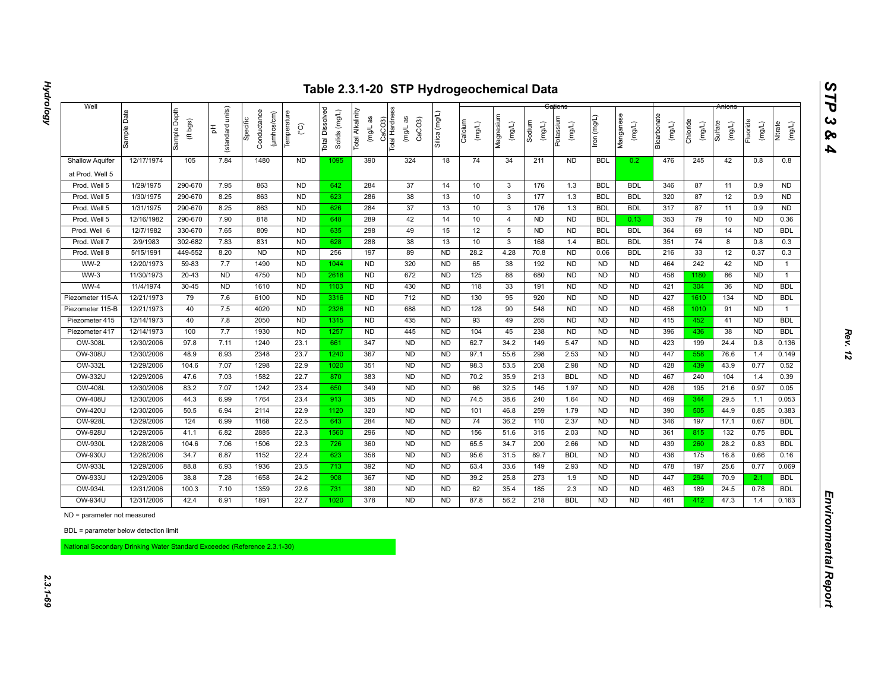# Table 2.3.1-20 STP Hydrogeochemical Data

| Well | Sample Date | Sample Depth (ft bgs) | pH (standard units) | Specific Conductance (µmhos/cm) | Temperature (°C) | Total Dissolved Solids (mg/L) | Total Alkalinity (mg/L as CaCO3) | Total Hardness (mg/L as CaCO3) | Silica (mg/L) | Cations | | | | | | Anions | | | | |
|---|---|---|---|---|---|---|---|---|---|---|---|---|---|---|---|---|---|---|---|---|
| | | | | | | | | | | Calcium (mg/L) | Magnesium (mg/L) | Sodium (mg/L) | Potassium (mg/L) | Iron (mg/L) | Manganese (mg/L) | Bicarbonate (mg/L) | Chloride (mg/L) | Sulfate (mg/L) | Fluoride (mg/L) | Nitrate (mg/L) |
| Shallow Aquifer at Prod. Well 5 | 12/17/1974 | 105 | 7.84 | 1480 | ND | 1095 | 390 | 324 | 18 | 74 | 34 | 211 | ND | BDL | 0.2 | 476 | 245 | 42 | 0.8 | 0.8 |
| Prod. Well 5 | 1/29/1975 | 290-670 | 7.95 | 863 | ND | 642 | 284 | 37 | 14 | 10 | 3 | 176 | 1.3 | BDL | BDL | 346 | 87 | 11 | 0.9 | ND |
| Prod. Well 5 | 1/30/1975 | 290-670 | 8.25 | 863 | ND | 623 | 286 | 38 | 13 | 10 | 3 | 177 | 1.3 | BDL | BDL | 320 | 87 | 12 | 0.9 | ND |
| Prod. Well 5 | 1/31/1975 | 290-670 | 8.25 | 863 | ND | 626 | 284 | 37 | 13 | 10 | 3 | 176 | 1.3 | BDL | BDL | 317 | 87 | 11 | 0.9 | ND |
| Prod. Well 5 | 12/16/1982 | 290-670 | 7.90 | 818 | ND | 648 | 289 | 42 | 14 | 10 | 4 | ND | ND | BDL | 0.13 | 353 | 79 | 10 | ND | 0.36 |
| Prod. Well 6 | 12/7/1982 | 330-670 | 7.65 | 809 | ND | 635 | 298 | 49 | 15 | 12 | 5 | ND | ND | BDL | BDL | 364 | 69 | 14 | ND | BDL |
| Prod. Well 7 | 2/9/1983 | 302-682 | 7.83 | 831 | ND | 628 | 288 | 38 | 13 | 10 | 3 | 168 | 1.4 | BDL | BDL | 351 | 74 | 8 | 0.8 | 0.3 |
| Prod. Well 8 | 5/15/1991 | 449-552 | 8.20 | ND | ND | 256 | 197 | 89 | ND | 28.2 | 4.28 | 70.8 | ND | 0.06 | BDL | 216 | 33 | 12 | 0.37 | 0.3 |
| WW-2 | 12/20/1973 | 59-83 | 7.7 | 1490 | ND | 1044 | ND | 320 | ND | 65 | 38 | 192 | ND | ND | ND | 464 | 242 | 42 | ND | 1 |
| WW-3 | 11/30/1973 | 20-43 | ND | 4750 | ND | 2618 | ND | 672 | ND | 125 | 88 | 680 | ND | ND | ND | 458 | 1180 | 86 | ND | 1 |
| WW-4 | 11/4/1974 | 30-45 | ND | 1610 | ND | 1103 | ND | 430 | ND | 118 | 33 | 191 | ND | ND | ND | 421 | 304 | 36 | ND | BDL |
| Piezometer 115-A | 12/21/1973 | 79 | 7.6 | 6100 | ND | 3316 | ND | 712 | ND | 130 | 95 | 920 | ND | ND | ND | 427 | 1610 | 134 | ND | BDL |
| Piezometer 115-B | 12/21/1973 | 40 | 7.5 | 4020 | ND | 2326 | ND | 688 | ND | 128 | 90 | 548 | ND | ND | ND | 458 | 1010 | 91 | ND | 1 |
| Piezometer 415 | 12/14/1973 | 40 | 7.8 | 2050 | ND | 1315 | ND | 435 | ND | 93 | 49 | 265 | ND | ND | ND | 415 | 452 | 41 | ND | BDL |
| Piezometer 417 | 12/14/1973 | 100 | 7.7 | 1930 | ND | 1257 | ND | 445 | ND | 104 | 45 | 238 | ND | ND | ND | 396 | 436 | 38 | ND | BDL |
| OW-308L | 12/30/2006 | 97.8 | 7.11 | 1240 | 23.1 | 661 | 347 | ND | ND | 62.7 | 34.2 | 149 | 5.47 | ND | ND | 423 | 199 | 24.4 | 0.8 | 0.136 |
| OW-308U | 12/30/2006 | 48.9 | 6.93 | 2348 | 23.7 | 1240 | 367 | ND | ND | 97.1 | 55.6 | 298 | 2.53 | ND | ND | 447 | 558 | 76.6 | 1.4 | 0.149 |
| OW-332L | 12/29/2006 | 104.6 | 7.07 | 1298 | 22.9 | 1020 | 351 | ND | ND | 98.3 | 53.5 | 208 | 2.98 | ND | ND | 428 | 439 | 43.9 | 0.77 | 0.52 |
| OW-332U | 12/29/2006 | 47.6 | 7.03 | 1582 | 22.7 | 870 | 383 | ND | ND | 70.2 | 35.9 | 213 | BDL | ND | ND | 467 | 240 | 104 | 1.4 | 0.39 |
| OW-408L | 12/30/2006 | 83.2 | 7.07 | 1242 | 23.4 | 650 | 349 | ND | ND | 66 | 32.5 | 145 | 1.97 | ND | ND | 426 | 195 | 21.6 | 0.97 | 0.05 |
| OW-408U | 12/30/2006 | 44.3 | 6.99 | 1764 | 23.4 | 913 | 385 | ND | ND | 74.5 | 38.6 | 240 | 1.64 | ND | ND | 469 | 344 | 29.5 | 1.1 | 0.053 |
| OW-420U | 12/30/2006 | 50.5 | 6.94 | 2114 | 22.9 | 1120 | 320 | ND | ND | 101 | 46.8 | 259 | 1.79 | ND | ND | 390 | 505 | 44.9 | 0.85 | 0.383 |
| OW-928L | 12/29/2006 | 124 | 6.99 | 1168 | 22.5 | 643 | 284 | ND | ND | 74 | 36.2 | 110 | 2.37 | ND | ND | 346 | 197 | 17.1 | 0.67 | BDL |
| OW-928U | 12/29/2006 | 41.1 | 6.82 | 2885 | 22.3 | 1560 | 296 | ND | ND | 156 | 51.6 | 315 | 2.03 | ND | ND | 361 | 815 | 132 | 0.75 | BDL |
| OW-930L | 12/28/2006 | 104.6 | 7.06 | 1506 | 22.3 | 726 | 360 | ND | ND | 65.5 | 34.7 | 200 | 2.66 | ND | ND | 439 | 260 | 28.2 | 0.83 | BDL |
| OW-930U | 12/28/2006 | 34.7 | 6.87 | 1152 | 22.4 | 623 | 358 | ND | ND | 95.6 | 31.5 | 89.7 | BDL | ND | ND | 436 | 175 | 16.8 | 0.66 | 0.16 |
| OW-933L | 12/29/2006 | 88.8 | 6.93 | 1936 | 23.5 | 713 | 392 | ND | ND | 63.4 | 33.6 | 149 | 2.93 | ND | ND | 478 | 197 | 25.6 | 0.77 | 0.069 |
| OW-933U | 12/29/2006 | 38.8 | 7.28 | 1658 | 24.2 | 908 | 367 | ND | ND | 39.2 | 25.8 | 273 | 1.9 | ND | ND | 447 | 294 | 70.9 | 2.1 | BDL |
| OW-934L | 12/31/2006 | 100.3 | 7.10 | 1359 | 22.6 | 731 | 380 | ND | ND | 62 | 35.4 | 185 | 2.3 | ND | ND | 463 | 189 | 24.5 | 0.78 | BDL |
| OW-934U | 12/31/2006 | 42.4 | 6.91 | 1891 | 22.7 | 1020 | 378 | ND | ND | 87.8 | 56.2 | 218 | BDL | ND | ND | 461 | 412 | 47.3 | 1.4 | 0.163 |

ND = parameter not measured

BDL = parameter below detection limit

National Secondary Drinking Water Standard Exceeded (Reference 2.3.1-30)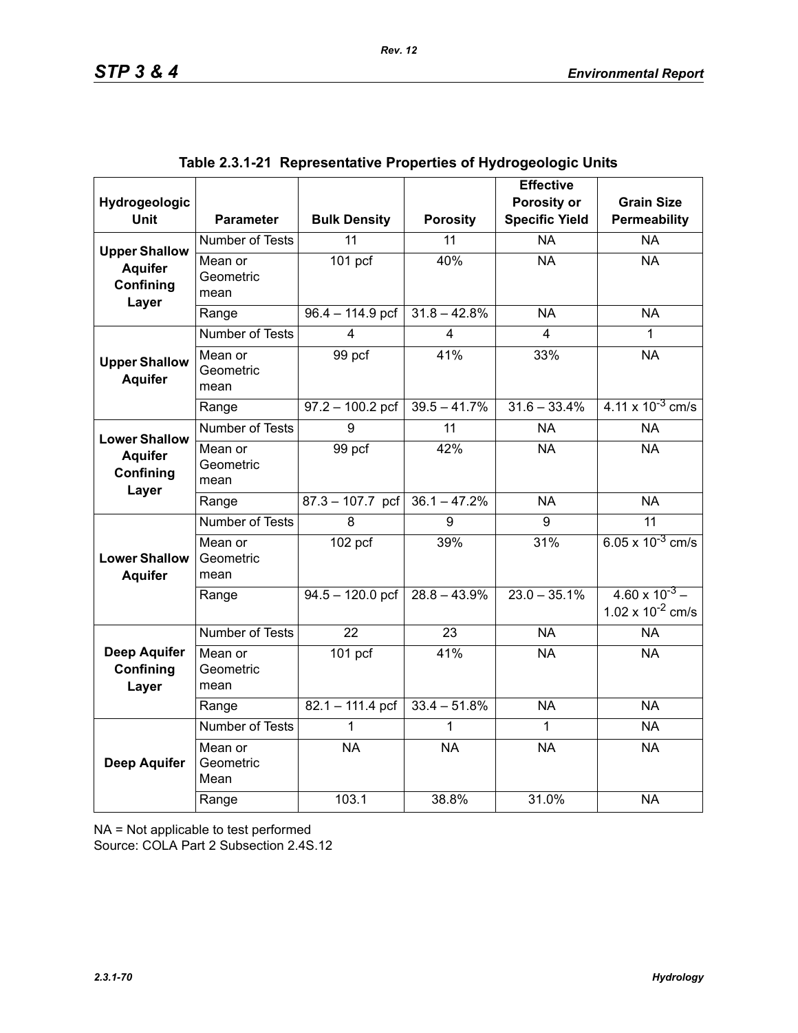**Table 2.3.1-21 Representative Properties of Hydrogeologic Units**

| Hydrogeologic Unit | Parameter | Bulk Density | Porosity | Effective Porosity or Specific Yield | Grain Size Permeability |
|---|---|---|---|---|---|
| **Upper Shallow Aquifer Confining Layer** | Number of Tests | 11 | 11 | NA | NA |
| | Mean or Geometric mean | 101 pcf | 40% | NA | NA |
| | Range | 96.4 – 114.9 pcf | 31.8 – 42.8% | NA | NA |
| **Upper Shallow Aquifer** | Number of Tests | 4 | 4 | 4 | 1 |
| | Mean or Geometric mean | 99 pcf | 41% | 33% | NA |
| | Range | 97.2 – 100.2 pcf | 39.5 – 41.7% | 31.6 – 33.4% | $4.11 \times 10^{-3}$ cm/s |
| **Lower Shallow Aquifer Confining Layer** | Number of Tests | 9 | 11 | NA | NA |
| | Mean or Geometric mean | 99 pcf | 42% | NA | NA |
| | Range | 87.3 – 107.7 pcf | 36.1 – 47.2% | NA | NA |
| **Lower Shallow Aquifer** | Number of Tests | 8 | 9 | 9 | 11 |
| | Mean or Geometric mean | 102 pcf | 39% | 31% | $6.05 \times 10^{-3}$ cm/s |
| | Range | 94.5 – 120.0 pcf | 28.8 – 43.9% | 23.0 – 35.1% | $4.60 \times 10^{-3}$ – $1.02 \times 10^{-2}$ cm/s |
| **Deep Aquifer Confining Layer** | Number of Tests | 22 | 23 | NA | NA |
| | Mean or Geometric mean | 101 pcf | 41% | NA | NA |
| | Range | 82.1 – 111.4 pcf | 33.4 – 51.8% | NA | NA |
| **Deep Aquifer** | Number of Tests | 1 | 1 | 1 | NA |
| | Mean or Geometric Mean | NA | NA | NA | NA |
| | Range | 103.1 | 38.8% | 31.0% | NA |

NA = Not applicable to test performed
Source: COLA Part 2 Subsection 2.4S.12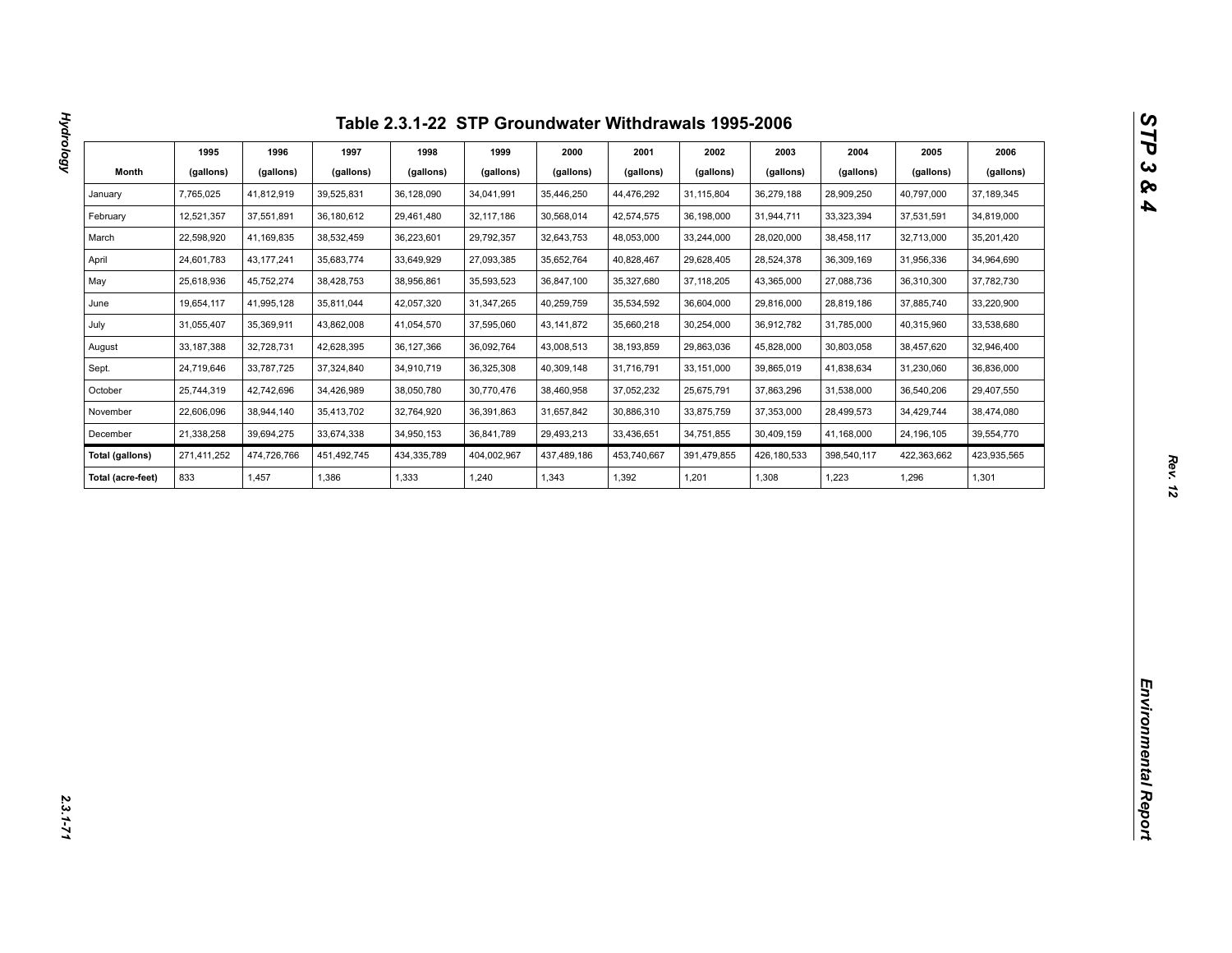# Table 2.3.1-22 STP Groundwater Withdrawals 1995-2006

| Month | 1995 (gallons) | 1996 (gallons) | 1997 (gallons) | 1998 (gallons) | 1999 (gallons) | 2000 (gallons) | 2001 (gallons) | 2002 (gallons) | 2003 (gallons) | 2004 (gallons) | 2005 (gallons) | 2006 (gallons) |
|---|---|---|---|---|---|---|---|---|---|---|---|---|
| January | 7,765,025 | 41,812,919 | 39,525,831 | 36,128,090 | 34,041,991 | 35,446,250 | 44,476,292 | 31,115,804 | 36,279,188 | 28,909,250 | 40,797,000 | 37,189,345 |
| February | 12,521,357 | 37,551,891 | 36,180,612 | 29,461,480 | 32,117,186 | 30,568,014 | 42,574,575 | 36,198,000 | 31,944,711 | 33,323,394 | 37,531,591 | 34,819,000 |
| March | 22,598,920 | 41,169,835 | 38,532,459 | 36,223,601 | 29,792,357 | 32,643,753 | 48,053,000 | 33,244,000 | 28,020,000 | 38,458,117 | 32,713,000 | 35,201,420 |
| April | 24,601,783 | 43,177,241 | 35,683,774 | 33,649,929 | 27,093,385 | 35,652,764 | 40,828,467 | 29,628,405 | 28,524,378 | 36,309,169 | 31,956,336 | 34,964,690 |
| May | 25,618,936 | 45,752,274 | 38,428,753 | 38,956,861 | 35,593,523 | 36,847,100 | 35,327,680 | 37,118,205 | 43,365,000 | 27,088,736 | 36,310,300 | 37,782,730 |
| June | 19,654,117 | 41,995,128 | 35,811,044 | 42,057,320 | 31,347,265 | 40,259,759 | 35,534,592 | 36,604,000 | 29,816,000 | 28,819,186 | 37,885,740 | 33,220,900 |
| July | 31,055,407 | 35,369,911 | 43,862,008 | 41,054,570 | 37,595,060 | 43,141,872 | 35,660,218 | 30,254,000 | 36,912,782 | 31,785,000 | 40,315,960 | 33,538,680 |
| August | 33,187,388 | 32,728,731 | 42,628,395 | 36,127,366 | 36,092,764 | 43,008,513 | 38,193,859 | 29,863,036 | 45,828,000 | 30,803,058 | 38,457,620 | 32,946,400 |
| Sept. | 24,719,646 | 33,787,725 | 37,324,840 | 34,910,719 | 36,325,308 | 40,309,148 | 31,716,791 | 33,151,000 | 39,865,019 | 41,838,634 | 31,230,060 | 36,836,000 |
| October | 25,744,319 | 42,742,696 | 34,426,989 | 38,050,780 | 30,770,476 | 38,460,958 | 37,052,232 | 25,675,791 | 37,863,296 | 31,538,000 | 36,540,206 | 29,407,550 |
| November | 22,606,096 | 38,944,140 | 35,413,702 | 32,764,920 | 36,391,863 | 31,657,842 | 30,886,310 | 33,875,759 | 37,353,000 | 28,499,573 | 34,429,744 | 38,474,080 |
| December | 21,338,258 | 39,694,275 | 33,674,338 | 34,950,153 | 36,841,789 | 29,493,213 | 33,436,651 | 34,751,855 | 30,409,159 | 41,168,000 | 24,196,105 | 39,554,770 |
| **Total (gallons)** | 271,411,252 | 474,726,766 | 451,492,745 | 434,335,789 | 404,002,967 | 437,489,186 | 453,740,667 | 391,479,855 | 426,180,533 | 398,540,117 | 422,363,662 | 423,935,565 |
| **Total (acre-feet)** | 833 | 1,457 | 1,386 | 1,333 | 1,240 | 1,343 | 1,392 | 1,201 | 1,308 | 1,223 | 1,296 | 1,301 |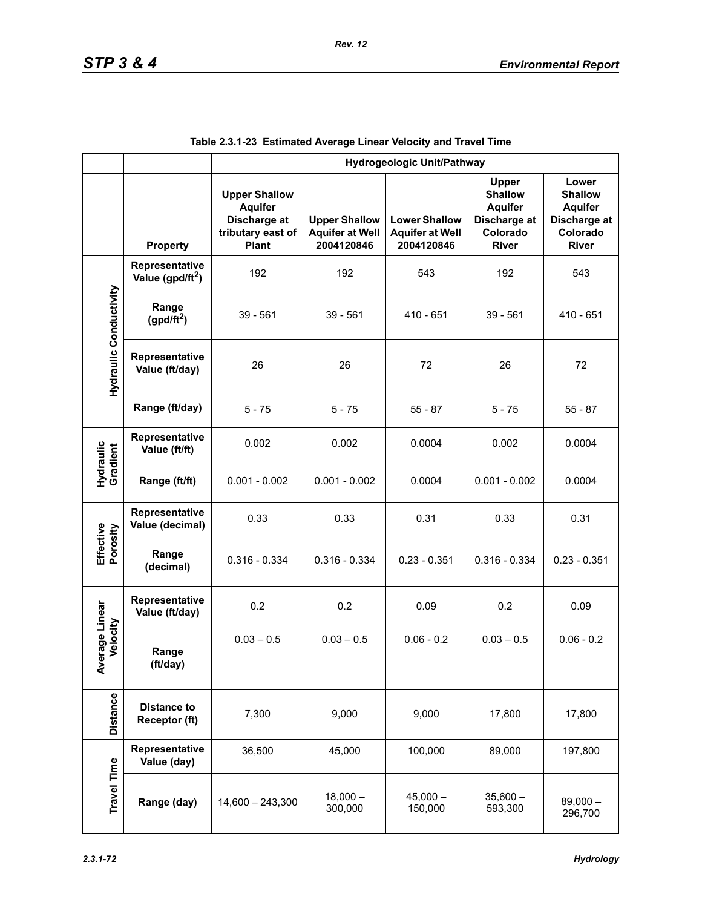**Table 2.3.1-23 Estimated Average Linear Velocity and Travel Time**

| | | Hydrogeologic Unit/Pathway | | | | |
|---|---|---|---|---|---|---|
| | **Property** | **Upper Shallow Aquifer Discharge at tributary east of Plant** | **Upper Shallow Aquifer at Well 2004120846** | **Lower Shallow Aquifer at Well 2004120846** | **Upper Shallow Aquifer Discharge at Colorado River** | **Lower Shallow Aquifer Discharge at Colorado River** |
| **Hydraulic Conductivity** | **Representative Value (gpd/ft$^2$)** | 192 | 192 | 543 | 192 | 543 |
| | **Range (gpd/ft$^2$)** | 39 - 561 | 39 - 561 | 410 - 651 | 39 - 561 | 410 - 651 |
| | **Representative Value (ft/day)** | 26 | 26 | 72 | 26 | 72 |
| | **Range (ft/day)** | 5 - 75 | 5 - 75 | 55 - 87 | 5 - 75 | 55 - 87 |
| **Hydraulic Gradient** | **Representative Value (ft/ft)** | 0.002 | 0.002 | 0.0004 | 0.002 | 0.0004 |
| | **Range (ft/ft)** | 0.001 - 0.002 | 0.001 - 0.002 | 0.0004 | 0.001 - 0.002 | 0.0004 |
| **Effective Porosity** | **Representative Value (decimal)** | 0.33 | 0.33 | 0.31 | 0.33 | 0.31 |
| | **Range (decimal)** | 0.316 - 0.334 | 0.316 - 0.334 | 0.23 - 0.351 | 0.316 - 0.334 | 0.23 - 0.351 |
| **Average Linear Velocity** | **Representative Value (ft/day)** | 0.2 | 0.2 | 0.09 | 0.2 | 0.09 |
| | **Range (ft/day)** | 0.03 – 0.5 | 0.03 – 0.5 | 0.06 - 0.2 | 0.03 – 0.5 | 0.06 - 0.2 |
| **Distance** | **Distance to Receptor (ft)** | 7,300 | 9,000 | 9,000 | 17,800 | 17,800 |
| **Travel Time** | **Representative Value (day)** | 36,500 | 45,000 | 100,000 | 89,000 | 197,800 |
| | **Range (day)** | 14,600 – 243,300 | 18,000 – 300,000 | 45,000 – 150,000 | 35,600 – 593,300 | 89,000 – 296,700 |